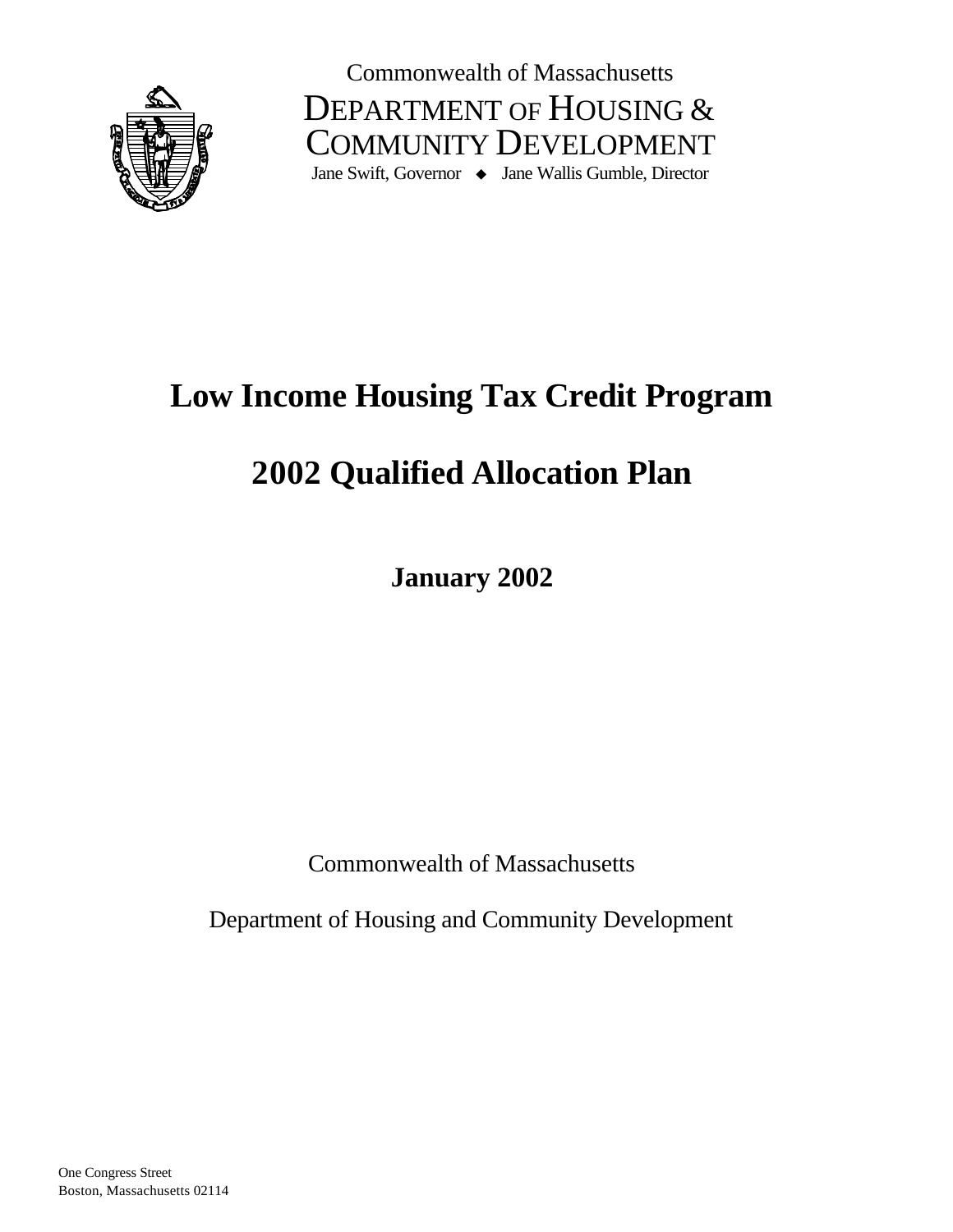Commonwealth of Massachusetts

DEPARTMENT OF HOUSING & COMMUNITY DEVELOPMENT

Jane Swift, Governor ◆ Jane Wallis Gumble, Director

# Low Income Housing Tax Credit Program

# 2002 Qualified Allocation Plan

**January 2002**

Commonwealth of Massachusetts

Department of Housing and Community Development

One Congress Street
Boston, Massachusetts 02114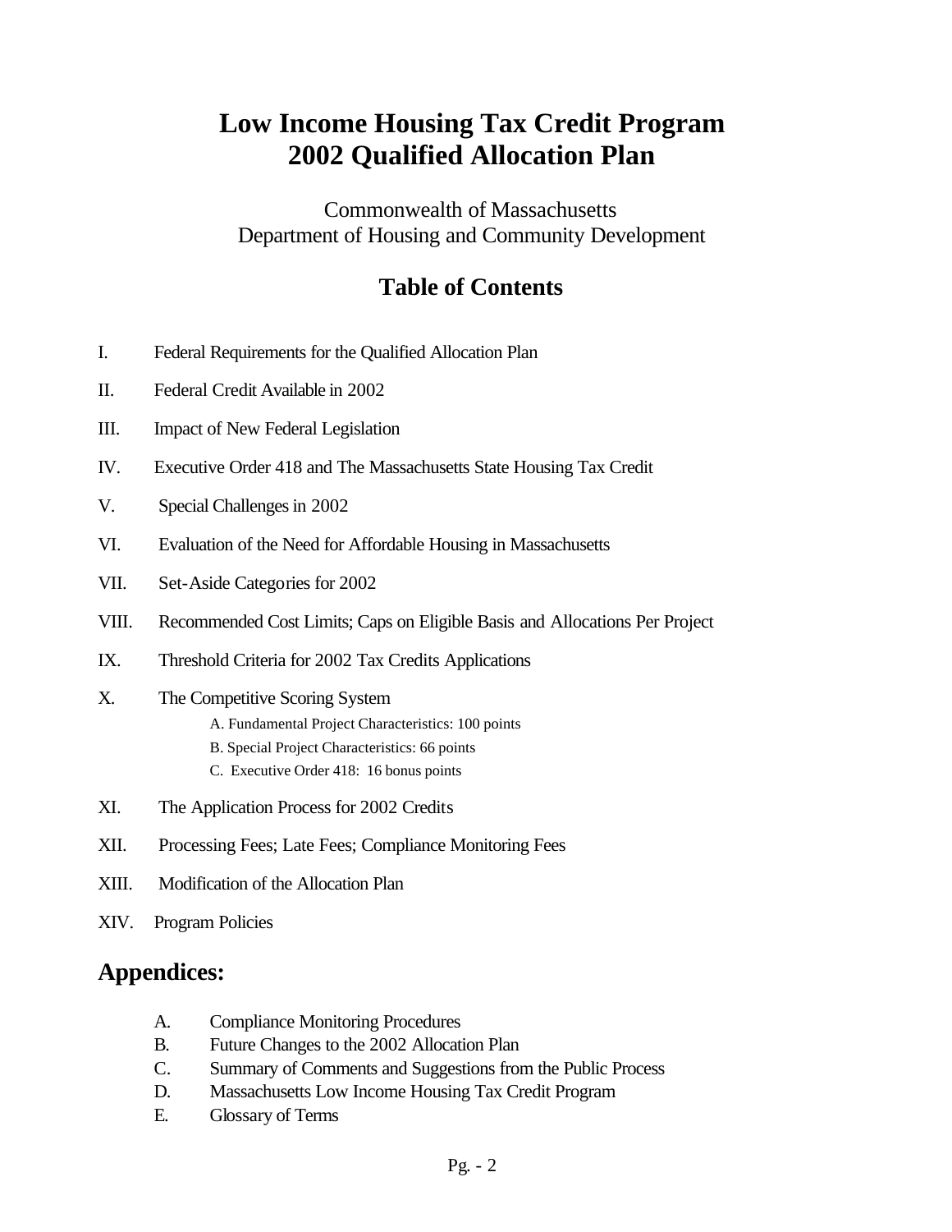# Low Income Housing Tax Credit Program
# 2002 Qualified Allocation Plan

Commonwealth of Massachusetts
Department of Housing and Community Development

## Table of Contents

I. Federal Requirements for the Qualified Allocation Plan

II. Federal Credit Available in 2002

III. Impact of New Federal Legislation

IV. Executive Order 418 and The Massachusetts State Housing Tax Credit

V. Special Challenges in 2002

VI. Evaluation of the Need for Affordable Housing in Massachusetts

VII. Set-Aside Categories for 2002

VIII. Recommended Cost Limits; Caps on Eligible Basis and Allocations Per Project

IX. Threshold Criteria for 2002 Tax Credits Applications

X. The Competitive Scoring System
   - A. Fundamental Project Characteristics: 100 points
   - B. Special Project Characteristics: 66 points
   - C. Executive Order 418: 16 bonus points

XI. The Application Process for 2002 Credits

XII. Processing Fees; Late Fees; Compliance Monitoring Fees

XIII. Modification of the Allocation Plan

XIV. Program Policies

## Appendices:

A. Compliance Monitoring Procedures
B. Future Changes to the 2002 Allocation Plan
C. Summary of Comments and Suggestions from the Public Process
D. Massachusetts Low Income Housing Tax Credit Program
E. Glossary of Terms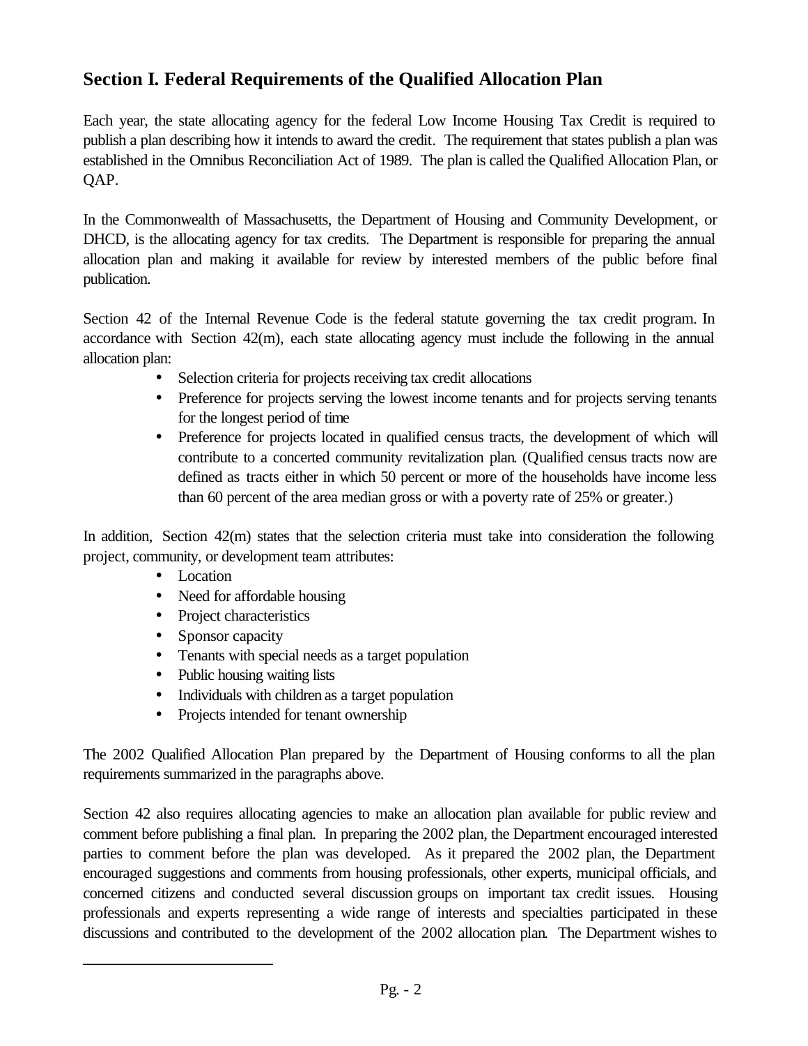## Section I. Federal Requirements of the Qualified Allocation Plan

Each year, the state allocating agency for the federal Low Income Housing Tax Credit is required to publish a plan describing how it intends to award the credit. The requirement that states publish a plan was established in the Omnibus Reconciliation Act of 1989. The plan is called the Qualified Allocation Plan, or QAP.

In the Commonwealth of Massachusetts, the Department of Housing and Community Development, or DHCD, is the allocating agency for tax credits. The Department is responsible for preparing the annual allocation plan and making it available for review by interested members of the public before final publication.

Section 42 of the Internal Revenue Code is the federal statute governing the tax credit program. In accordance with Section 42(m), each state allocating agency must include the following in the annual allocation plan:

- Selection criteria for projects receiving tax credit allocations
- Preference for projects serving the lowest income tenants and for projects serving tenants for the longest period of time
- Preference for projects located in qualified census tracts, the development of which will contribute to a concerted community revitalization plan. (Qualified census tracts now are defined as tracts either in which 50 percent or more of the households have income less than 60 percent of the area median gross or with a poverty rate of 25% or greater.)

In addition, Section 42(m) states that the selection criteria must take into consideration the following project, community, or development team attributes:

- Location
- Need for affordable housing
- Project characteristics
- Sponsor capacity
- Tenants with special needs as a target population
- Public housing waiting lists
- Individuals with children as a target population
- Projects intended for tenant ownership

The 2002 Qualified Allocation Plan prepared by the Department of Housing conforms to all the plan requirements summarized in the paragraphs above.

Section 42 also requires allocating agencies to make an allocation plan available for public review and comment before publishing a final plan. In preparing the 2002 plan, the Department encouraged interested parties to comment before the plan was developed. As it prepared the 2002 plan, the Department encouraged suggestions and comments from housing professionals, other experts, municipal officials, and concerned citizens and conducted several discussion groups on important tax credit issues. Housing professionals and experts representing a wide range of interests and specialties participated in these discussions and contributed to the development of the 2002 allocation plan. The Department wishes to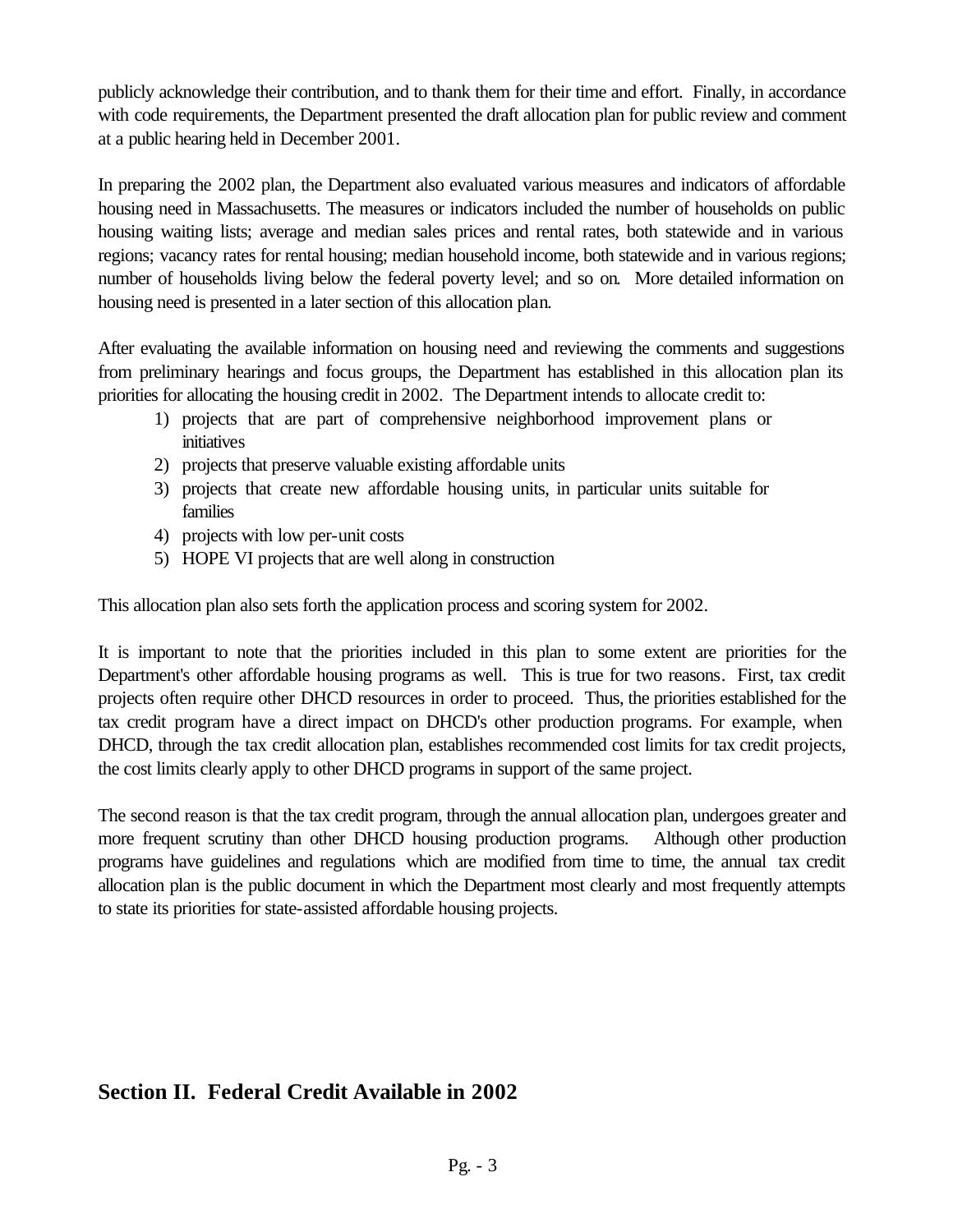publicly acknowledge their contribution, and to thank them for their time and effort. Finally, in accordance with code requirements, the Department presented the draft allocation plan for public review and comment at a public hearing held in December 2001.

In preparing the 2002 plan, the Department also evaluated various measures and indicators of affordable housing need in Massachusetts. The measures or indicators included the number of households on public housing waiting lists; average and median sales prices and rental rates, both statewide and in various regions; vacancy rates for rental housing; median household income, both statewide and in various regions; number of households living below the federal poverty level; and so on. More detailed information on housing need is presented in a later section of this allocation plan.

After evaluating the available information on housing need and reviewing the comments and suggestions from preliminary hearings and focus groups, the Department has established in this allocation plan its priorities for allocating the housing credit in 2002. The Department intends to allocate credit to:

1) projects that are part of comprehensive neighborhood improvement plans or initiatives
2) projects that preserve valuable existing affordable units
3) projects that create new affordable housing units, in particular units suitable for families
4) projects with low per-unit costs
5) HOPE VI projects that are well along in construction

This allocation plan also sets forth the application process and scoring system for 2002.

It is important to note that the priorities included in this plan to some extent are priorities for the Department's other affordable housing programs as well. This is true for two reasons. First, tax credit projects often require other DHCD resources in order to proceed. Thus, the priorities established for the tax credit program have a direct impact on DHCD's other production programs. For example, when DHCD, through the tax credit allocation plan, establishes recommended cost limits for tax credit projects, the cost limits clearly apply to other DHCD programs in support of the same project.

The second reason is that the tax credit program, through the annual allocation plan, undergoes greater and more frequent scrutiny than other DHCD housing production programs. Although other production programs have guidelines and regulations which are modified from time to time, the annual tax credit allocation plan is the public document in which the Department most clearly and most frequently attempts to state its priorities for state-assisted affordable housing projects.

## Section II. Federal Credit Available in 2002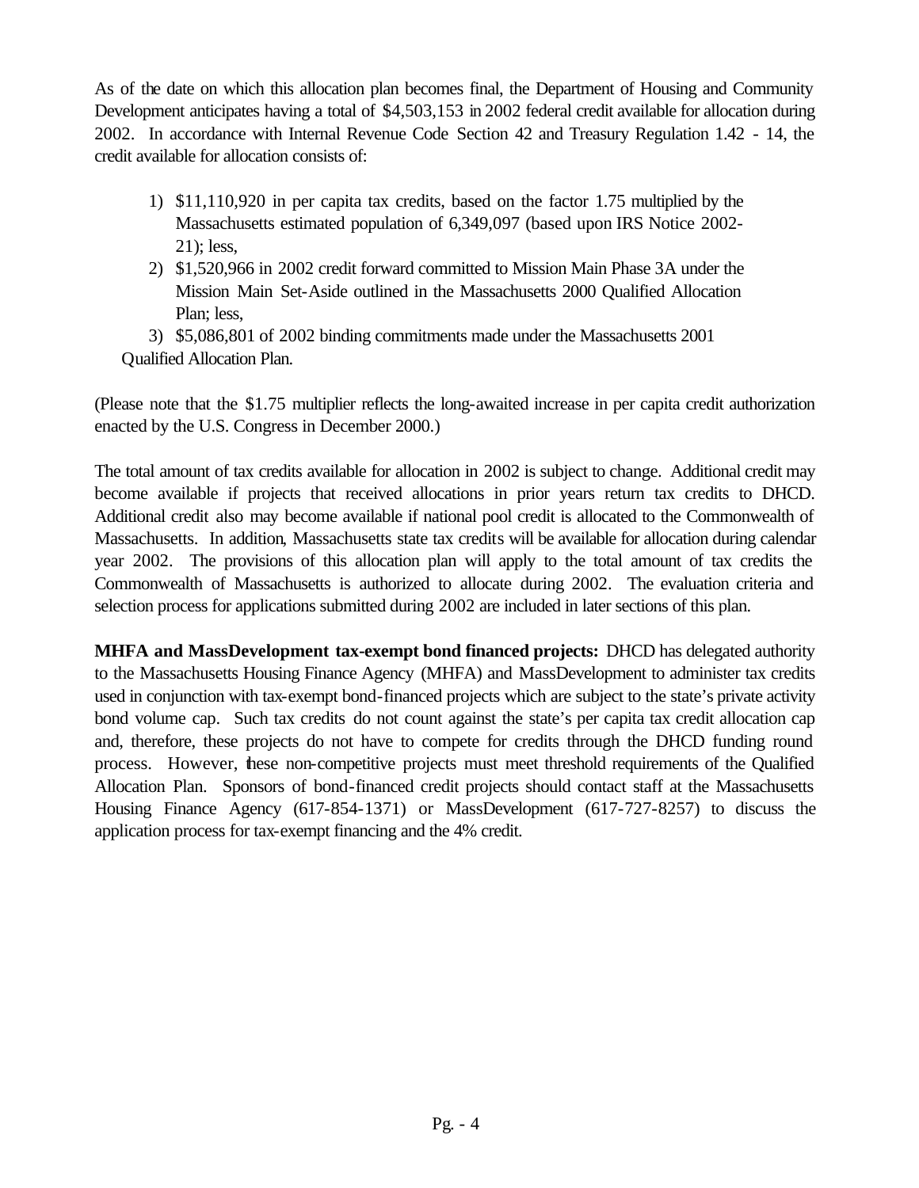As of the date on which this allocation plan becomes final, the Department of Housing and Community Development anticipates having a total of $4,503,153 in 2002 federal credit available for allocation during 2002. In accordance with Internal Revenue Code Section 42 and Treasury Regulation 1.42 - 14, the credit available for allocation consists of:

1) $11,110,920 in per capita tax credits, based on the factor 1.75 multiplied by the Massachusetts estimated population of 6,349,097 (based upon IRS Notice 2002-21); less,
2) $1,520,966 in 2002 credit forward committed to Mission Main Phase 3A under the Mission Main Set-Aside outlined in the Massachusetts 2000 Qualified Allocation Plan; less,
3) $5,086,801 of 2002 binding commitments made under the Massachusetts 2001 Qualified Allocation Plan.

(Please note that the $1.75 multiplier reflects the long-awaited increase in per capita credit authorization enacted by the U.S. Congress in December 2000.)

The total amount of tax credits available for allocation in 2002 is subject to change. Additional credit may become available if projects that received allocations in prior years return tax credits to DHCD. Additional credit also may become available if national pool credit is allocated to the Commonwealth of Massachusetts. In addition, Massachusetts state tax credits will be available for allocation during calendar year 2002. The provisions of this allocation plan will apply to the total amount of tax credits the Commonwealth of Massachusetts is authorized to allocate during 2002. The evaluation criteria and selection process for applications submitted during 2002 are included in later sections of this plan.

**MHFA and MassDevelopment tax-exempt bond financed projects:** DHCD has delegated authority to the Massachusetts Housing Finance Agency (MHFA) and MassDevelopment to administer tax credits used in conjunction with tax-exempt bond-financed projects which are subject to the state's private activity bond volume cap. Such tax credits do not count against the state's per capita tax credit allocation cap and, therefore, these projects do not have to compete for credits through the DHCD funding round process. However, these non-competitive projects must meet threshold requirements of the Qualified Allocation Plan. Sponsors of bond-financed credit projects should contact staff at the Massachusetts Housing Finance Agency (617-854-1371) or MassDevelopment (617-727-8257) to discuss the application process for tax-exempt financing and the 4% credit.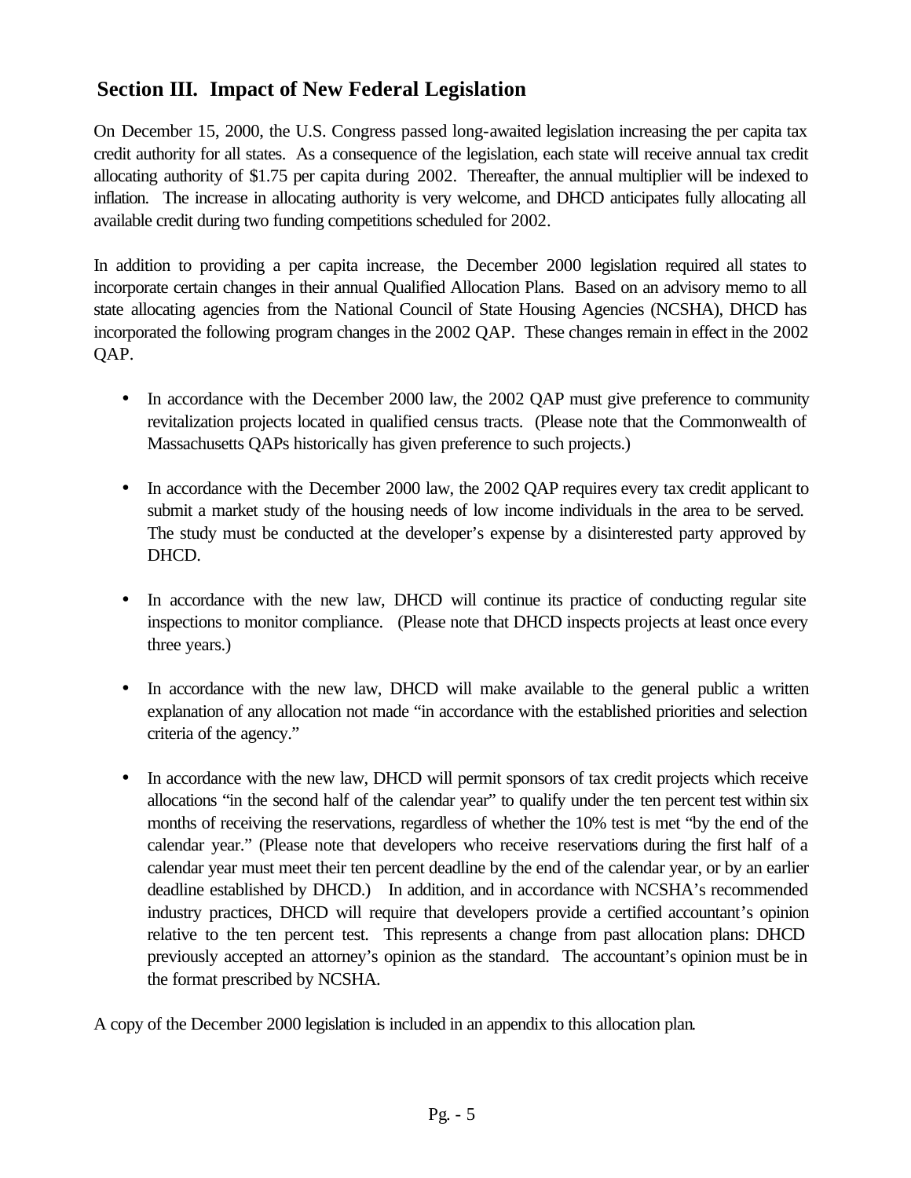## Section III. Impact of New Federal Legislation

On December 15, 2000, the U.S. Congress passed long-awaited legislation increasing the per capita tax credit authority for all states. As a consequence of the legislation, each state will receive annual tax credit allocating authority of $1.75 per capita during 2002. Thereafter, the annual multiplier will be indexed to inflation. The increase in allocating authority is very welcome, and DHCD anticipates fully allocating all available credit during two funding competitions scheduled for 2002.

In addition to providing a per capita increase, the December 2000 legislation required all states to incorporate certain changes in their annual Qualified Allocation Plans. Based on an advisory memo to all state allocating agencies from the National Council of State Housing Agencies (NCSHA), DHCD has incorporated the following program changes in the 2002 QAP. These changes remain in effect in the 2002 QAP.

- In accordance with the December 2000 law, the 2002 QAP must give preference to community revitalization projects located in qualified census tracts. (Please note that the Commonwealth of Massachusetts QAPs historically has given preference to such projects.)

- In accordance with the December 2000 law, the 2002 QAP requires every tax credit applicant to submit a market study of the housing needs of low income individuals in the area to be served. The study must be conducted at the developer's expense by a disinterested party approved by DHCD.

- In accordance with the new law, DHCD will continue its practice of conducting regular site inspections to monitor compliance. (Please note that DHCD inspects projects at least once every three years.)

- In accordance with the new law, DHCD will make available to the general public a written explanation of any allocation not made "in accordance with the established priorities and selection criteria of the agency."

- In accordance with the new law, DHCD will permit sponsors of tax credit projects which receive allocations "in the second half of the calendar year" to qualify under the ten percent test within six months of receiving the reservations, regardless of whether the 10% test is met "by the end of the calendar year." (Please note that developers who receive reservations during the first half of a calendar year must meet their ten percent deadline by the end of the calendar year, or by an earlier deadline established by DHCD.) In addition, and in accordance with NCSHA's recommended industry practices, DHCD will require that developers provide a certified accountant's opinion relative to the ten percent test. This represents a change from past allocation plans: DHCD previously accepted an attorney's opinion as the standard. The accountant's opinion must be in the format prescribed by NCSHA.

A copy of the December 2000 legislation is included in an appendix to this allocation plan.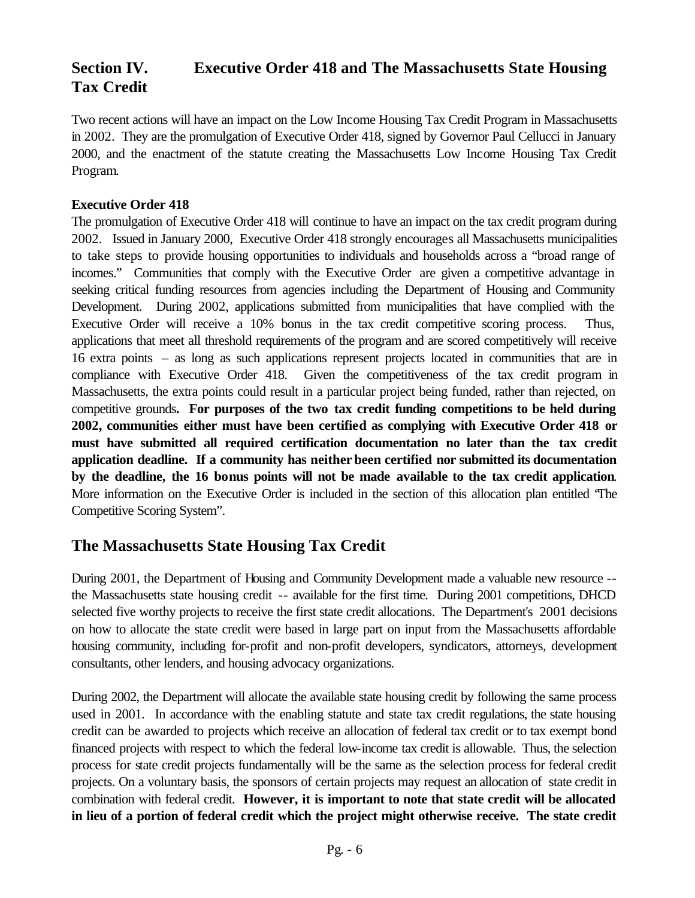## Section IV. Executive Order 418 and The Massachusetts State Housing Tax Credit

Two recent actions will have an impact on the Low Income Housing Tax Credit Program in Massachusetts in 2002. They are the promulgation of Executive Order 418, signed by Governor Paul Cellucci in January 2000, and the enactment of the statute creating the Massachusetts Low Income Housing Tax Credit Program.

### Executive Order 418

The promulgation of Executive Order 418 will continue to have an impact on the tax credit program during 2002. Issued in January 2000, Executive Order 418 strongly encourages all Massachusetts municipalities to take steps to provide housing opportunities to individuals and households across a "broad range of incomes." Communities that comply with the Executive Order are given a competitive advantage in seeking critical funding resources from agencies including the Department of Housing and Community Development. During 2002, applications submitted from municipalities that have complied with the Executive Order will receive a 10% bonus in the tax credit competitive scoring process. Thus, applications that meet all threshold requirements of the program and are scored competitively will receive 16 extra points – as long as such applications represent projects located in communities that are in compliance with Executive Order 418. Given the competitiveness of the tax credit program in Massachusetts, the extra points could result in a particular project being funded, rather than rejected, on competitive grounds**. For purposes of the two tax credit funding competitions to be held during 2002, communities either must have been certified as complying with Executive Order 418 or must have submitted all required certification documentation no later than the tax credit application deadline. If a community has neither been certified nor submitted its documentation by the deadline, the 16 bonus points will not be made available to the tax credit application**. More information on the Executive Order is included in the section of this allocation plan entitled "The Competitive Scoring System".

## The Massachusetts State Housing Tax Credit

During 2001, the Department of Housing and Community Development made a valuable new resource -- the Massachusetts state housing credit -- available for the first time. During 2001 competitions, DHCD selected five worthy projects to receive the first state credit allocations. The Department's 2001 decisions on how to allocate the state credit were based in large part on input from the Massachusetts affordable housing community, including for-profit and non-profit developers, syndicators, attorneys, development consultants, other lenders, and housing advocacy organizations.

During 2002, the Department will allocate the available state housing credit by following the same process used in 2001. In accordance with the enabling statute and state tax credit regulations, the state housing credit can be awarded to projects which receive an allocation of federal tax credit or to tax exempt bond financed projects with respect to which the federal low-income tax credit is allowable. Thus, the selection process for state credit projects fundamentally will be the same as the selection process for federal credit projects. On a voluntary basis, the sponsors of certain projects may request an allocation of state credit in combination with federal credit. **However, it is important to note that state credit will be allocated in lieu of a portion of federal credit which the project might otherwise receive. The state credit**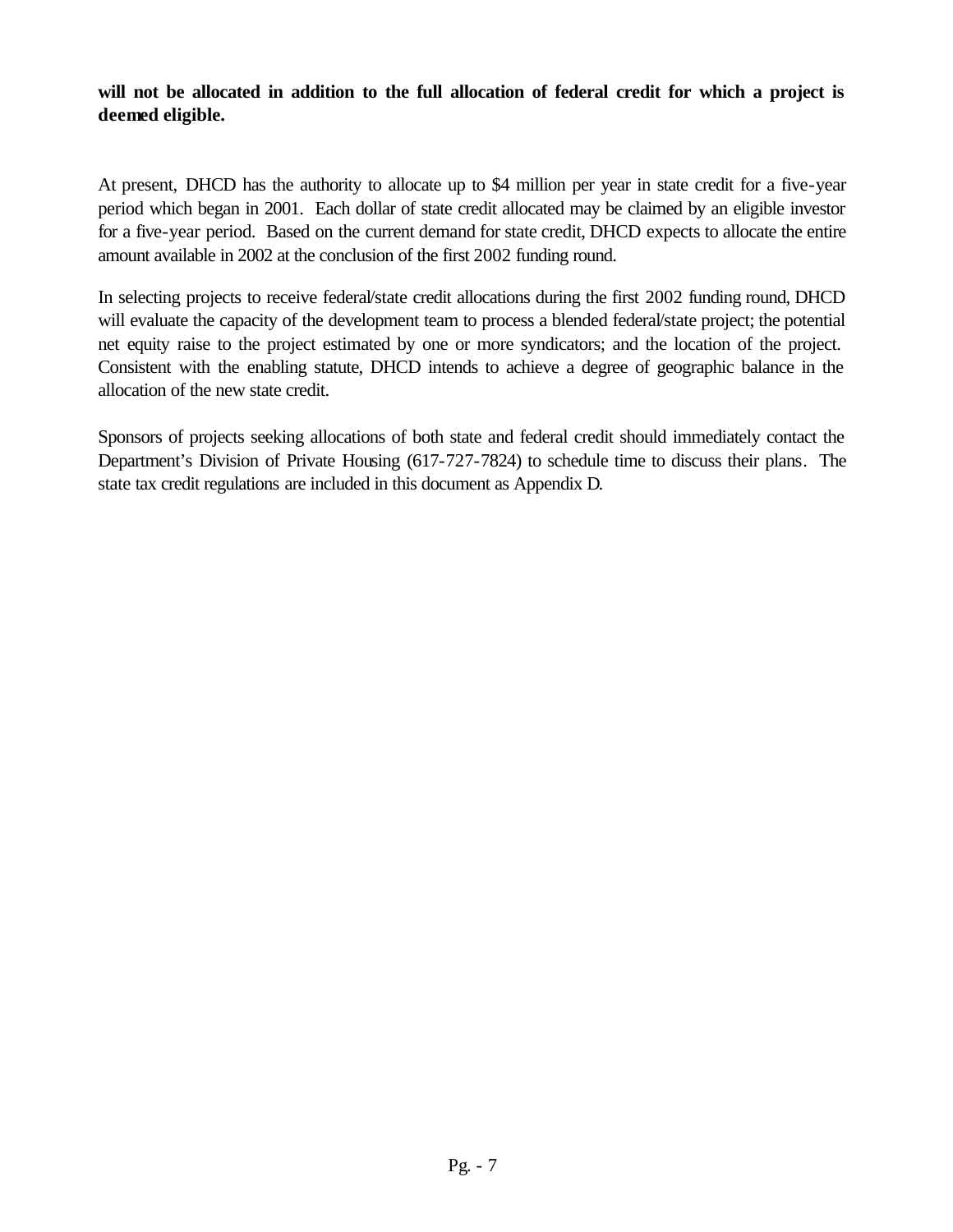**will not be allocated in addition to the full allocation of federal credit for which a project is deemed eligible.**

At present, DHCD has the authority to allocate up to $4 million per year in state credit for a five-year period which began in 2001. Each dollar of state credit allocated may be claimed by an eligible investor for a five-year period. Based on the current demand for state credit, DHCD expects to allocate the entire amount available in 2002 at the conclusion of the first 2002 funding round.

In selecting projects to receive federal/state credit allocations during the first 2002 funding round, DHCD will evaluate the capacity of the development team to process a blended federal/state project; the potential net equity raise to the project estimated by one or more syndicators; and the location of the project. Consistent with the enabling statute, DHCD intends to achieve a degree of geographic balance in the allocation of the new state credit.

Sponsors of projects seeking allocations of both state and federal credit should immediately contact the Department's Division of Private Housing (617-727-7824) to schedule time to discuss their plans. The state tax credit regulations are included in this document as Appendix D.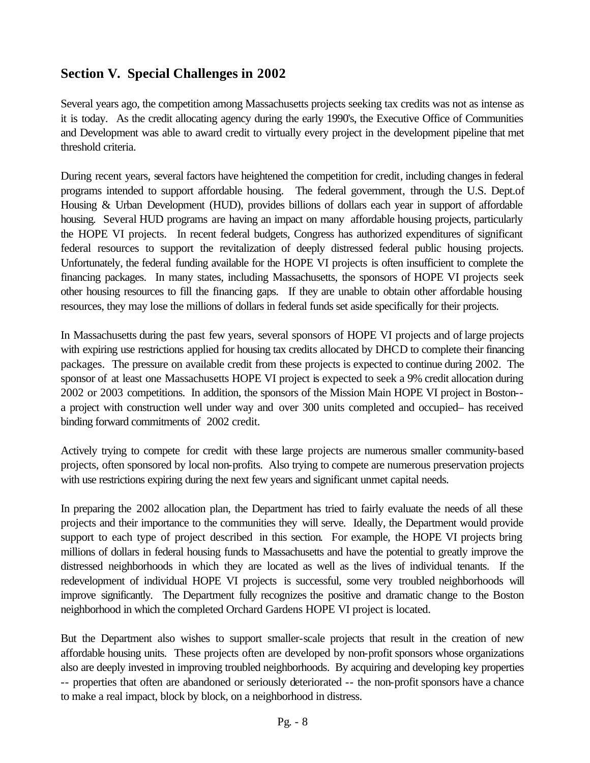## Section V. Special Challenges in 2002

Several years ago, the competition among Massachusetts projects seeking tax credits was not as intense as it is today. As the credit allocating agency during the early 1990's, the Executive Office of Communities and Development was able to award credit to virtually every project in the development pipeline that met threshold criteria.

During recent years, several factors have heightened the competition for credit, including changes in federal programs intended to support affordable housing. The federal government, through the U.S. Dept.of Housing & Urban Development (HUD), provides billions of dollars each year in support of affordable housing. Several HUD programs are having an impact on many affordable housing projects, particularly the HOPE VI projects. In recent federal budgets, Congress has authorized expenditures of significant federal resources to support the revitalization of deeply distressed federal public housing projects. Unfortunately, the federal funding available for the HOPE VI projects is often insufficient to complete the financing packages. In many states, including Massachusetts, the sponsors of HOPE VI projects seek other housing resources to fill the financing gaps. If they are unable to obtain other affordable housing resources, they may lose the millions of dollars in federal funds set aside specifically for their projects.

In Massachusetts during the past few years, several sponsors of HOPE VI projects and of large projects with expiring use restrictions applied for housing tax credits allocated by DHCD to complete their financing packages. The pressure on available credit from these projects is expected to continue during 2002. The sponsor of at least one Massachusetts HOPE VI project is expected to seek a 9% credit allocation during 2002 or 2003 competitions. In addition, the sponsors of the Mission Main HOPE VI project in Boston--a project with construction well under way and over 300 units completed and occupied– has received binding forward commitments of 2002 credit.

Actively trying to compete for credit with these large projects are numerous smaller community-based projects, often sponsored by local non-profits. Also trying to compete are numerous preservation projects with use restrictions expiring during the next few years and significant unmet capital needs.

In preparing the 2002 allocation plan, the Department has tried to fairly evaluate the needs of all these projects and their importance to the communities they will serve. Ideally, the Department would provide support to each type of project described in this section. For example, the HOPE VI projects bring millions of dollars in federal housing funds to Massachusetts and have the potential to greatly improve the distressed neighborhoods in which they are located as well as the lives of individual tenants. If the redevelopment of individual HOPE VI projects is successful, some very troubled neighborhoods will improve significantly. The Department fully recognizes the positive and dramatic change to the Boston neighborhood in which the completed Orchard Gardens HOPE VI project is located.

But the Department also wishes to support smaller-scale projects that result in the creation of new affordable housing units. These projects often are developed by non-profit sponsors whose organizations also are deeply invested in improving troubled neighborhoods. By acquiring and developing key properties -- properties that often are abandoned or seriously deteriorated -- the non-profit sponsors have a chance to make a real impact, block by block, on a neighborhood in distress.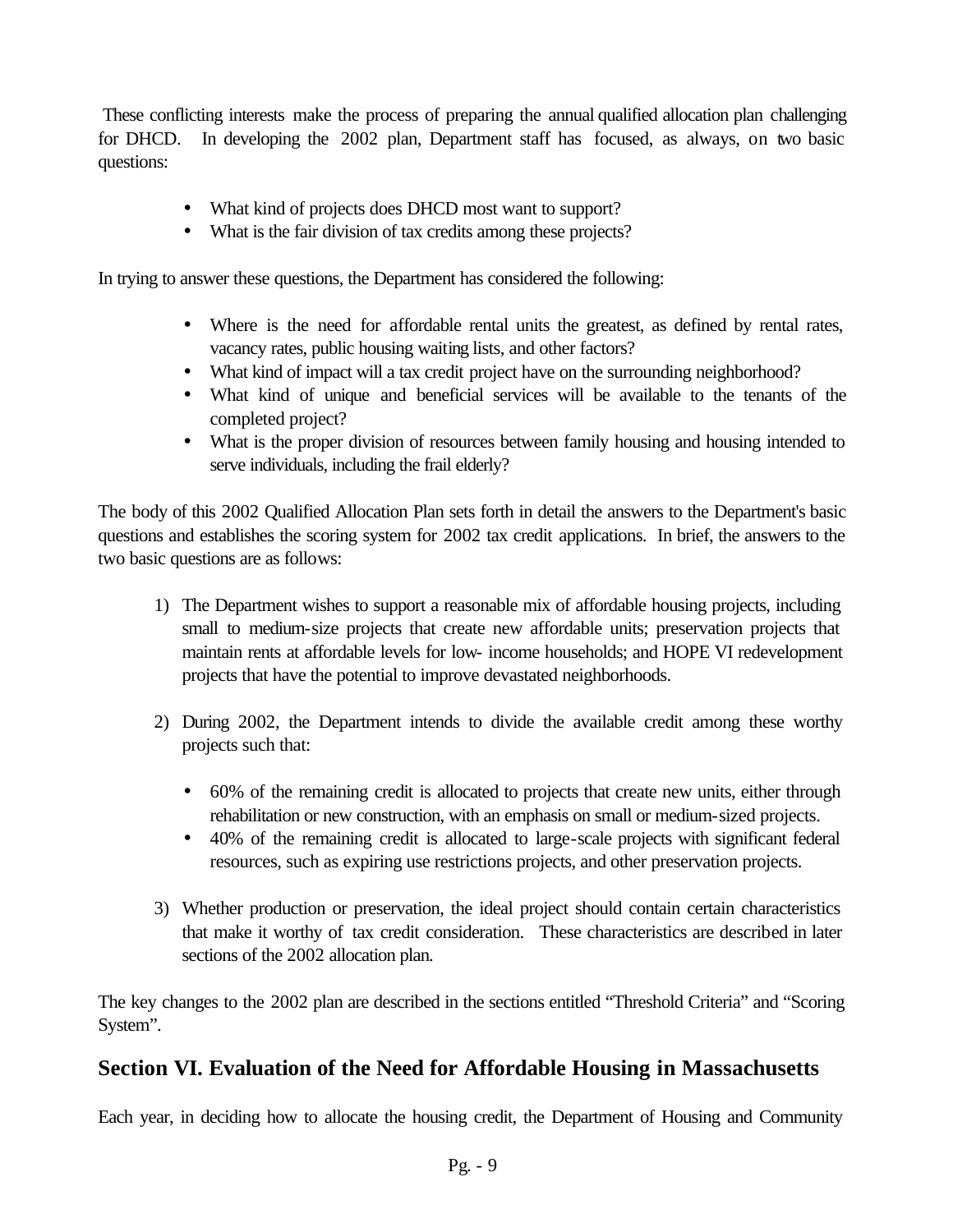These conflicting interests make the process of preparing the annual qualified allocation plan challenging for DHCD. In developing the 2002 plan, Department staff has focused, as always, on two basic questions:

- What kind of projects does DHCD most want to support?
- What is the fair division of tax credits among these projects?

In trying to answer these questions, the Department has considered the following:

- Where is the need for affordable rental units the greatest, as defined by rental rates, vacancy rates, public housing waiting lists, and other factors?
- What kind of impact will a tax credit project have on the surrounding neighborhood?
- What kind of unique and beneficial services will be available to the tenants of the completed project?
- What is the proper division of resources between family housing and housing intended to serve individuals, including the frail elderly?

The body of this 2002 Qualified Allocation Plan sets forth in detail the answers to the Department's basic questions and establishes the scoring system for 2002 tax credit applications. In brief, the answers to the two basic questions are as follows:

1) The Department wishes to support a reasonable mix of affordable housing projects, including small to medium-size projects that create new affordable units; preservation projects that maintain rents at affordable levels for low- income households; and HOPE VI redevelopment projects that have the potential to improve devastated neighborhoods.

2) During 2002, the Department intends to divide the available credit among these worthy projects such that:

   - 60% of the remaining credit is allocated to projects that create new units, either through rehabilitation or new construction, with an emphasis on small or medium-sized projects.
   - 40% of the remaining credit is allocated to large-scale projects with significant federal resources, such as expiring use restrictions projects, and other preservation projects.

3) Whether production or preservation, the ideal project should contain certain characteristics that make it worthy of tax credit consideration. These characteristics are described in later sections of the 2002 allocation plan.

The key changes to the 2002 plan are described in the sections entitled "Threshold Criteria" and "Scoring System".

## Section VI. Evaluation of the Need for Affordable Housing in Massachusetts

Each year, in deciding how to allocate the housing credit, the Department of Housing and Community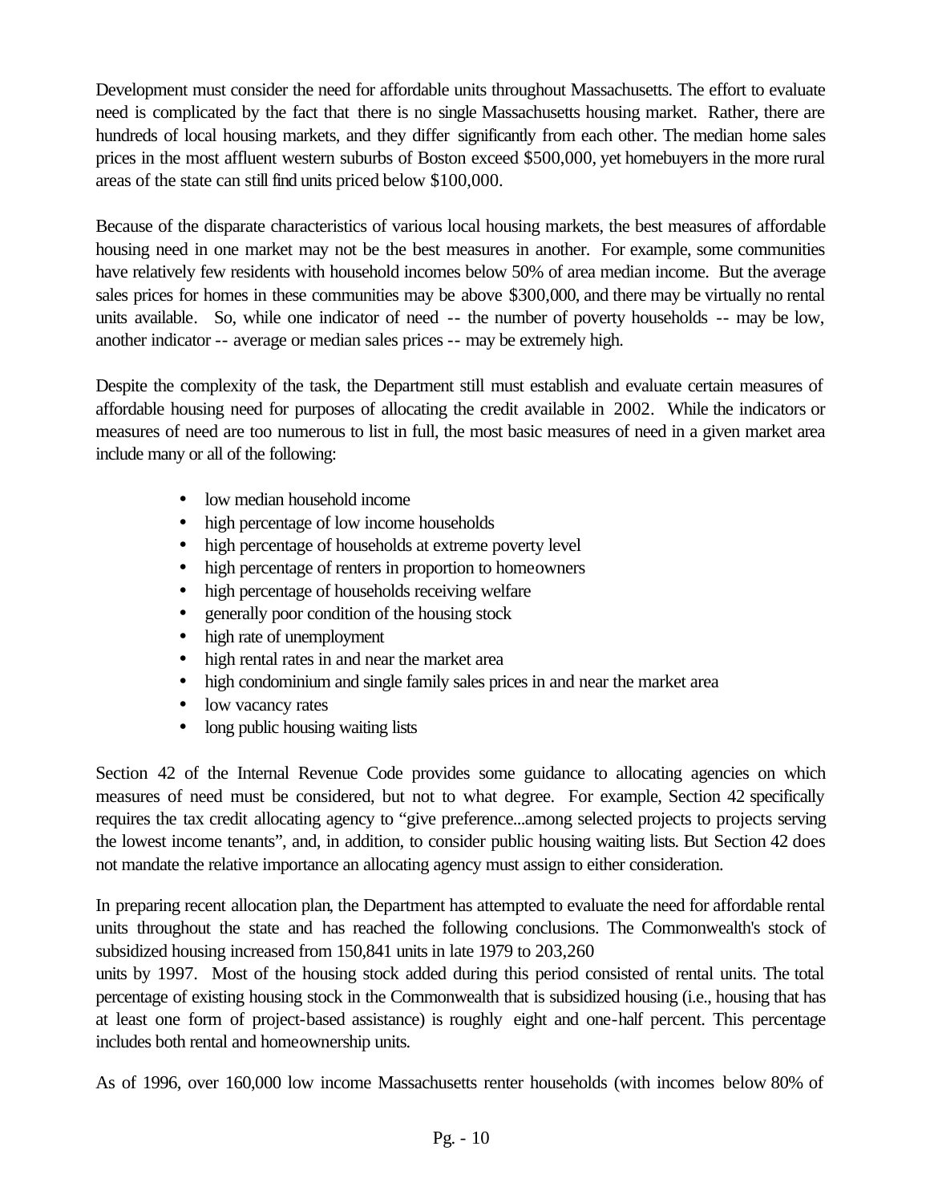Development must consider the need for affordable units throughout Massachusetts. The effort to evaluate need is complicated by the fact that there is no single Massachusetts housing market. Rather, there are hundreds of local housing markets, and they differ significantly from each other. The median home sales prices in the most affluent western suburbs of Boston exceed $500,000, yet homebuyers in the more rural areas of the state can still find units priced below $100,000.

Because of the disparate characteristics of various local housing markets, the best measures of affordable housing need in one market may not be the best measures in another. For example, some communities have relatively few residents with household incomes below 50% of area median income. But the average sales prices for homes in these communities may be above $300,000, and there may be virtually no rental units available. So, while one indicator of need -- the number of poverty households -- may be low, another indicator -- average or median sales prices -- may be extremely high.

Despite the complexity of the task, the Department still must establish and evaluate certain measures of affordable housing need for purposes of allocating the credit available in 2002. While the indicators or measures of need are too numerous to list in full, the most basic measures of need in a given market area include many or all of the following:

- low median household income
- high percentage of low income households
- high percentage of households at extreme poverty level
- high percentage of renters in proportion to homeowners
- high percentage of households receiving welfare
- generally poor condition of the housing stock
- high rate of unemployment
- high rental rates in and near the market area
- high condominium and single family sales prices in and near the market area
- low vacancy rates
- long public housing waiting lists

Section 42 of the Internal Revenue Code provides some guidance to allocating agencies on which measures of need must be considered, but not to what degree. For example, Section 42 specifically requires the tax credit allocating agency to "give preference...among selected projects to projects serving the lowest income tenants", and, in addition, to consider public housing waiting lists. But Section 42 does not mandate the relative importance an allocating agency must assign to either consideration.

In preparing recent allocation plan, the Department has attempted to evaluate the need for affordable rental units throughout the state and has reached the following conclusions. The Commonwealth's stock of subsidized housing increased from 150,841 units in late 1979 to 203,260 units by 1997. Most of the housing stock added during this period consisted of rental units. The total percentage of existing housing stock in the Commonwealth that is subsidized housing (i.e., housing that has at least one form of project-based assistance) is roughly eight and one-half percent. This percentage includes both rental and homeownership units.

As of 1996, over 160,000 low income Massachusetts renter households (with incomes below 80% of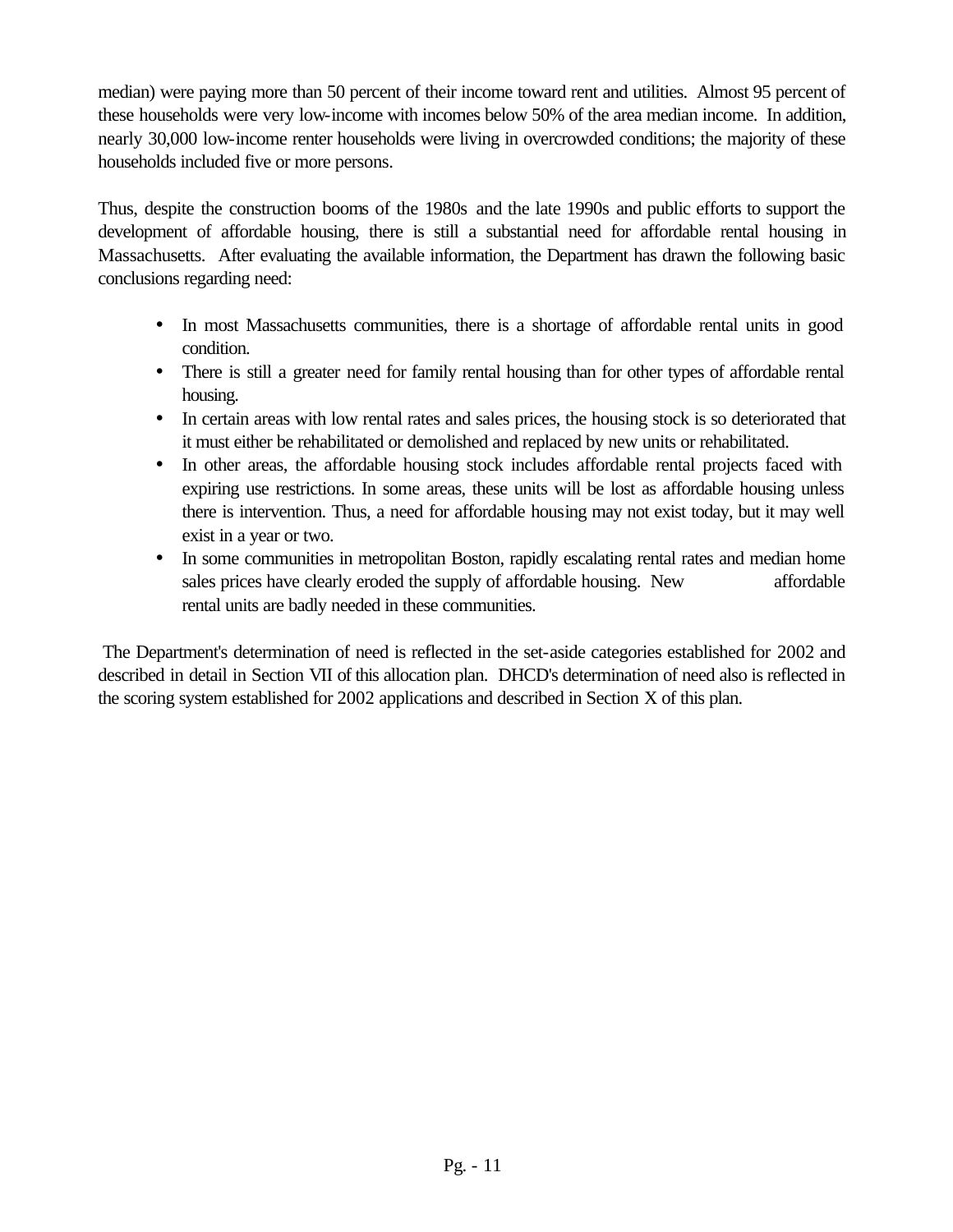median) were paying more than 50 percent of their income toward rent and utilities. Almost 95 percent of these households were very low-income with incomes below 50% of the area median income. In addition, nearly 30,000 low-income renter households were living in overcrowded conditions; the majority of these households included five or more persons.

Thus, despite the construction booms of the 1980s and the late 1990s and public efforts to support the development of affordable housing, there is still a substantial need for affordable rental housing in Massachusetts. After evaluating the available information, the Department has drawn the following basic conclusions regarding need:

- In most Massachusetts communities, there is a shortage of affordable rental units in good condition.
- There is still a greater need for family rental housing than for other types of affordable rental housing.
- In certain areas with low rental rates and sales prices, the housing stock is so deteriorated that it must either be rehabilitated or demolished and replaced by new units or rehabilitated.
- In other areas, the affordable housing stock includes affordable rental projects faced with expiring use restrictions. In some areas, these units will be lost as affordable housing unless there is intervention. Thus, a need for affordable housing may not exist today, but it may well exist in a year or two.
- In some communities in metropolitan Boston, rapidly escalating rental rates and median home sales prices have clearly eroded the supply of affordable housing. New affordable rental units are badly needed in these communities.

The Department's determination of need is reflected in the set-aside categories established for 2002 and described in detail in Section VII of this allocation plan. DHCD's determination of need also is reflected in the scoring system established for 2002 applications and described in Section X of this plan.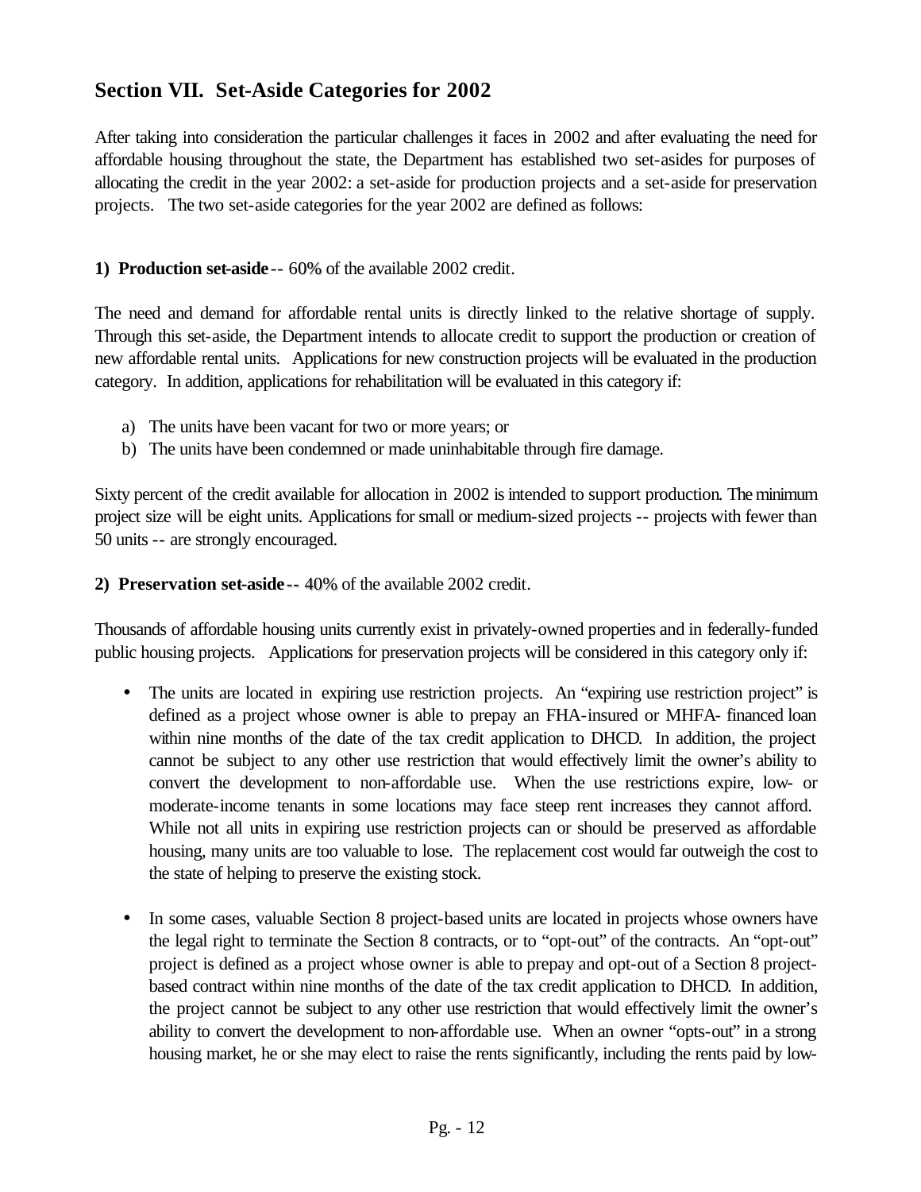## Section VII. Set-Aside Categories for 2002

After taking into consideration the particular challenges it faces in 2002 and after evaluating the need for affordable housing throughout the state, the Department has established two set-asides for purposes of allocating the credit in the year 2002: a set-aside for production projects and a set-aside for preservation projects. The two set-aside categories for the year 2002 are defined as follows:

**1) Production set-aside** -- 60% of the available 2002 credit.

The need and demand for affordable rental units is directly linked to the relative shortage of supply. Through this set-aside, the Department intends to allocate credit to support the production or creation of new affordable rental units. Applications for new construction projects will be evaluated in the production category. In addition, applications for rehabilitation will be evaluated in this category if:

a) The units have been vacant for two or more years; or
b) The units have been condemned or made uninhabitable through fire damage.

Sixty percent of the credit available for allocation in 2002 is intended to support production. The minimum project size will be eight units. Applications for small or medium-sized projects -- projects with fewer than 50 units -- are strongly encouraged.

**2) Preservation set-aside** -- 40% of the available 2002 credit.

Thousands of affordable housing units currently exist in privately-owned properties and in federally-funded public housing projects. Applications for preservation projects will be considered in this category only if:

- The units are located in expiring use restriction projects. An "expiring use restriction project" is defined as a project whose owner is able to prepay an FHA-insured or MHFA- financed loan within nine months of the date of the tax credit application to DHCD. In addition, the project cannot be subject to any other use restriction that would effectively limit the owner's ability to convert the development to non-affordable use. When the use restrictions expire, low- or moderate-income tenants in some locations may face steep rent increases they cannot afford. While not all units in expiring use restriction projects can or should be preserved as affordable housing, many units are too valuable to lose. The replacement cost would far outweigh the cost to the state of helping to preserve the existing stock.

- In some cases, valuable Section 8 project-based units are located in projects whose owners have the legal right to terminate the Section 8 contracts, or to "opt-out" of the contracts. An "opt-out" project is defined as a project whose owner is able to prepay and opt-out of a Section 8 project-based contract within nine months of the date of the tax credit application to DHCD. In addition, the project cannot be subject to any other use restriction that would effectively limit the owner's ability to convert the development to non-affordable use. When an owner "opts-out" in a strong housing market, he or she may elect to raise the rents significantly, including the rents paid by low-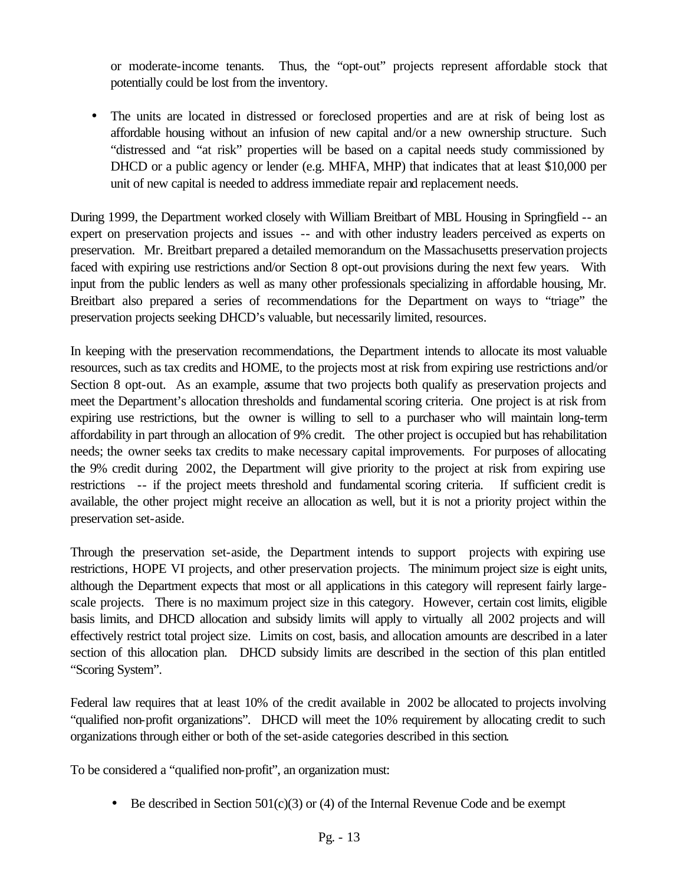or moderate-income tenants. Thus, the "opt-out" projects represent affordable stock that potentially could be lost from the inventory.

- The units are located in distressed or foreclosed properties and are at risk of being lost as affordable housing without an infusion of new capital and/or a new ownership structure. Such "distressed and "at risk" properties will be based on a capital needs study commissioned by DHCD or a public agency or lender (e.g. MHFA, MHP) that indicates that at least $10,000 per unit of new capital is needed to address immediate repair and replacement needs.

During 1999, the Department worked closely with William Breitbart of MBL Housing in Springfield -- an expert on preservation projects and issues -- and with other industry leaders perceived as experts on preservation. Mr. Breitbart prepared a detailed memorandum on the Massachusetts preservation projects faced with expiring use restrictions and/or Section 8 opt-out provisions during the next few years. With input from the public lenders as well as many other professionals specializing in affordable housing, Mr. Breitbart also prepared a series of recommendations for the Department on ways to "triage" the preservation projects seeking DHCD's valuable, but necessarily limited, resources.

In keeping with the preservation recommendations, the Department intends to allocate its most valuable resources, such as tax credits and HOME, to the projects most at risk from expiring use restrictions and/or Section 8 opt-out. As an example, assume that two projects both qualify as preservation projects and meet the Department's allocation thresholds and fundamental scoring criteria. One project is at risk from expiring use restrictions, but the owner is willing to sell to a purchaser who will maintain long-term affordability in part through an allocation of 9% credit. The other project is occupied but has rehabilitation needs; the owner seeks tax credits to make necessary capital improvements. For purposes of allocating the 9% credit during 2002, the Department will give priority to the project at risk from expiring use restrictions -- if the project meets threshold and fundamental scoring criteria. If sufficient credit is available, the other project might receive an allocation as well, but it is not a priority project within the preservation set-aside.

Through the preservation set-aside, the Department intends to support projects with expiring use restrictions, HOPE VI projects, and other preservation projects. The minimum project size is eight units, although the Department expects that most or all applications in this category will represent fairly large-scale projects. There is no maximum project size in this category. However, certain cost limits, eligible basis limits, and DHCD allocation and subsidy limits will apply to virtually all 2002 projects and will effectively restrict total project size. Limits on cost, basis, and allocation amounts are described in a later section of this allocation plan. DHCD subsidy limits are described in the section of this plan entitled "Scoring System".

Federal law requires that at least 10% of the credit available in 2002 be allocated to projects involving "qualified non-profit organizations". DHCD will meet the 10% requirement by allocating credit to such organizations through either or both of the set-aside categories described in this section.

To be considered a "qualified non-profit", an organization must:

- Be described in Section 501(c)(3) or (4) of the Internal Revenue Code and be exempt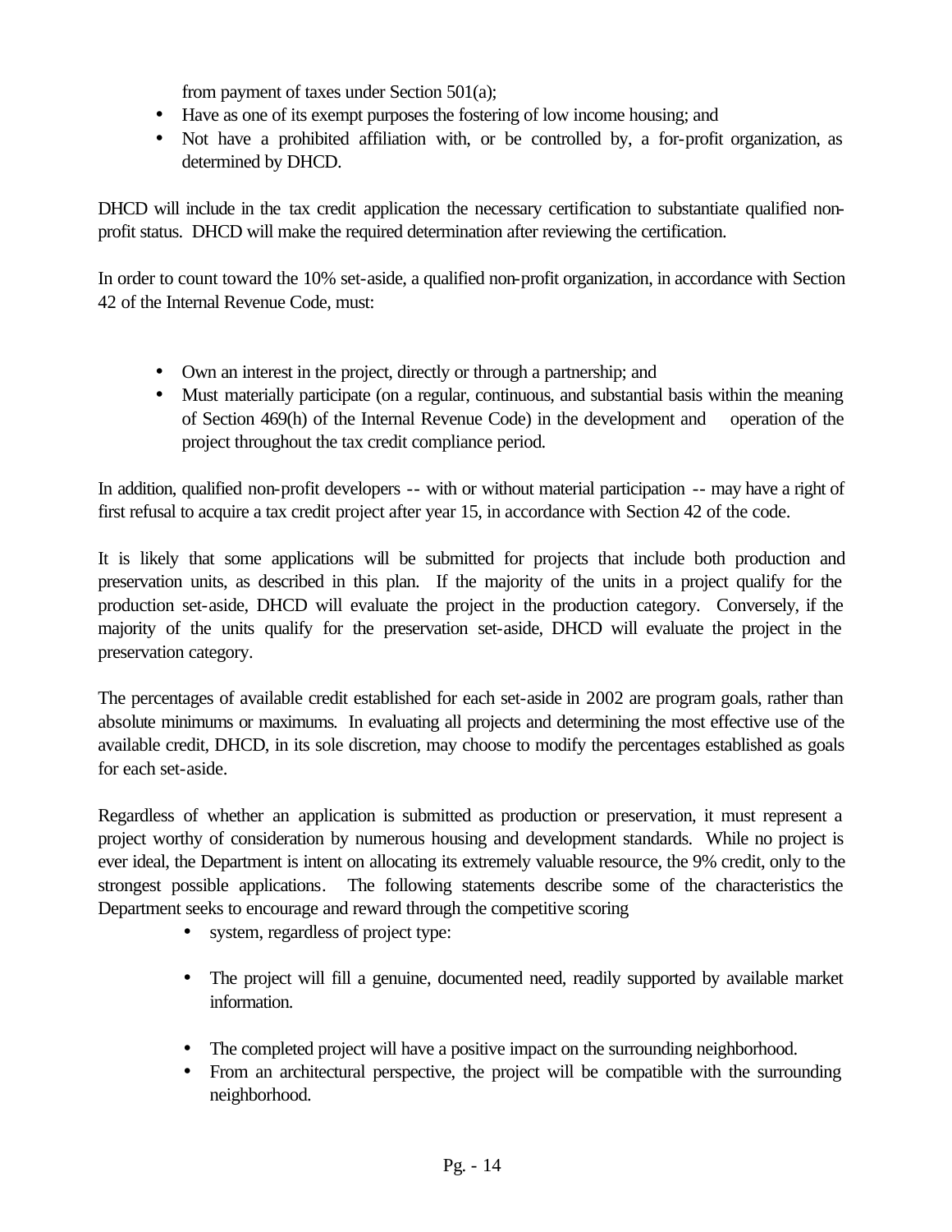from payment of taxes under Section 501(a);

- Have as one of its exempt purposes the fostering of low income housing; and
- Not have a prohibited affiliation with, or be controlled by, a for-profit organization, as determined by DHCD.

DHCD will include in the tax credit application the necessary certification to substantiate qualified non-profit status. DHCD will make the required determination after reviewing the certification.

In order to count toward the 10% set-aside, a qualified non-profit organization, in accordance with Section 42 of the Internal Revenue Code, must:

- Own an interest in the project, directly or through a partnership; and
- Must materially participate (on a regular, continuous, and substantial basis within the meaning of Section 469(h) of the Internal Revenue Code) in the development and operation of the project throughout the tax credit compliance period.

In addition, qualified non-profit developers -- with or without material participation -- may have a right of first refusal to acquire a tax credit project after year 15, in accordance with Section 42 of the code.

It is likely that some applications will be submitted for projects that include both production and preservation units, as described in this plan. If the majority of the units in a project qualify for the production set-aside, DHCD will evaluate the project in the production category. Conversely, if the majority of the units qualify for the preservation set-aside, DHCD will evaluate the project in the preservation category.

The percentages of available credit established for each set-aside in 2002 are program goals, rather than absolute minimums or maximums. In evaluating all projects and determining the most effective use of the available credit, DHCD, in its sole discretion, may choose to modify the percentages established as goals for each set-aside.

Regardless of whether an application is submitted as production or preservation, it must represent a project worthy of consideration by numerous housing and development standards. While no project is ever ideal, the Department is intent on allocating its extremely valuable resource, the 9% credit, only to the strongest possible applications. The following statements describe some of the characteristics the Department seeks to encourage and reward through the competitive scoring

- system, regardless of project type:

- The project will fill a genuine, documented need, readily supported by available market information.

- The completed project will have a positive impact on the surrounding neighborhood.
- From an architectural perspective, the project will be compatible with the surrounding neighborhood.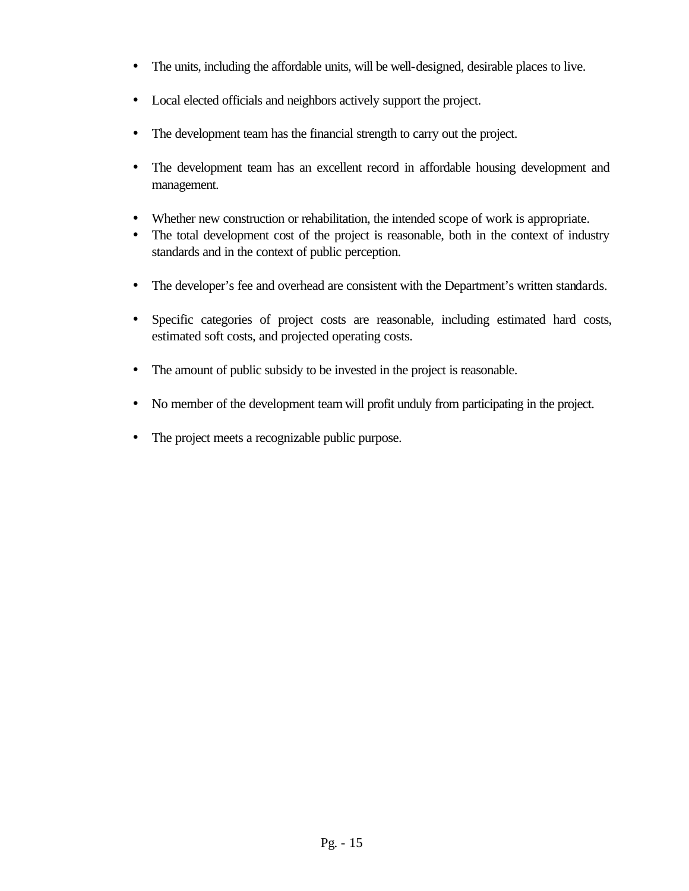- The units, including the affordable units, will be well-designed, desirable places to live.

- Local elected officials and neighbors actively support the project.

- The development team has the financial strength to carry out the project.

- The development team has an excellent record in affordable housing development and management.

- Whether new construction or rehabilitation, the intended scope of work is appropriate.
- The total development cost of the project is reasonable, both in the context of industry standards and in the context of public perception.

- The developer's fee and overhead are consistent with the Department's written standards.

- Specific categories of project costs are reasonable, including estimated hard costs, estimated soft costs, and projected operating costs.

- The amount of public subsidy to be invested in the project is reasonable.

- No member of the development team will profit unduly from participating in the project.

- The project meets a recognizable public purpose.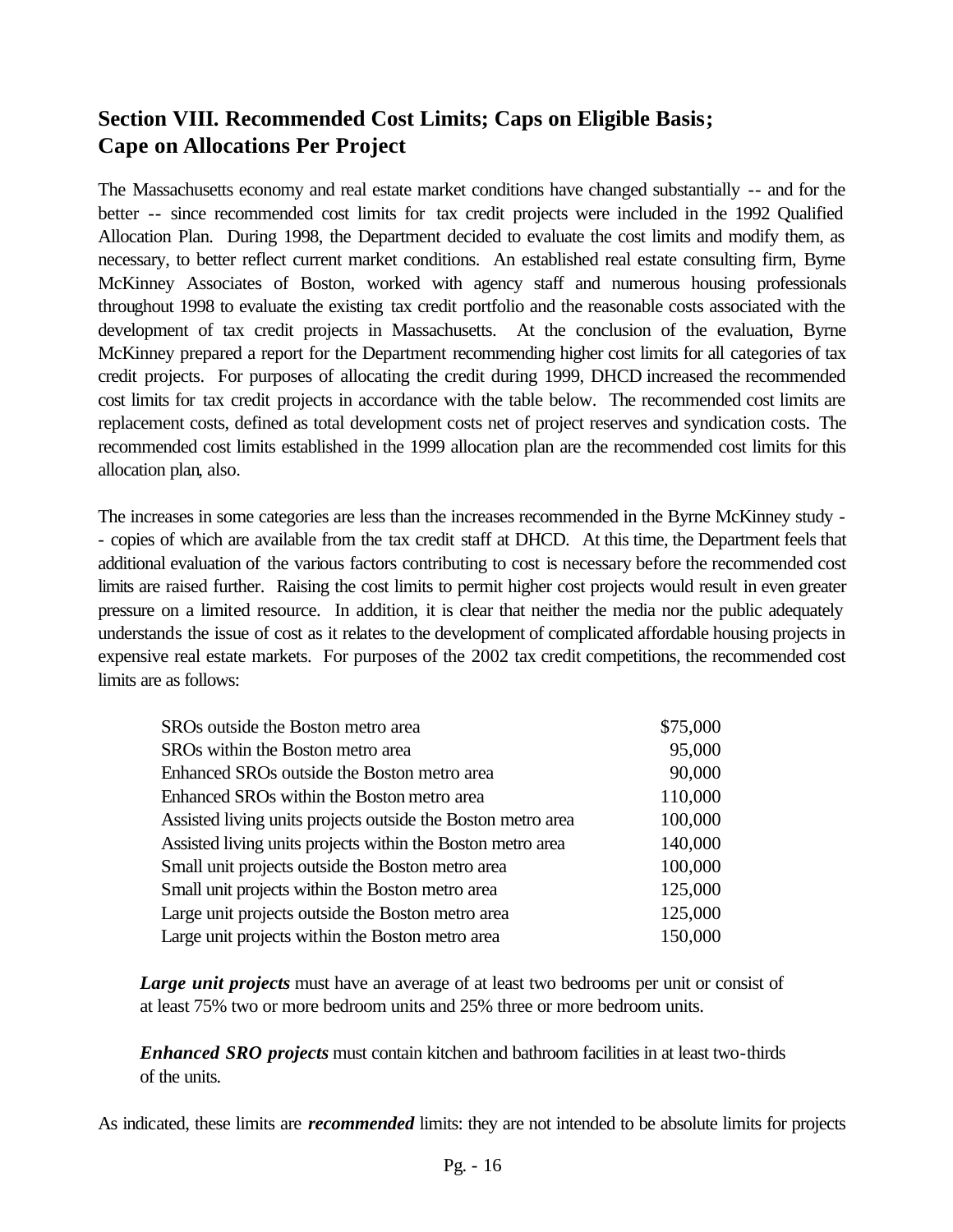## Section VIII. Recommended Cost Limits; Caps on Eligible Basis; Cape on Allocations Per Project

The Massachusetts economy and real estate market conditions have changed substantially -- and for the better -- since recommended cost limits for tax credit projects were included in the 1992 Qualified Allocation Plan. During 1998, the Department decided to evaluate the cost limits and modify them, as necessary, to better reflect current market conditions. An established real estate consulting firm, Byrne McKinney Associates of Boston, worked with agency staff and numerous housing professionals throughout 1998 to evaluate the existing tax credit portfolio and the reasonable costs associated with the development of tax credit projects in Massachusetts. At the conclusion of the evaluation, Byrne McKinney prepared a report for the Department recommending higher cost limits for all categories of tax credit projects. For purposes of allocating the credit during 1999, DHCD increased the recommended cost limits for tax credit projects in accordance with the table below. The recommended cost limits are replacement costs, defined as total development costs net of project reserves and syndication costs. The recommended cost limits established in the 1999 allocation plan are the recommended cost limits for this allocation plan, also.

The increases in some categories are less than the increases recommended in the Byrne McKinney study -- copies of which are available from the tax credit staff at DHCD. At this time, the Department feels that additional evaluation of the various factors contributing to cost is necessary before the recommended cost limits are raised further. Raising the cost limits to permit higher cost projects would result in even greater pressure on a limited resource. In addition, it is clear that neither the media nor the public adequately understands the issue of cost as it relates to the development of complicated affordable housing projects in expensive real estate markets. For purposes of the 2002 tax credit competitions, the recommended cost limits are as follows:

| | |
|---|---:|
| SROs outside the Boston metro area | $75,000 |
| SROs within the Boston metro area | 95,000 |
| Enhanced SROs outside the Boston metro area | 90,000 |
| Enhanced SROs within the Boston metro area | 110,000 |
| Assisted living units projects outside the Boston metro area | 100,000 |
| Assisted living units projects within the Boston metro area | 140,000 |
| Small unit projects outside the Boston metro area | 100,000 |
| Small unit projects within the Boston metro area | 125,000 |
| Large unit projects outside the Boston metro area | 125,000 |
| Large unit projects within the Boston metro area | 150,000 |

***Large unit projects*** must have an average of at least two bedrooms per unit or consist of at least 75% two or more bedroom units and 25% three or more bedroom units.

***Enhanced SRO projects*** must contain kitchen and bathroom facilities in at least two-thirds of the units.

As indicated, these limits are ***recommended*** limits: they are not intended to be absolute limits for projects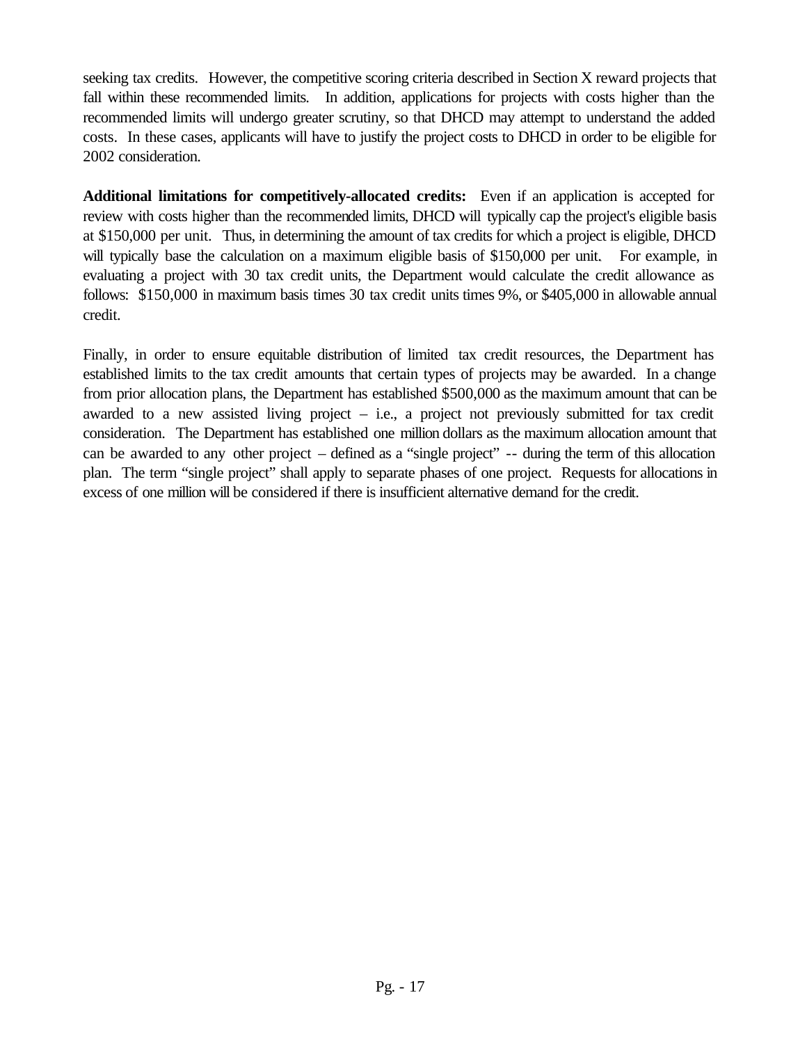seeking tax credits. However, the competitive scoring criteria described in Section X reward projects that fall within these recommended limits. In addition, applications for projects with costs higher than the recommended limits will undergo greater scrutiny, so that DHCD may attempt to understand the added costs. In these cases, applicants will have to justify the project costs to DHCD in order to be eligible for 2002 consideration.

**Additional limitations for competitively-allocated credits:** Even if an application is accepted for review with costs higher than the recommended limits, DHCD will typically cap the project's eligible basis at $150,000 per unit. Thus, in determining the amount of tax credits for which a project is eligible, DHCD will typically base the calculation on a maximum eligible basis of $150,000 per unit. For example, in evaluating a project with 30 tax credit units, the Department would calculate the credit allowance as follows: $150,000 in maximum basis times 30 tax credit units times 9%, or $405,000 in allowable annual credit.

Finally, in order to ensure equitable distribution of limited tax credit resources, the Department has established limits to the tax credit amounts that certain types of projects may be awarded. In a change from prior allocation plans, the Department has established $500,000 as the maximum amount that can be awarded to a new assisted living project – i.e., a project not previously submitted for tax credit consideration. The Department has established one million dollars as the maximum allocation amount that can be awarded to any other project – defined as a "single project" -- during the term of this allocation plan. The term "single project" shall apply to separate phases of one project. Requests for allocations in excess of one million will be considered if there is insufficient alternative demand for the credit.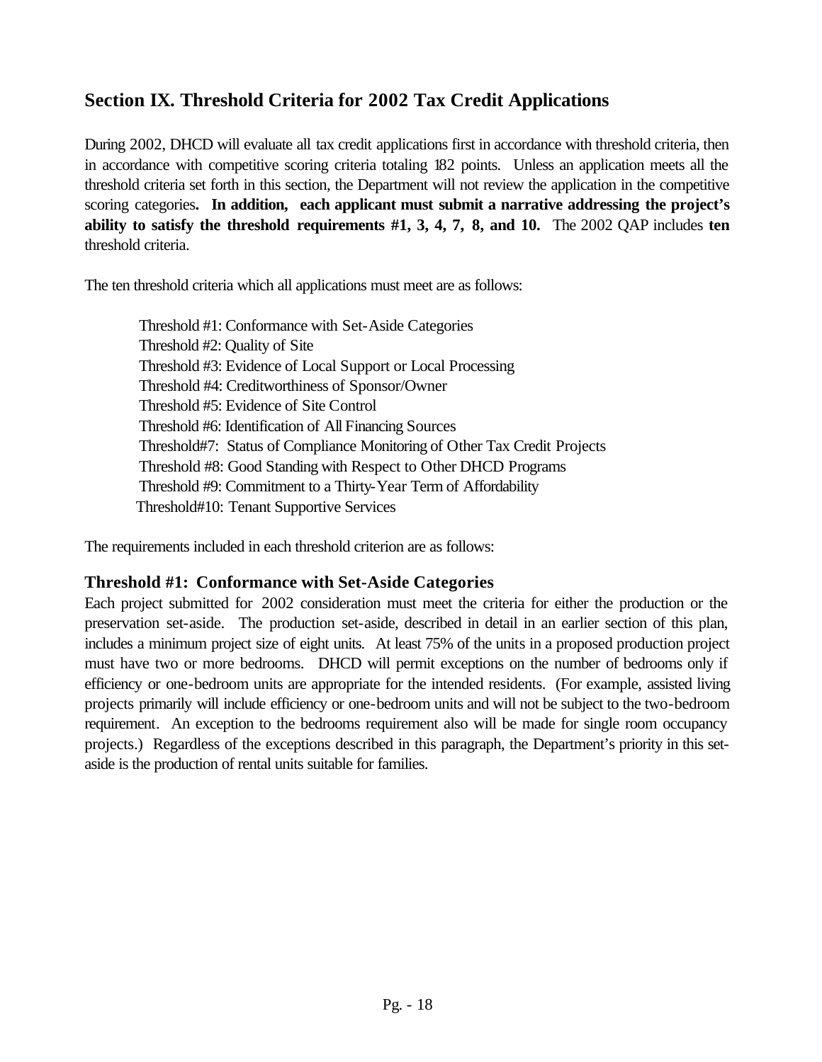## Section IX. Threshold Criteria for 2002 Tax Credit Applications

During 2002, DHCD will evaluate all tax credit applications first in accordance with threshold criteria, then in accordance with competitive scoring criteria totaling 182 points. Unless an application meets all the threshold criteria set forth in this section, the Department will not review the application in the competitive scoring categories**. In addition, each applicant must submit a narrative addressing the project's ability to satisfy the threshold requirements #1, 3, 4, 7, 8, and 10.** The 2002 QAP includes **ten** threshold criteria.

The ten threshold criteria which all applications must meet are as follows:

- Threshold #1: Conformance with Set-Aside Categories
- Threshold #2: Quality of Site
- Threshold #3: Evidence of Local Support or Local Processing
- Threshold #4: Creditworthiness of Sponsor/Owner
- Threshold #5: Evidence of Site Control
- Threshold #6: Identification of All Financing Sources
- Threshold#7: Status of Compliance Monitoring of Other Tax Credit Projects
- Threshold #8: Good Standing with Respect to Other DHCD Programs
- Threshold #9: Commitment to a Thirty-Year Term of Affordability
- Threshold#10: Tenant Supportive Services

The requirements included in each threshold criterion are as follows:

### Threshold #1: Conformance with Set-Aside Categories

Each project submitted for 2002 consideration must meet the criteria for either the production or the preservation set-aside. The production set-aside, described in detail in an earlier section of this plan, includes a minimum project size of eight units. At least 75% of the units in a proposed production project must have two or more bedrooms. DHCD will permit exceptions on the number of bedrooms only if efficiency or one-bedroom units are appropriate for the intended residents. (For example, assisted living projects primarily will include efficiency or one-bedroom units and will not be subject to the two-bedroom requirement. An exception to the bedrooms requirement also will be made for single room occupancy projects.) Regardless of the exceptions described in this paragraph, the Department's priority in this set-aside is the production of rental units suitable for families.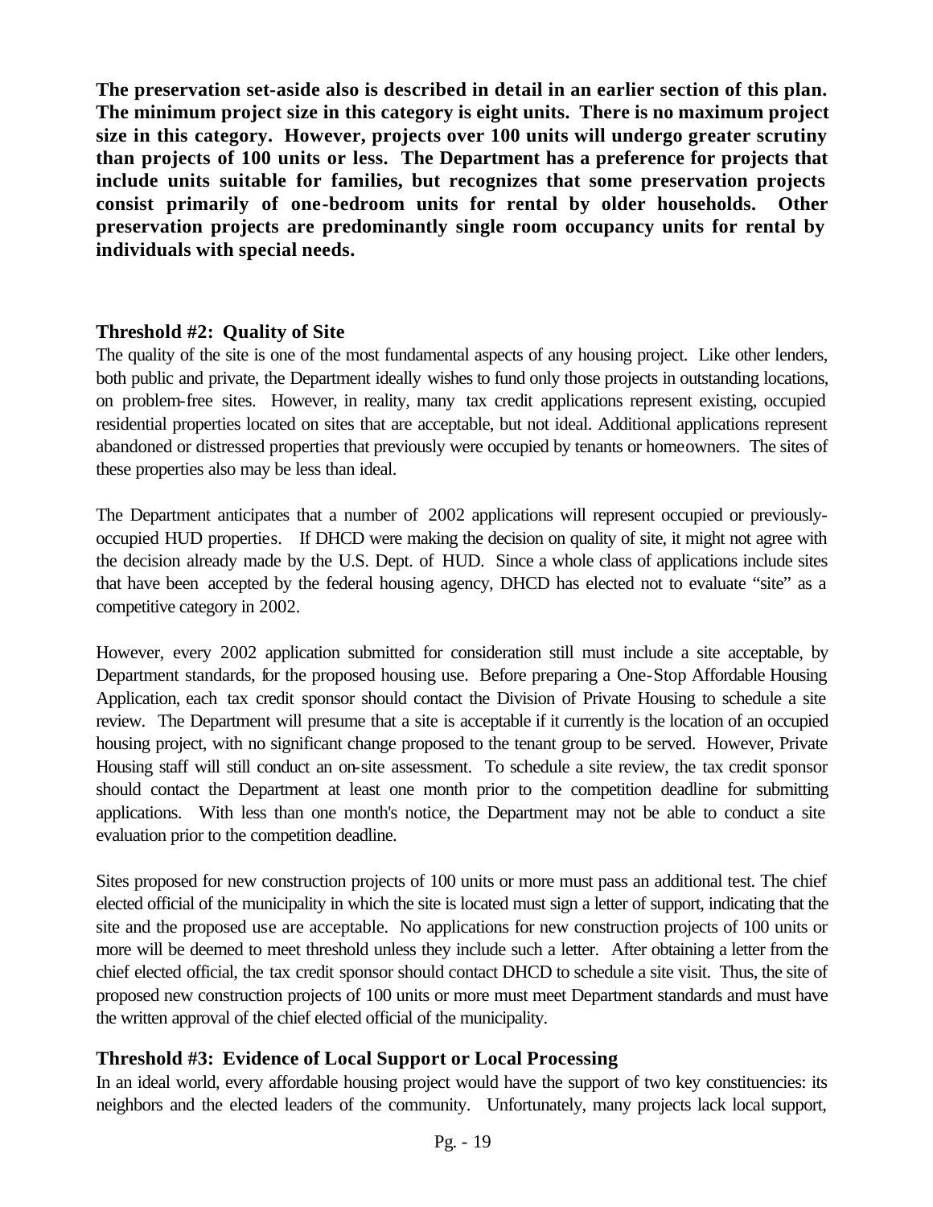**The preservation set-aside also is described in detail in an earlier section of this plan. The minimum project size in this category is eight units. There is no maximum project size in this category. However, projects over 100 units will undergo greater scrutiny than projects of 100 units or less. The Department has a preference for projects that include units suitable for families, but recognizes that some preservation projects consist primarily of one-bedroom units for rental by older households. Other preservation projects are predominantly single room occupancy units for rental by individuals with special needs.**

### Threshold #2: Quality of Site

The quality of the site is one of the most fundamental aspects of any housing project. Like other lenders, both public and private, the Department ideally wishes to fund only those projects in outstanding locations, on problem-free sites. However, in reality, many tax credit applications represent existing, occupied residential properties located on sites that are acceptable, but not ideal. Additional applications represent abandoned or distressed properties that previously were occupied by tenants or homeowners. The sites of these properties also may be less than ideal.

The Department anticipates that a number of 2002 applications will represent occupied or previously-occupied HUD properties. If DHCD were making the decision on quality of site, it might not agree with the decision already made by the U.S. Dept. of HUD. Since a whole class of applications include sites that have been accepted by the federal housing agency, DHCD has elected not to evaluate "site" as a competitive category in 2002.

However, every 2002 application submitted for consideration still must include a site acceptable, by Department standards, for the proposed housing use. Before preparing a One-Stop Affordable Housing Application, each tax credit sponsor should contact the Division of Private Housing to schedule a site review. The Department will presume that a site is acceptable if it currently is the location of an occupied housing project, with no significant change proposed to the tenant group to be served. However, Private Housing staff will still conduct an on-site assessment. To schedule a site review, the tax credit sponsor should contact the Department at least one month prior to the competition deadline for submitting applications. With less than one month's notice, the Department may not be able to conduct a site evaluation prior to the competition deadline.

Sites proposed for new construction projects of 100 units or more must pass an additional test. The chief elected official of the municipality in which the site is located must sign a letter of support, indicating that the site and the proposed use are acceptable. No applications for new construction projects of 100 units or more will be deemed to meet threshold unless they include such a letter. After obtaining a letter from the chief elected official, the tax credit sponsor should contact DHCD to schedule a site visit. Thus, the site of proposed new construction projects of 100 units or more must meet Department standards and must have the written approval of the chief elected official of the municipality.

### Threshold #3: Evidence of Local Support or Local Processing

In an ideal world, every affordable housing project would have the support of two key constituencies: its neighbors and the elected leaders of the community. Unfortunately, many projects lack local support,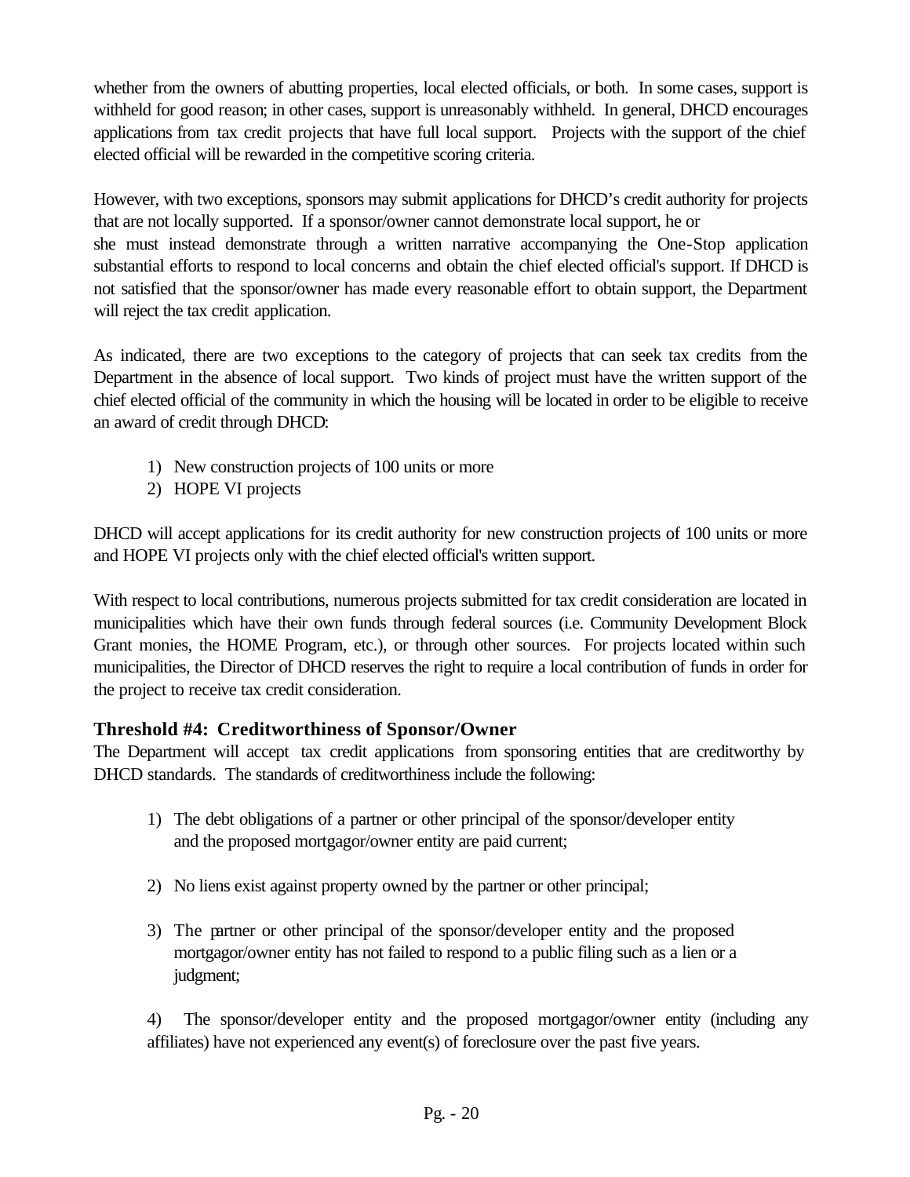whether from the owners of abutting properties, local elected officials, or both. In some cases, support is withheld for good reason; in other cases, support is unreasonably withheld. In general, DHCD encourages applications from tax credit projects that have full local support. Projects with the support of the chief elected official will be rewarded in the competitive scoring criteria.

However, with two exceptions, sponsors may submit applications for DHCD's credit authority for projects that are not locally supported. If a sponsor/owner cannot demonstrate local support, he or she must instead demonstrate through a written narrative accompanying the One-Stop application substantial efforts to respond to local concerns and obtain the chief elected official's support. If DHCD is not satisfied that the sponsor/owner has made every reasonable effort to obtain support, the Department will reject the tax credit application.

As indicated, there are two exceptions to the category of projects that can seek tax credits from the Department in the absence of local support. Two kinds of project must have the written support of the chief elected official of the community in which the housing will be located in order to be eligible to receive an award of credit through DHCD:

1) New construction projects of 100 units or more
2) HOPE VI projects

DHCD will accept applications for its credit authority for new construction projects of 100 units or more and HOPE VI projects only with the chief elected official's written support.

With respect to local contributions, numerous projects submitted for tax credit consideration are located in municipalities which have their own funds through federal sources (i.e. Community Development Block Grant monies, the HOME Program, etc.), or through other sources. For projects located within such municipalities, the Director of DHCD reserves the right to require a local contribution of funds in order for the project to receive tax credit consideration.

### Threshold #4: Creditworthiness of Sponsor/Owner

The Department will accept tax credit applications from sponsoring entities that are creditworthy by DHCD standards. The standards of creditworthiness include the following:

1) The debt obligations of a partner or other principal of the sponsor/developer entity and the proposed mortgagor/owner entity are paid current;

2) No liens exist against property owned by the partner or other principal;

3) The partner or other principal of the sponsor/developer entity and the proposed mortgagor/owner entity has not failed to respond to a public filing such as a lien or a judgment;

4) The sponsor/developer entity and the proposed mortgagor/owner entity (including any affiliates) have not experienced any event(s) of foreclosure over the past five years.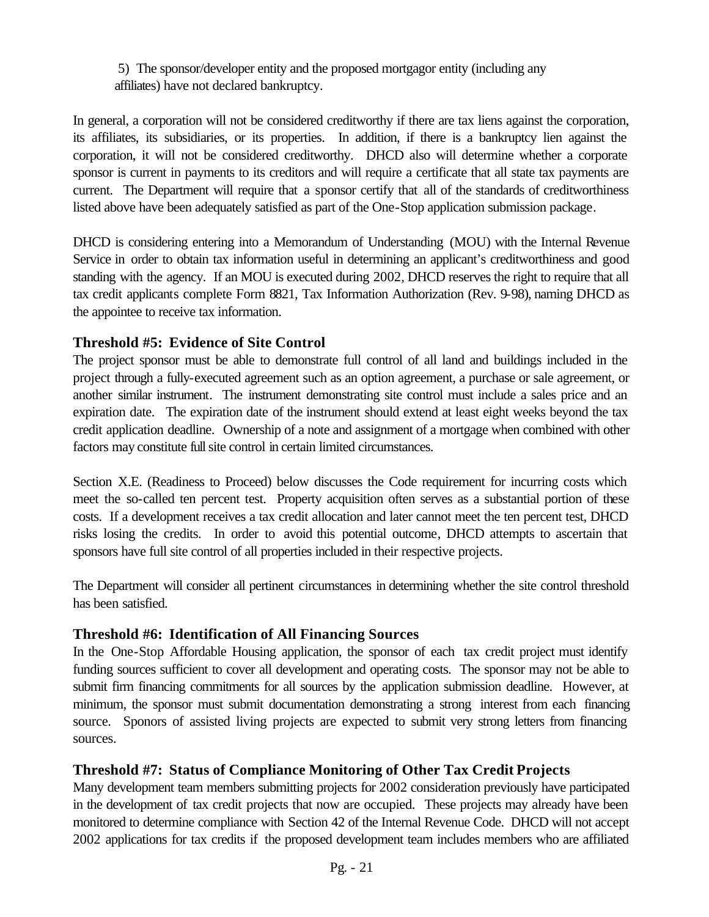5) The sponsor/developer entity and the proposed mortgagor entity (including any affiliates) have not declared bankruptcy.

In general, a corporation will not be considered creditworthy if there are tax liens against the corporation, its affiliates, its subsidiaries, or its properties. In addition, if there is a bankruptcy lien against the corporation, it will not be considered creditworthy. DHCD also will determine whether a corporate sponsor is current in payments to its creditors and will require a certificate that all state tax payments are current. The Department will require that a sponsor certify that all of the standards of creditworthiness listed above have been adequately satisfied as part of the One-Stop application submission package.

DHCD is considering entering into a Memorandum of Understanding (MOU) with the Internal Revenue Service in order to obtain tax information useful in determining an applicant's creditworthiness and good standing with the agency. If an MOU is executed during 2002, DHCD reserves the right to require that all tax credit applicants complete Form 8821, Tax Information Authorization (Rev. 9-98), naming DHCD as the appointee to receive tax information.

### Threshold #5: Evidence of Site Control

The project sponsor must be able to demonstrate full control of all land and buildings included in the project through a fully-executed agreement such as an option agreement, a purchase or sale agreement, or another similar instrument. The instrument demonstrating site control must include a sales price and an expiration date. The expiration date of the instrument should extend at least eight weeks beyond the tax credit application deadline. Ownership of a note and assignment of a mortgage when combined with other factors may constitute full site control in certain limited circumstances.

Section X.E. (Readiness to Proceed) below discusses the Code requirement for incurring costs which meet the so-called ten percent test. Property acquisition often serves as a substantial portion of these costs. If a development receives a tax credit allocation and later cannot meet the ten percent test, DHCD risks losing the credits. In order to avoid this potential outcome, DHCD attempts to ascertain that sponsors have full site control of all properties included in their respective projects.

The Department will consider all pertinent circumstances in determining whether the site control threshold has been satisfied.

### Threshold #6: Identification of All Financing Sources

In the One-Stop Affordable Housing application, the sponsor of each tax credit project must identify funding sources sufficient to cover all development and operating costs. The sponsor may not be able to submit firm financing commitments for all sources by the application submission deadline. However, at minimum, the sponsor must submit documentation demonstrating a strong interest from each financing source. Sponsors of assisted living projects are expected to submit very strong letters from financing sources.

### Threshold #7: Status of Compliance Monitoring of Other Tax Credit Projects

Many development team members submitting projects for 2002 consideration previously have participated in the development of tax credit projects that now are occupied. These projects may already have been monitored to determine compliance with Section 42 of the Internal Revenue Code. DHCD will not accept 2002 applications for tax credits if the proposed development team includes members who are affiliated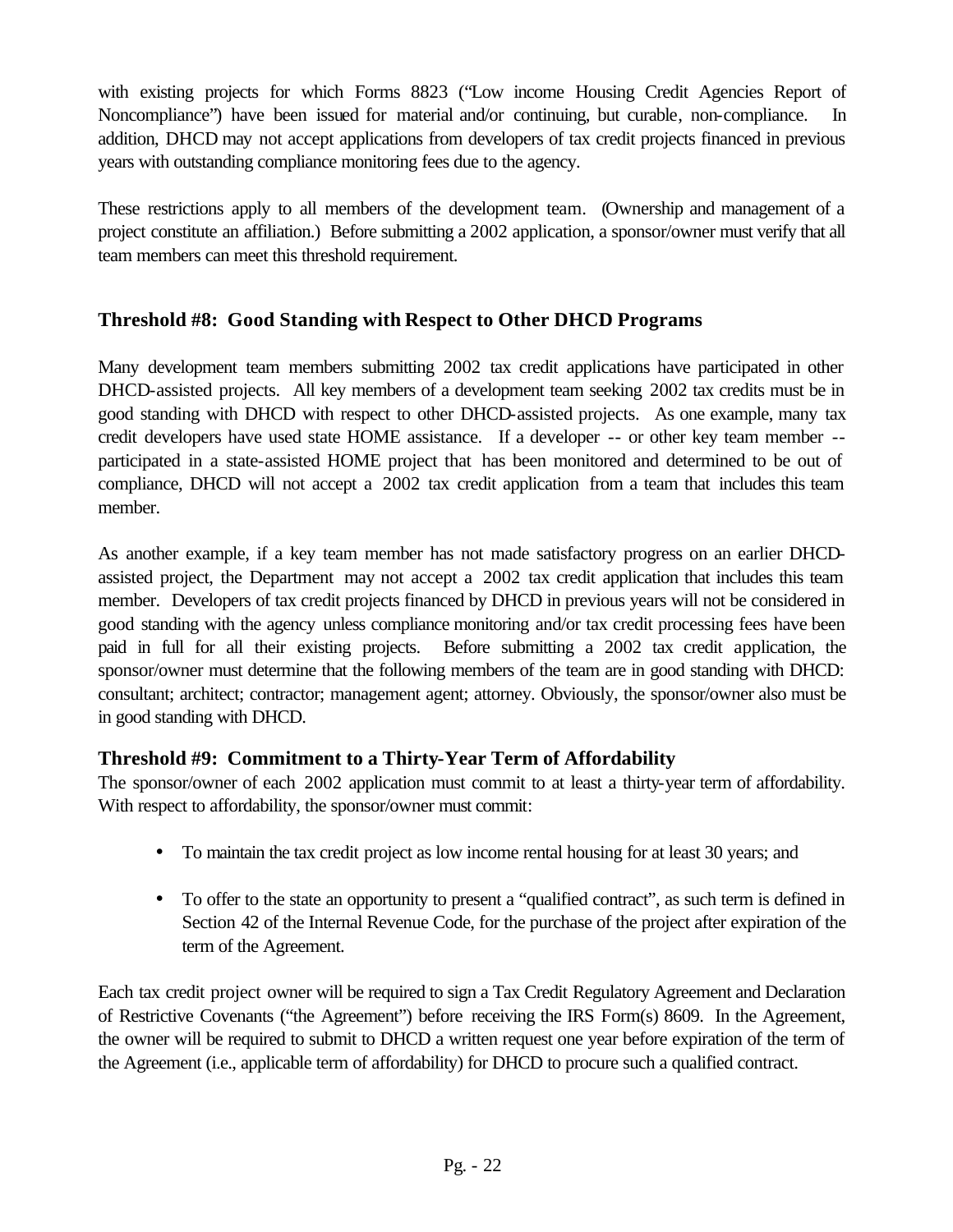with existing projects for which Forms 8823 ("Low income Housing Credit Agencies Report of Noncompliance") have been issued for material and/or continuing, but curable, non-compliance. In addition, DHCD may not accept applications from developers of tax credit projects financed in previous years with outstanding compliance monitoring fees due to the agency.

These restrictions apply to all members of the development team. (Ownership and management of a project constitute an affiliation.) Before submitting a 2002 application, a sponsor/owner must verify that all team members can meet this threshold requirement.

### Threshold #8: Good Standing with Respect to Other DHCD Programs

Many development team members submitting 2002 tax credit applications have participated in other DHCD-assisted projects. All key members of a development team seeking 2002 tax credits must be in good standing with DHCD with respect to other DHCD-assisted projects. As one example, many tax credit developers have used state HOME assistance. If a developer -- or other key team member -- participated in a state-assisted HOME project that has been monitored and determined to be out of compliance, DHCD will not accept a 2002 tax credit application from a team that includes this team member.

As another example, if a key team member has not made satisfactory progress on an earlier DHCD-assisted project, the Department may not accept a 2002 tax credit application that includes this team member. Developers of tax credit projects financed by DHCD in previous years will not be considered in good standing with the agency unless compliance monitoring and/or tax credit processing fees have been paid in full for all their existing projects. Before submitting a 2002 tax credit application, the sponsor/owner must determine that the following members of the team are in good standing with DHCD: consultant; architect; contractor; management agent; attorney. Obviously, the sponsor/owner also must be in good standing with DHCD.

### Threshold #9: Commitment to a Thirty-Year Term of Affordability

The sponsor/owner of each 2002 application must commit to at least a thirty-year term of affordability. With respect to affordability, the sponsor/owner must commit:

- To maintain the tax credit project as low income rental housing for at least 30 years; and
- To offer to the state an opportunity to present a "qualified contract", as such term is defined in Section 42 of the Internal Revenue Code, for the purchase of the project after expiration of the term of the Agreement.

Each tax credit project owner will be required to sign a Tax Credit Regulatory Agreement and Declaration of Restrictive Covenants ("the Agreement") before receiving the IRS Form(s) 8609. In the Agreement, the owner will be required to submit to DHCD a written request one year before expiration of the term of the Agreement (i.e., applicable term of affordability) for DHCD to procure such a qualified contract.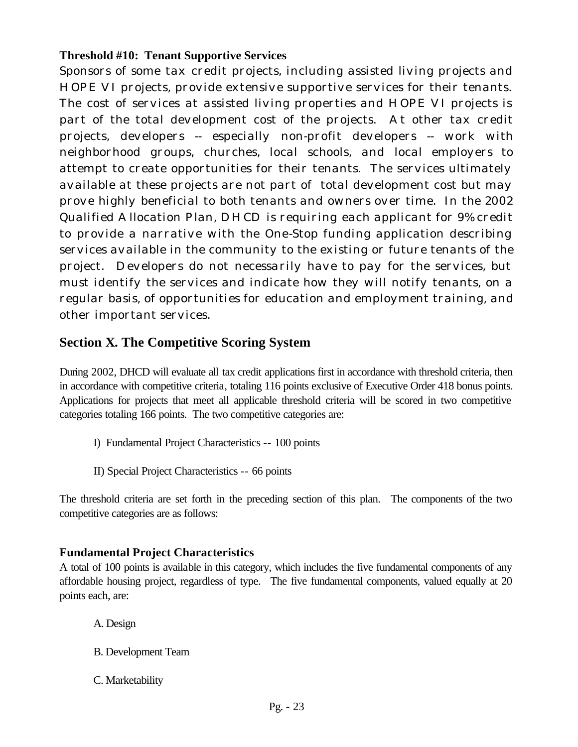**Threshold #10: Tenant Supportive Services**

Sponsors of some tax credit projects, including assisted living projects and HOPE VI projects, provide extensive supportive services for their tenants. The cost of services at assisted living properties and HOPE VI projects is part of the total development cost of the projects. At other tax credit projects, developers -- especially non-profit developers -- work with neighborhood groups, churches, local schools, and local employers to attempt to create opportunities for their tenants. The services ultimately available at these projects are not part of total development cost but may prove highly beneficial to both tenants and owners over time. In the 2002 Qualified Allocation Plan, DHCD is requiring each applicant for 9% credit to provide a narrative with the One-Stop funding application describing services available in the community to the existing or future tenants of the project. Developers do not necessarily have to pay for the services, but must identify the services and indicate how they will notify tenants, on a regular basis, of opportunities for education and employment training, and other important services.

## Section X. The Competitive Scoring System

During 2002, DHCD will evaluate all tax credit applications first in accordance with threshold criteria, then in accordance with competitive criteria, totaling 116 points exclusive of Executive Order 418 bonus points. Applications for projects that meet all applicable threshold criteria will be scored in two competitive categories totaling 166 points. The two competitive categories are:

I) Fundamental Project Characteristics -- 100 points

II) Special Project Characteristics -- 66 points

The threshold criteria are set forth in the preceding section of this plan. The components of the two competitive categories are as follows:

### Fundamental Project Characteristics

A total of 100 points is available in this category, which includes the five fundamental components of any affordable housing project, regardless of type. The five fundamental components, valued equally at 20 points each, are:

A. Design

B. Development Team

C. Marketability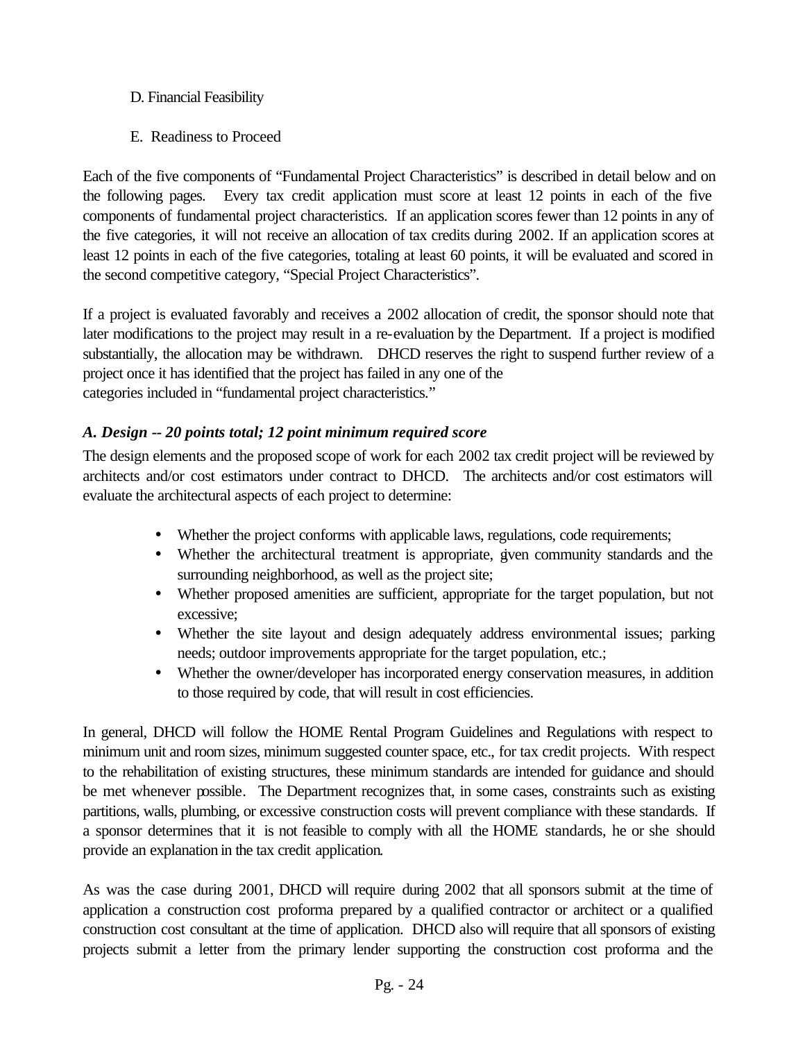D. Financial Feasibility

E. Readiness to Proceed

Each of the five components of "Fundamental Project Characteristics" is described in detail below and on the following pages. Every tax credit application must score at least 12 points in each of the five components of fundamental project characteristics. If an application scores fewer than 12 points in any of the five categories, it will not receive an allocation of tax credits during 2002. If an application scores at least 12 points in each of the five categories, totaling at least 60 points, it will be evaluated and scored in the second competitive category, "Special Project Characteristics".

If a project is evaluated favorably and receives a 2002 allocation of credit, the sponsor should note that later modifications to the project may result in a re-evaluation by the Department. If a project is modified substantially, the allocation may be withdrawn. DHCD reserves the right to suspend further review of a project once it has identified that the project has failed in any one of the categories included in "fundamental project characteristics."

### *A. Design -- 20 points total; 12 point minimum required score*

The design elements and the proposed scope of work for each 2002 tax credit project will be reviewed by architects and/or cost estimators under contract to DHCD. The architects and/or cost estimators will evaluate the architectural aspects of each project to determine:

- Whether the project conforms with applicable laws, regulations, code requirements;
- Whether the architectural treatment is appropriate, given community standards and the surrounding neighborhood, as well as the project site;
- Whether proposed amenities are sufficient, appropriate for the target population, but not excessive;
- Whether the site layout and design adequately address environmental issues; parking needs; outdoor improvements appropriate for the target population, etc.;
- Whether the owner/developer has incorporated energy conservation measures, in addition to those required by code, that will result in cost efficiencies.

In general, DHCD will follow the HOME Rental Program Guidelines and Regulations with respect to minimum unit and room sizes, minimum suggested counter space, etc., for tax credit projects. With respect to the rehabilitation of existing structures, these minimum standards are intended for guidance and should be met whenever possible. The Department recognizes that, in some cases, constraints such as existing partitions, walls, plumbing, or excessive construction costs will prevent compliance with these standards. If a sponsor determines that it is not feasible to comply with all the HOME standards, he or she should provide an explanation in the tax credit application.

As was the case during 2001, DHCD will require during 2002 that all sponsors submit at the time of application a construction cost proforma prepared by a qualified contractor or architect or a qualified construction cost consultant at the time of application. DHCD also will require that all sponsors of existing projects submit a letter from the primary lender supporting the construction cost proforma and the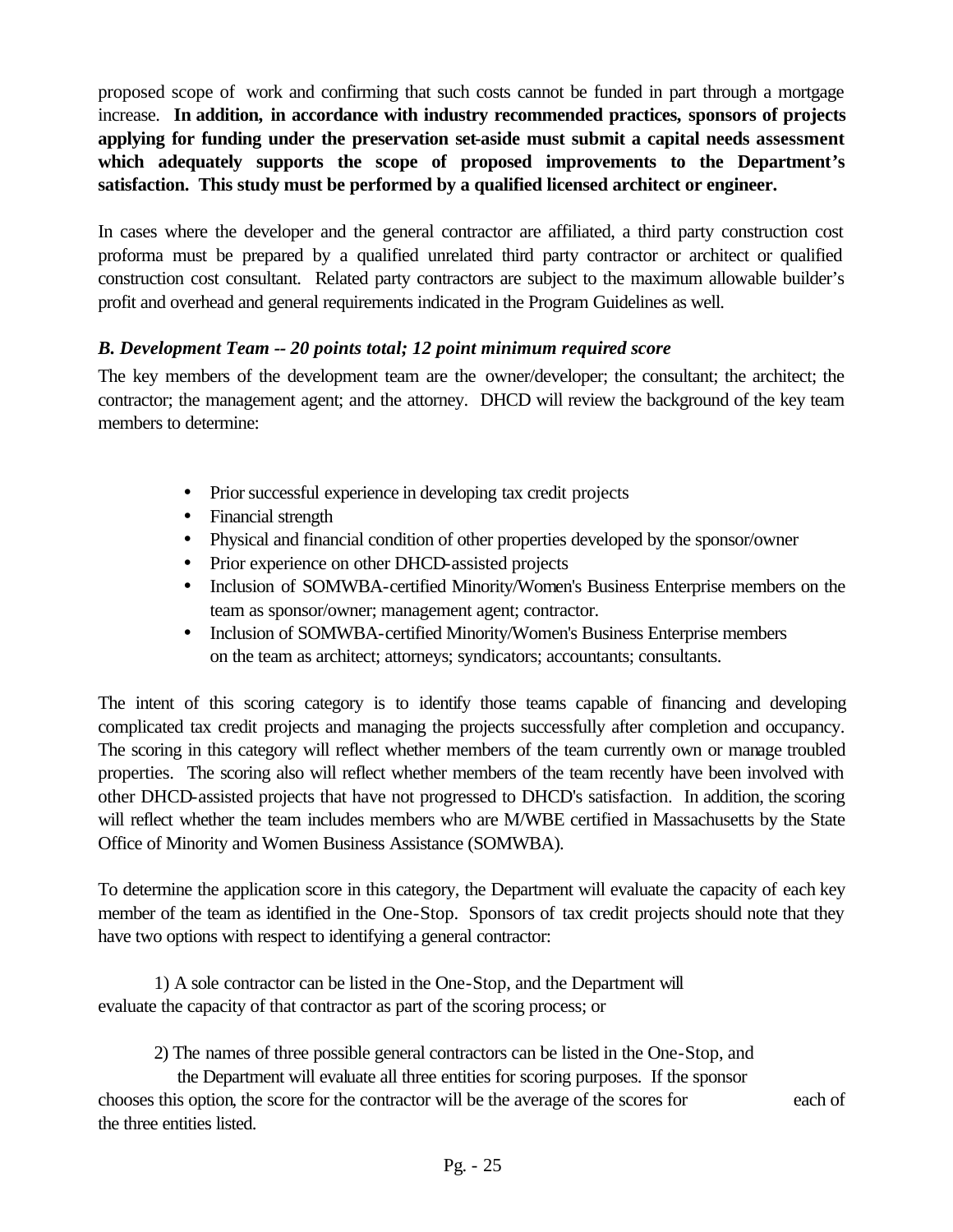proposed scope of work and confirming that such costs cannot be funded in part through a mortgage increase. **In addition, in accordance with industry recommended practices, sponsors of projects applying for funding under the preservation set-aside must submit a capital needs assessment which adequately supports the scope of proposed improvements to the Department's satisfaction. This study must be performed by a qualified licensed architect or engineer.**

In cases where the developer and the general contractor are affiliated, a third party construction cost proforma must be prepared by a qualified unrelated third party contractor or architect or qualified construction cost consultant. Related party contractors are subject to the maximum allowable builder's profit and overhead and general requirements indicated in the Program Guidelines as well.

### *B. Development Team -- 20 points total; 12 point minimum required score*

The key members of the development team are the owner/developer; the consultant; the architect; the contractor; the management agent; and the attorney. DHCD will review the background of the key team members to determine:

- Prior successful experience in developing tax credit projects
- Financial strength
- Physical and financial condition of other properties developed by the sponsor/owner
- Prior experience on other DHCD-assisted projects
- Inclusion of SOMWBA-certified Minority/Women's Business Enterprise members on the team as sponsor/owner; management agent; contractor.
- Inclusion of SOMWBA-certified Minority/Women's Business Enterprise members on the team as architect; attorneys; syndicators; accountants; consultants.

The intent of this scoring category is to identify those teams capable of financing and developing complicated tax credit projects and managing the projects successfully after completion and occupancy. The scoring in this category will reflect whether members of the team currently own or manage troubled properties. The scoring also will reflect whether members of the team recently have been involved with other DHCD-assisted projects that have not progressed to DHCD's satisfaction. In addition, the scoring will reflect whether the team includes members who are M/WBE certified in Massachusetts by the State Office of Minority and Women Business Assistance (SOMWBA).

To determine the application score in this category, the Department will evaluate the capacity of each key member of the team as identified in the One-Stop. Sponsors of tax credit projects should note that they have two options with respect to identifying a general contractor:

1) A sole contractor can be listed in the One-Stop, and the Department will evaluate the capacity of that contractor as part of the scoring process; or

2) The names of three possible general contractors can be listed in the One-Stop, and the Department will evaluate all three entities for scoring purposes. If the sponsor chooses this option, the score for the contractor will be the average of the scores for each of the three entities listed.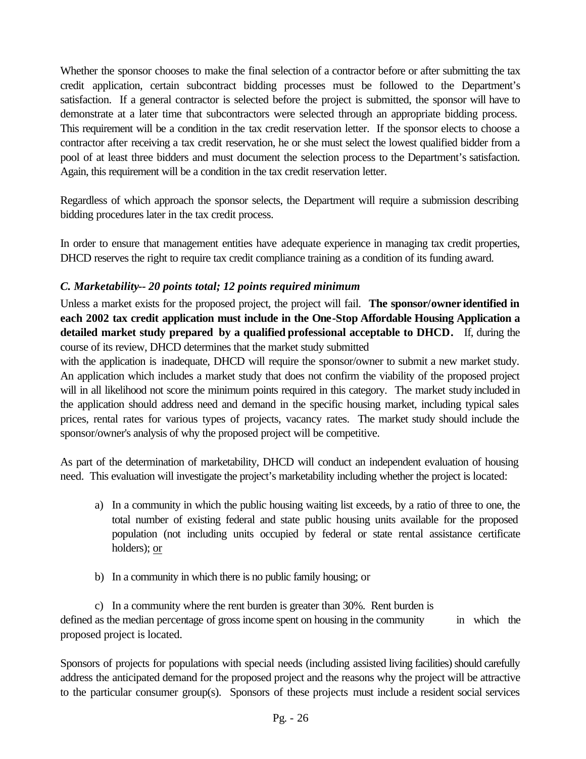Whether the sponsor chooses to make the final selection of a contractor before or after submitting the tax credit application, certain subcontract bidding processes must be followed to the Department's satisfaction. If a general contractor is selected before the project is submitted, the sponsor will have to demonstrate at a later time that subcontractors were selected through an appropriate bidding process. This requirement will be a condition in the tax credit reservation letter. If the sponsor elects to choose a contractor after receiving a tax credit reservation, he or she must select the lowest qualified bidder from a pool of at least three bidders and must document the selection process to the Department's satisfaction. Again, this requirement will be a condition in the tax credit reservation letter.

Regardless of which approach the sponsor selects, the Department will require a submission describing bidding procedures later in the tax credit process.

In order to ensure that management entities have adequate experience in managing tax credit properties, DHCD reserves the right to require tax credit compliance training as a condition of its funding award.

### *C. Marketability-- 20 points total; 12 points required minimum*

Unless a market exists for the proposed project, the project will fail. **The sponsor/owner identified in each 2002 tax credit application must include in the One-Stop Affordable Housing Application a detailed market study prepared by a qualified professional acceptable to DHCD.** If, during the course of its review, DHCD determines that the market study submitted with the application is inadequate, DHCD will require the sponsor/owner to submit a new market study. An application which includes a market study that does not confirm the viability of the proposed project will in all likelihood not score the minimum points required in this category. The market study included in the application should address need and demand in the specific housing market, including typical sales prices, rental rates for various types of projects, vacancy rates. The market study should include the sponsor/owner's analysis of why the proposed project will be competitive.

As part of the determination of marketability, DHCD will conduct an independent evaluation of housing need. This evaluation will investigate the project's marketability including whether the project is located:

a) In a community in which the public housing waiting list exceeds, by a ratio of three to one, the total number of existing federal and state public housing units available for the proposed population (not including units occupied by federal or state rental assistance certificate holders); <u>or</u>

b) In a community in which there is no public family housing; or

c) In a community where the rent burden is greater than 30%. Rent burden is defined as the median percentage of gross income spent on housing in the community in which the proposed project is located.

Sponsors of projects for populations with special needs (including assisted living facilities) should carefully address the anticipated demand for the proposed project and the reasons why the project will be attractive to the particular consumer group(s). Sponsors of these projects must include a resident social services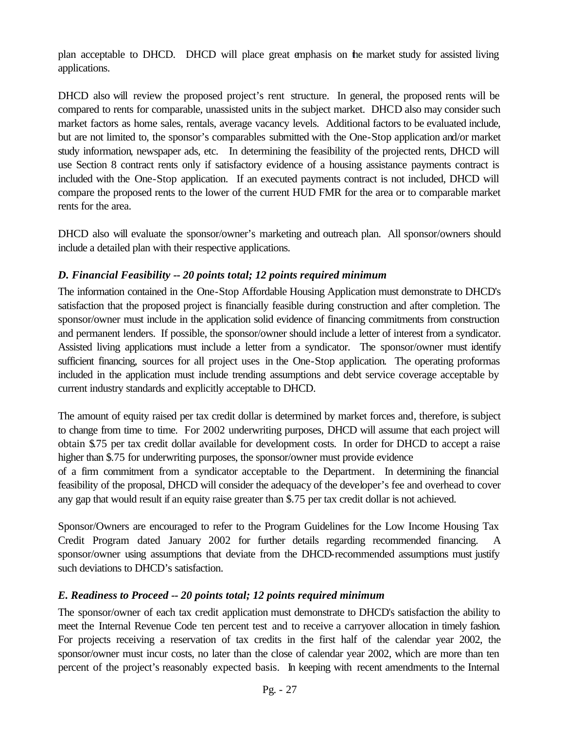plan acceptable to DHCD. DHCD will place great emphasis on the market study for assisted living applications.

DHCD also will review the proposed project's rent structure. In general, the proposed rents will be compared to rents for comparable, unassisted units in the subject market. DHCD also may consider such market factors as home sales, rentals, average vacancy levels. Additional factors to be evaluated include, but are not limited to, the sponsor's comparables submitted with the One-Stop application and/or market study information, newspaper ads, etc. In determining the feasibility of the projected rents, DHCD will use Section 8 contract rents only if satisfactory evidence of a housing assistance payments contract is included with the One-Stop application. If an executed payments contract is not included, DHCD will compare the proposed rents to the lower of the current HUD FMR for the area or to comparable market rents for the area.

DHCD also will evaluate the sponsor/owner's marketing and outreach plan. All sponsor/owners should include a detailed plan with their respective applications.

### *D. Financial Feasibility -- 20 points total; 12 points required minimum*

The information contained in the One-Stop Affordable Housing Application must demonstrate to DHCD's satisfaction that the proposed project is financially feasible during construction and after completion. The sponsor/owner must include in the application solid evidence of financing commitments from construction and permanent lenders. If possible, the sponsor/owner should include a letter of interest from a syndicator. Assisted living applications must include a letter from a syndicator. The sponsor/owner must identify sufficient financing, sources for all project uses in the One-Stop application. The operating proformas included in the application must include trending assumptions and debt service coverage acceptable by current industry standards and explicitly acceptable to DHCD.

The amount of equity raised per tax credit dollar is determined by market forces and, therefore, is subject to change from time to time. For 2002 underwriting purposes, DHCD will assume that each project will obtain $.75 per tax credit dollar available for development costs. In order for DHCD to accept a raise higher than $.75 for underwriting purposes, the sponsor/owner must provide evidence of a firm commitment from a syndicator acceptable to the Department. In determining the financial feasibility of the proposal, DHCD will consider the adequacy of the developer's fee and overhead to cover any gap that would result if an equity raise greater than $.75 per tax credit dollar is not achieved.

Sponsor/Owners are encouraged to refer to the Program Guidelines for the Low Income Housing Tax Credit Program dated January 2002 for further details regarding recommended financing. A sponsor/owner using assumptions that deviate from the DHCD-recommended assumptions must justify such deviations to DHCD's satisfaction.

### *E. Readiness to Proceed -- 20 points total; 12 points required minimum*

The sponsor/owner of each tax credit application must demonstrate to DHCD's satisfaction the ability to meet the Internal Revenue Code ten percent test and to receive a carryover allocation in timely fashion. For projects receiving a reservation of tax credits in the first half of the calendar year 2002, the sponsor/owner must incur costs, no later than the close of calendar year 2002, which are more than ten percent of the project's reasonably expected basis. In keeping with recent amendments to the Internal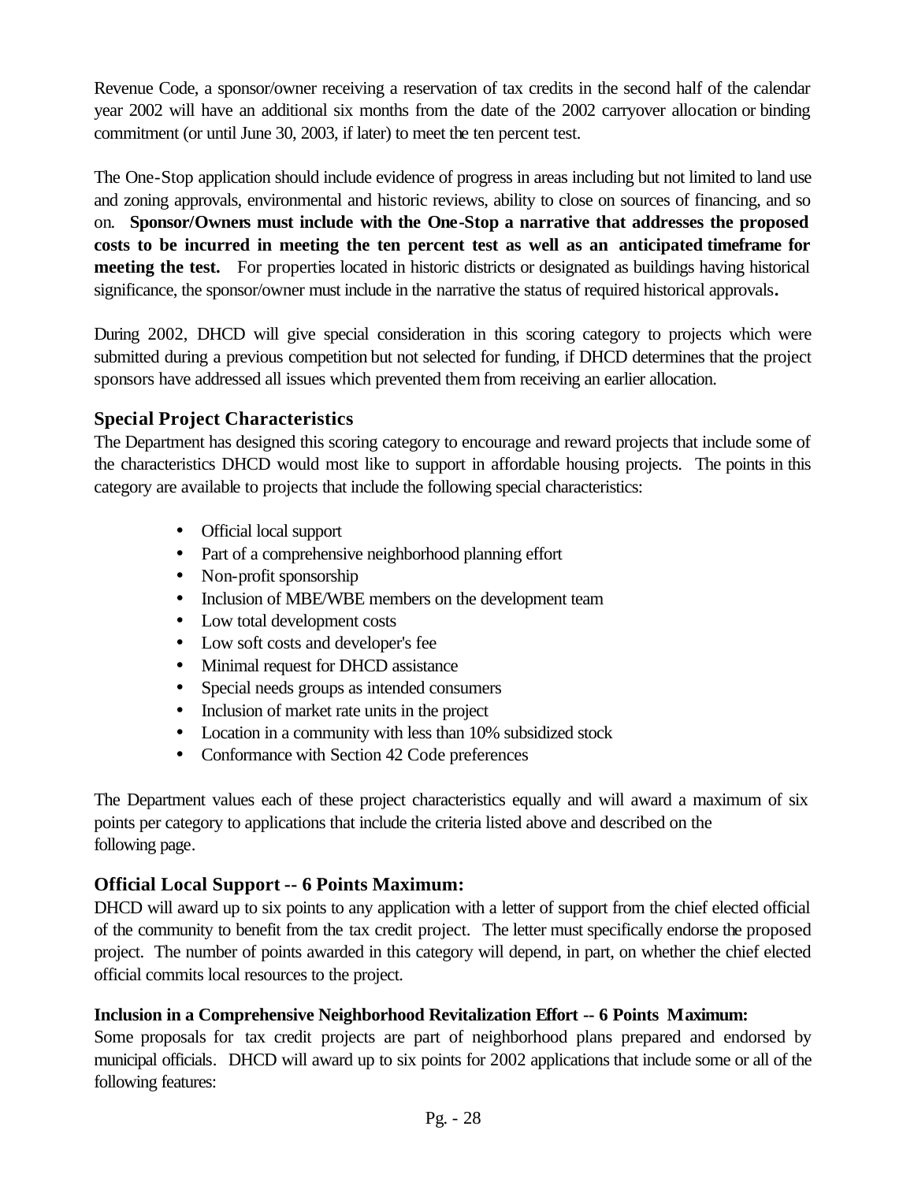Revenue Code, a sponsor/owner receiving a reservation of tax credits in the second half of the calendar year 2002 will have an additional six months from the date of the 2002 carryover allocation or binding commitment (or until June 30, 2003, if later) to meet the ten percent test.

The One-Stop application should include evidence of progress in areas including but not limited to land use and zoning approvals, environmental and historic reviews, ability to close on sources of financing, and so on. **Sponsor/Owners must include with the One-Stop a narrative that addresses the proposed costs to be incurred in meeting the ten percent test as well as an anticipated timeframe for meeting the test.** For properties located in historic districts or designated as buildings having historical significance, the sponsor/owner must include in the narrative the status of required historical approvals**.**

During 2002, DHCD will give special consideration in this scoring category to projects which were submitted during a previous competition but not selected for funding, if DHCD determines that the project sponsors have addressed all issues which prevented them from receiving an earlier allocation.

## Special Project Characteristics

The Department has designed this scoring category to encourage and reward projects that include some of the characteristics DHCD would most like to support in affordable housing projects. The points in this category are available to projects that include the following special characteristics:

- Official local support
- Part of a comprehensive neighborhood planning effort
- Non-profit sponsorship
- Inclusion of MBE/WBE members on the development team
- Low total development costs
- Low soft costs and developer's fee
- Minimal request for DHCD assistance
- Special needs groups as intended consumers
- Inclusion of market rate units in the project
- Location in a community with less than 10% subsidized stock
- Conformance with Section 42 Code preferences

The Department values each of these project characteristics equally and will award a maximum of six points per category to applications that include the criteria listed above and described on the following page.

## Official Local Support -- 6 Points Maximum:

DHCD will award up to six points to any application with a letter of support from the chief elected official of the community to benefit from the tax credit project. The letter must specifically endorse the proposed project. The number of points awarded in this category will depend, in part, on whether the chief elected official commits local resources to the project.

**Inclusion in a Comprehensive Neighborhood Revitalization Effort -- 6 Points Maximum:**

Some proposals for tax credit projects are part of neighborhood plans prepared and endorsed by municipal officials. DHCD will award up to six points for 2002 applications that include some or all of the following features: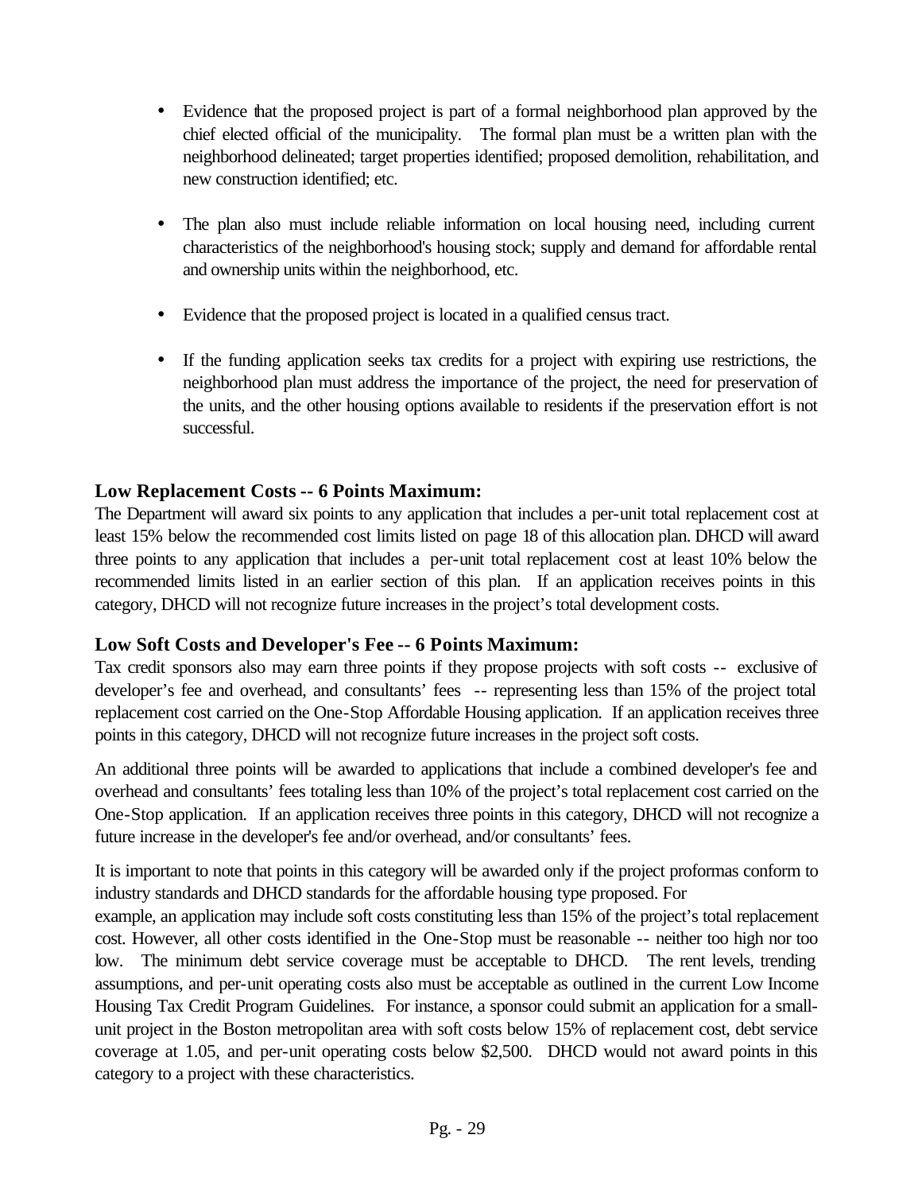- Evidence that the proposed project is part of a formal neighborhood plan approved by the chief elected official of the municipality. The formal plan must be a written plan with the neighborhood delineated; target properties identified; proposed demolition, rehabilitation, and new construction identified; etc.

- The plan also must include reliable information on local housing need, including current characteristics of the neighborhood's housing stock; supply and demand for affordable rental and ownership units within the neighborhood, etc.

- Evidence that the proposed project is located in a qualified census tract.

- If the funding application seeks tax credits for a project with expiring use restrictions, the neighborhood plan must address the importance of the project, the need for preservation of the units, and the other housing options available to residents if the preservation effort is not successful.

### Low Replacement Costs -- 6 Points Maximum:

The Department will award six points to any application that includes a per-unit total replacement cost at least 15% below the recommended cost limits listed on page 18 of this allocation plan. DHCD will award three points to any application that includes a per-unit total replacement cost at least 10% below the recommended limits listed in an earlier section of this plan. If an application receives points in this category, DHCD will not recognize future increases in the project's total development costs.

### Low Soft Costs and Developer's Fee -- 6 Points Maximum:

Tax credit sponsors also may earn three points if they propose projects with soft costs -- exclusive of developer's fee and overhead, and consultants' fees -- representing less than 15% of the project total replacement cost carried on the One-Stop Affordable Housing application. If an application receives three points in this category, DHCD will not recognize future increases in the project soft costs.

An additional three points will be awarded to applications that include a combined developer's fee and overhead and consultants' fees totaling less than 10% of the project's total replacement cost carried on the One-Stop application. If an application receives three points in this category, DHCD will not recognize a future increase in the developer's fee and/or overhead, and/or consultants' fees.

It is important to note that points in this category will be awarded only if the project proformas conform to industry standards and DHCD standards for the affordable housing type proposed. For example, an application may include soft costs constituting less than 15% of the project's total replacement cost. However, all other costs identified in the One-Stop must be reasonable -- neither too high nor too low. The minimum debt service coverage must be acceptable to DHCD. The rent levels, trending assumptions, and per-unit operating costs also must be acceptable as outlined in the current Low Income Housing Tax Credit Program Guidelines. For instance, a sponsor could submit an application for a small-unit project in the Boston metropolitan area with soft costs below 15% of replacement cost, debt service coverage at 1.05, and per-unit operating costs below $2,500. DHCD would not award points in this category to a project with these characteristics.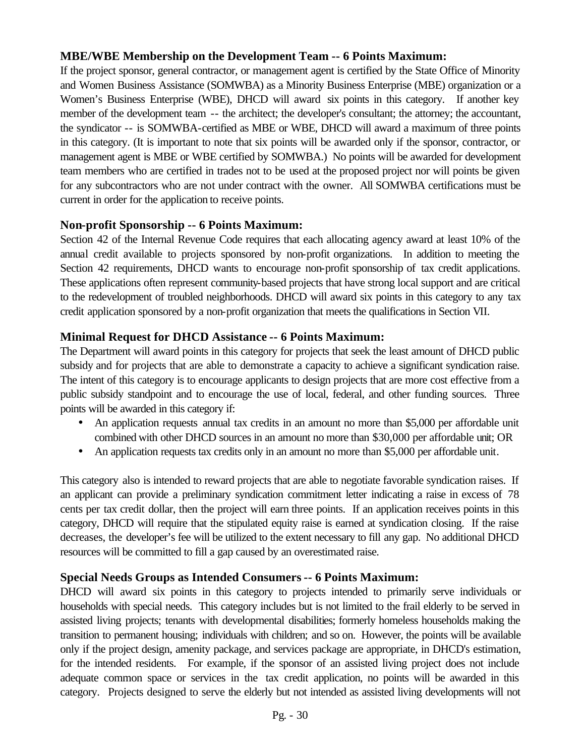### MBE/WBE Membership on the Development Team -- 6 Points Maximum:

If the project sponsor, general contractor, or management agent is certified by the State Office of Minority and Women Business Assistance (SOMWBA) as a Minority Business Enterprise (MBE) organization or a Women's Business Enterprise (WBE), DHCD will award six points in this category. If another key member of the development team -- the architect; the developer's consultant; the attorney; the accountant, the syndicator -- is SOMWBA-certified as MBE or WBE, DHCD will award a maximum of three points in this category. (It is important to note that six points will be awarded only if the sponsor, contractor, or management agent is MBE or WBE certified by SOMWBA.) No points will be awarded for development team members who are certified in trades not to be used at the proposed project nor will points be given for any subcontractors who are not under contract with the owner. All SOMWBA certifications must be current in order for the application to receive points.

### Non-profit Sponsorship -- 6 Points Maximum:

Section 42 of the Internal Revenue Code requires that each allocating agency award at least 10% of the annual credit available to projects sponsored by non-profit organizations. In addition to meeting the Section 42 requirements, DHCD wants to encourage non-profit sponsorship of tax credit applications. These applications often represent community-based projects that have strong local support and are critical to the redevelopment of troubled neighborhoods. DHCD will award six points in this category to any tax credit application sponsored by a non-profit organization that meets the qualifications in Section VII.

### Minimal Request for DHCD Assistance -- 6 Points Maximum:

The Department will award points in this category for projects that seek the least amount of DHCD public subsidy and for projects that are able to demonstrate a capacity to achieve a significant syndication raise. The intent of this category is to encourage applicants to design projects that are more cost effective from a public subsidy standpoint and to encourage the use of local, federal, and other funding sources. Three points will be awarded in this category if:

- An application requests annual tax credits in an amount no more than $5,000 per affordable unit combined with other DHCD sources in an amount no more than $30,000 per affordable unit; OR
- An application requests tax credits only in an amount no more than $5,000 per affordable unit.

This category also is intended to reward projects that are able to negotiate favorable syndication raises. If an applicant can provide a preliminary syndication commitment letter indicating a raise in excess of 78 cents per tax credit dollar, then the project will earn three points. If an application receives points in this category, DHCD will require that the stipulated equity raise is earned at syndication closing. If the raise decreases, the developer's fee will be utilized to the extent necessary to fill any gap. No additional DHCD resources will be committed to fill a gap caused by an overestimated raise.

### Special Needs Groups as Intended Consumers -- 6 Points Maximum:

DHCD will award six points in this category to projects intended to primarily serve individuals or households with special needs. This category includes but is not limited to the frail elderly to be served in assisted living projects; tenants with developmental disabilities; formerly homeless households making the transition to permanent housing; individuals with children; and so on. However, the points will be available only if the project design, amenity package, and services package are appropriate, in DHCD's estimation, for the intended residents. For example, if the sponsor of an assisted living project does not include adequate common space or services in the tax credit application, no points will be awarded in this category. Projects designed to serve the elderly but not intended as assisted living developments will not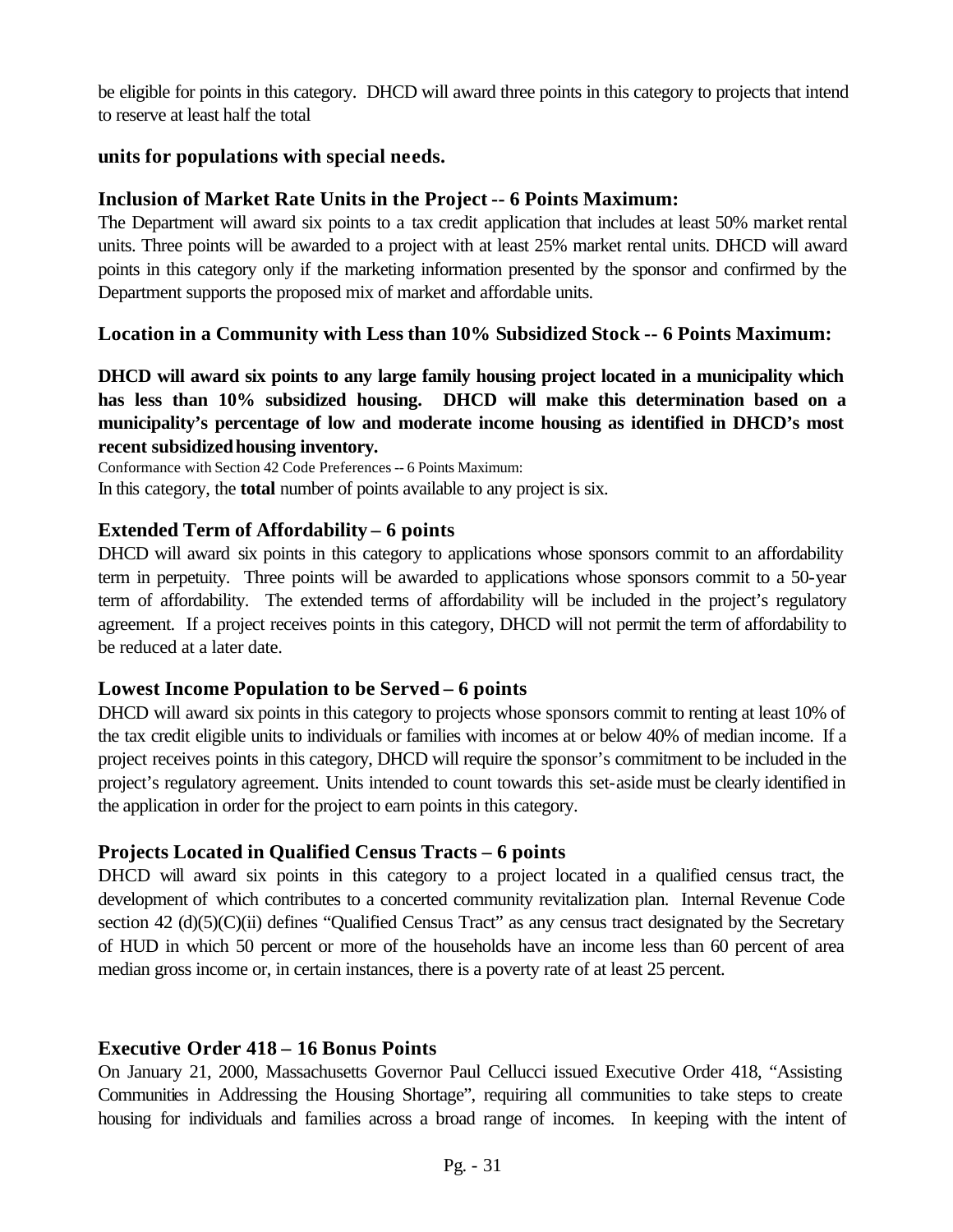be eligible for points in this category. DHCD will award three points in this category to projects that intend to reserve at least half the total

**units for populations with special needs.**

### Inclusion of Market Rate Units in the Project -- 6 Points Maximum:

The Department will award six points to a tax credit application that includes at least 50% market rental units. Three points will be awarded to a project with at least 25% market rental units. DHCD will award points in this category only if the marketing information presented by the sponsor and confirmed by the Department supports the proposed mix of market and affordable units.

### Location in a Community with Less than 10% Subsidized Stock -- 6 Points Maximum:

**DHCD will award six points to any large family housing project located in a municipality which has less than 10% subsidized housing. DHCD will make this determination based on a municipality's percentage of low and moderate income housing as identified in DHCD's most recent subsidized housing inventory.**

Conformance with Section 42 Code Preferences -- 6 Points Maximum:

In this category, the **total** number of points available to any project is six.

### Extended Term of Affordability – 6 points

DHCD will award six points in this category to applications whose sponsors commit to an affordability term in perpetuity. Three points will be awarded to applications whose sponsors commit to a 50-year term of affordability. The extended terms of affordability will be included in the project's regulatory agreement. If a project receives points in this category, DHCD will not permit the term of affordability to be reduced at a later date.

### Lowest Income Population to be Served – 6 points

DHCD will award six points in this category to projects whose sponsors commit to renting at least 10% of the tax credit eligible units to individuals or families with incomes at or below 40% of median income. If a project receives points in this category, DHCD will require the sponsor's commitment to be included in the project's regulatory agreement. Units intended to count towards this set-aside must be clearly identified in the application in order for the project to earn points in this category.

### Projects Located in Qualified Census Tracts – 6 points

DHCD will award six points in this category to a project located in a qualified census tract, the development of which contributes to a concerted community revitalization plan. Internal Revenue Code section 42 (d)(5)(C)(ii) defines "Qualified Census Tract" as any census tract designated by the Secretary of HUD in which 50 percent or more of the households have an income less than 60 percent of area median gross income or, in certain instances, there is a poverty rate of at least 25 percent.

### Executive Order 418 – 16 Bonus Points

On January 21, 2000, Massachusetts Governor Paul Cellucci issued Executive Order 418, "Assisting Communities in Addressing the Housing Shortage", requiring all communities to take steps to create housing for individuals and families across a broad range of incomes. In keeping with the intent of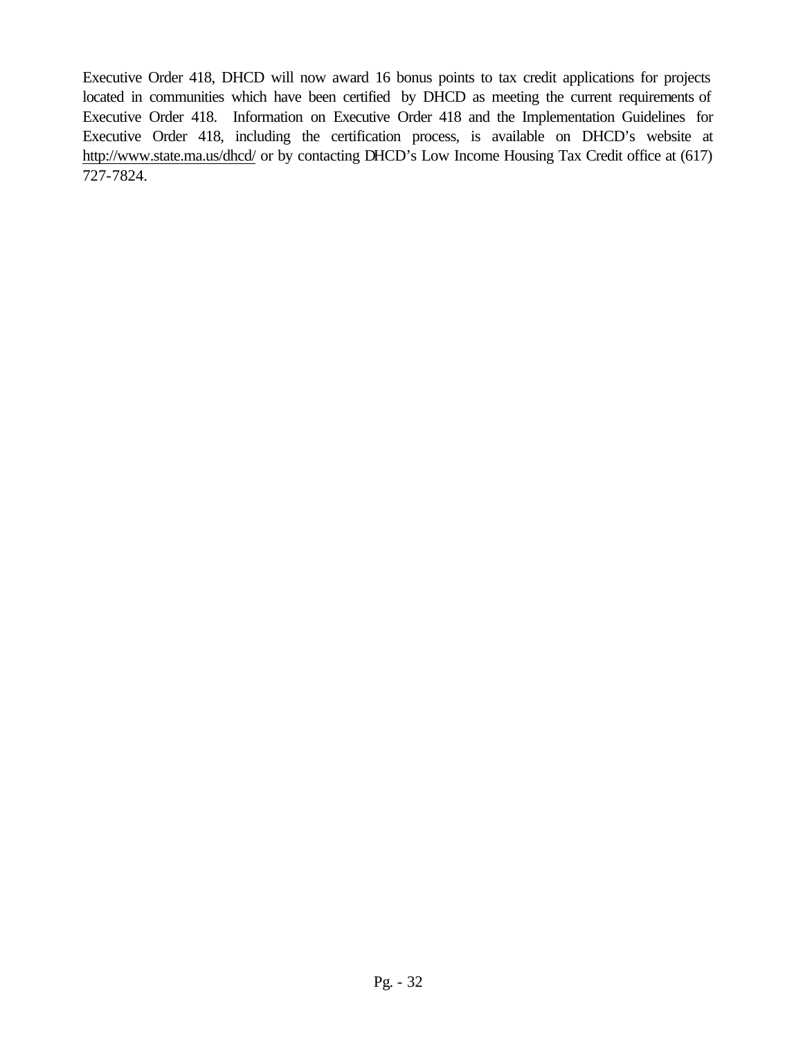Executive Order 418, DHCD will now award 16 bonus points to tax credit applications for projects located in communities which have been certified by DHCD as meeting the current requirements of Executive Order 418. Information on Executive Order 418 and the Implementation Guidelines for Executive Order 418, including the certification process, is available on DHCD's website at http://www.state.ma.us/dhcd/ or by contacting DHCD's Low Income Housing Tax Credit office at (617) 727-7824.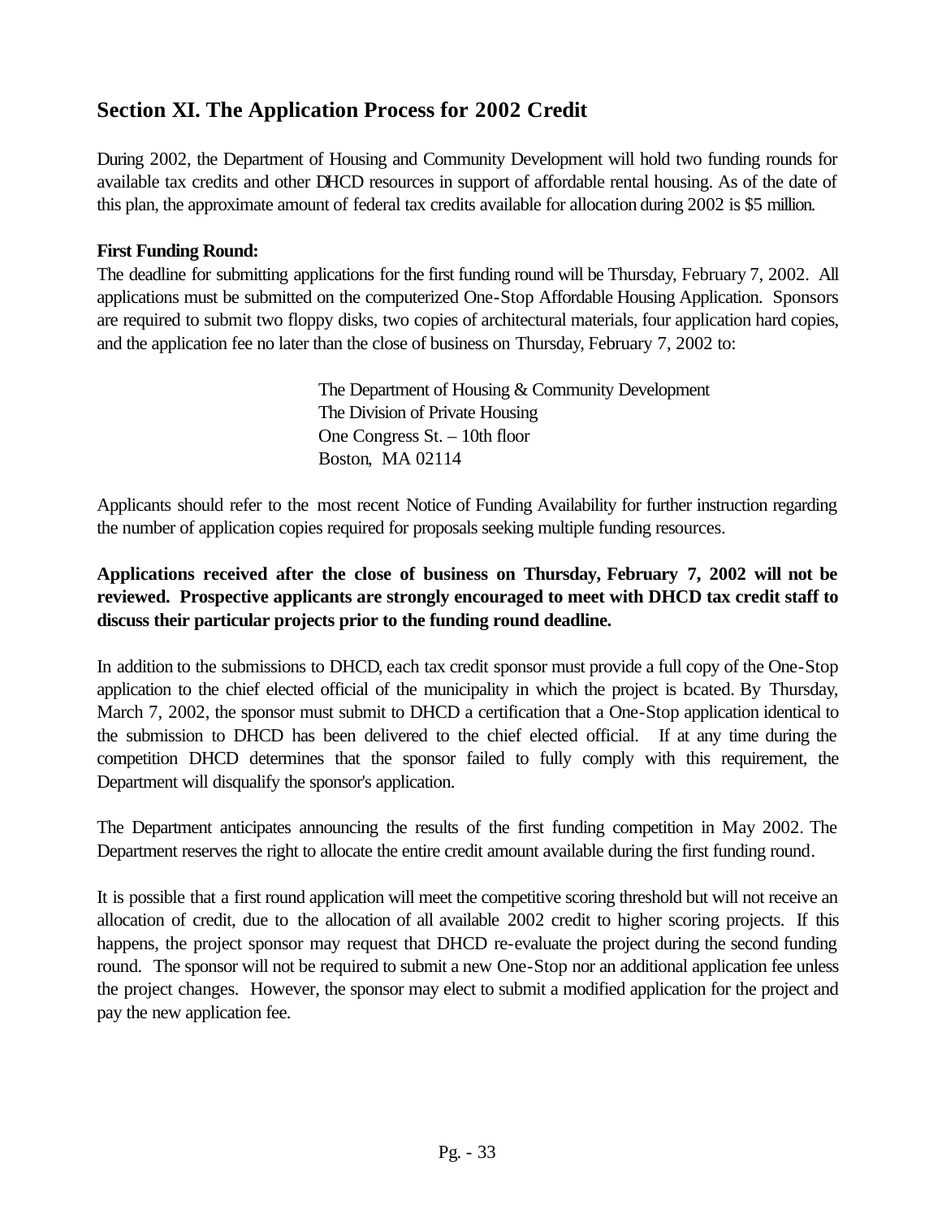## Section XI. The Application Process for 2002 Credit

During 2002, the Department of Housing and Community Development will hold two funding rounds for available tax credits and other DHCD resources in support of affordable rental housing. As of the date of this plan, the approximate amount of federal tax credits available for allocation during 2002 is $5 million.

**First Funding Round:**

The deadline for submitting applications for the first funding round will be Thursday, February 7, 2002. All applications must be submitted on the computerized One-Stop Affordable Housing Application. Sponsors are required to submit two floppy disks, two copies of architectural materials, four application hard copies, and the application fee no later than the close of business on Thursday, February 7, 2002 to:

> The Department of Housing & Community Development
> The Division of Private Housing
> One Congress St. – 10th floor
> Boston, MA 02114

Applicants should refer to the most recent Notice of Funding Availability for further instruction regarding the number of application copies required for proposals seeking multiple funding resources.

**Applications received after the close of business on Thursday, February 7, 2002 will not be reviewed. Prospective applicants are strongly encouraged to meet with DHCD tax credit staff to discuss their particular projects prior to the funding round deadline.**

In addition to the submissions to DHCD, each tax credit sponsor must provide a full copy of the One-Stop application to the chief elected official of the municipality in which the project is located. By Thursday, March 7, 2002, the sponsor must submit to DHCD a certification that a One-Stop application identical to the submission to DHCD has been delivered to the chief elected official. If at any time during the competition DHCD determines that the sponsor failed to fully comply with this requirement, the Department will disqualify the sponsor's application.

The Department anticipates announcing the results of the first funding competition in May 2002. The Department reserves the right to allocate the entire credit amount available during the first funding round.

It is possible that a first round application will meet the competitive scoring threshold but will not receive an allocation of credit, due to the allocation of all available 2002 credit to higher scoring projects. If this happens, the project sponsor may request that DHCD re-evaluate the project during the second funding round. The sponsor will not be required to submit a new One-Stop nor an additional application fee unless the project changes. However, the sponsor may elect to submit a modified application for the project and pay the new application fee.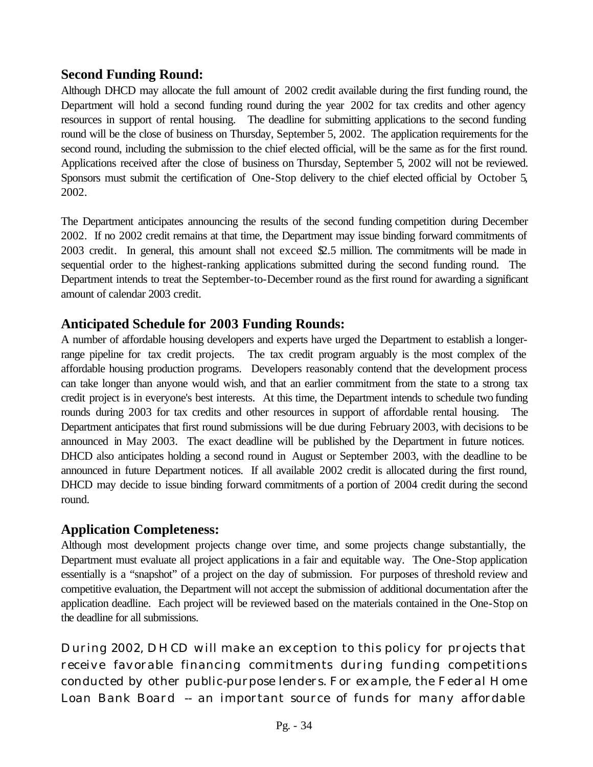## Second Funding Round:

Although DHCD may allocate the full amount of 2002 credit available during the first funding round, the Department will hold a second funding round during the year 2002 for tax credits and other agency resources in support of rental housing. The deadline for submitting applications to the second funding round will be the close of business on Thursday, September 5, 2002. The application requirements for the second round, including the submission to the chief elected official, will be the same as for the first round. Applications received after the close of business on Thursday, September 5, 2002 will not be reviewed. Sponsors must submit the certification of One-Stop delivery to the chief elected official by October 5, 2002.

The Department anticipates announcing the results of the second funding competition during December 2002. If no 2002 credit remains at that time, the Department may issue binding forward commitments of 2003 credit. In general, this amount shall not exceed $2.5 million. The commitments will be made in sequential order to the highest-ranking applications submitted during the second funding round. The Department intends to treat the September-to-December round as the first round for awarding a significant amount of calendar 2003 credit.

## Anticipated Schedule for 2003 Funding Rounds:

A number of affordable housing developers and experts have urged the Department to establish a longer-range pipeline for tax credit projects. The tax credit program arguably is the most complex of the affordable housing production programs. Developers reasonably contend that the development process can take longer than anyone would wish, and that an earlier commitment from the state to a strong tax credit project is in everyone's best interests. At this time, the Department intends to schedule two funding rounds during 2003 for tax credits and other resources in support of affordable rental housing. The Department anticipates that first round submissions will be due during February 2003, with decisions to be announced in May 2003. The exact deadline will be published by the Department in future notices. DHCD also anticipates holding a second round in August or September 2003, with the deadline to be announced in future Department notices. If all available 2002 credit is allocated during the first round, DHCD may decide to issue binding forward commitments of a portion of 2004 credit during the second round.

## Application Completeness:

Although most development projects change over time, and some projects change substantially, the Department must evaluate all project applications in a fair and equitable way. The One-Stop application essentially is a "snapshot" of a project on the day of submission. For purposes of threshold review and competitive evaluation, the Department will not accept the submission of additional documentation after the application deadline. Each project will be reviewed based on the materials contained in the One-Stop on the deadline for all submissions.

During 2002, DHCD will make an exception to this policy for projects that receive favorable financing commitments during funding competitions conducted by other public-purpose lenders. For example, the Federal Home Loan Bank Board -- an important source of funds for many affordable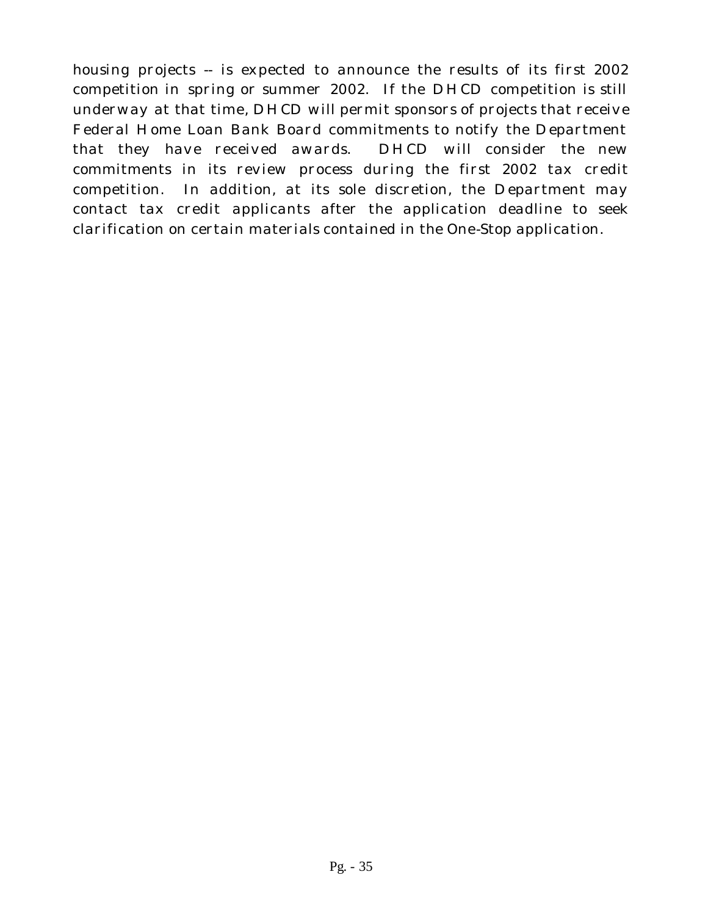housing projects -- is expected to announce the results of its first 2002 competition in spring or summer 2002. If the DHCD competition is still underway at that time, DHCD will permit sponsors of projects that receive Federal Home Loan Bank Board commitments to notify the Department that they have received awards. DHCD will consider the new commitments in its review process during the first 2002 tax credit competition. In addition, at its sole discretion, the Department may contact tax credit applicants after the application deadline to seek clarification on certain materials contained in the One-Stop application.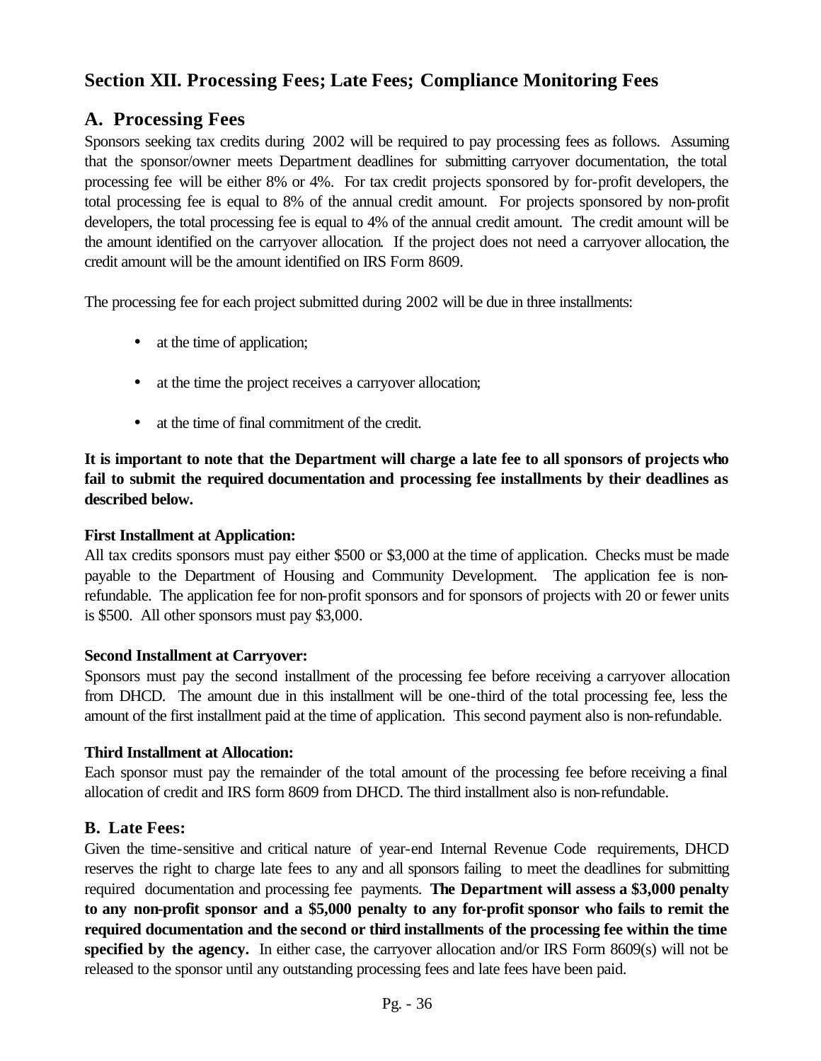# Section XII. Processing Fees; Late Fees; Compliance Monitoring Fees

## A. Processing Fees

Sponsors seeking tax credits during 2002 will be required to pay processing fees as follows. Assuming that the sponsor/owner meets Department deadlines for submitting carryover documentation, the total processing fee will be either 8% or 4%. For tax credit projects sponsored by for-profit developers, the total processing fee is equal to 8% of the annual credit amount. For projects sponsored by non-profit developers, the total processing fee is equal to 4% of the annual credit amount. The credit amount will be the amount identified on the carryover allocation. If the project does not need a carryover allocation, the credit amount will be the amount identified on IRS Form 8609.

The processing fee for each project submitted during 2002 will be due in three installments:

- at the time of application;
- at the time the project receives a carryover allocation;
- at the time of final commitment of the credit.

**It is important to note that the Department will charge a late fee to all sponsors of projects who fail to submit the required documentation and processing fee installments by their deadlines as described below.**

**First Installment at Application:**

All tax credits sponsors must pay either $500 or $3,000 at the time of application. Checks must be made payable to the Department of Housing and Community Development. The application fee is non-refundable. The application fee for non-profit sponsors and for sponsors of projects with 20 or fewer units is $500. All other sponsors must pay $3,000.

**Second Installment at Carryover:**

Sponsors must pay the second installment of the processing fee before receiving a carryover allocation from DHCD. The amount due in this installment will be one-third of the total processing fee, less the amount of the first installment paid at the time of application. This second payment also is non-refundable.

**Third Installment at Allocation:**

Each sponsor must pay the remainder of the total amount of the processing fee before receiving a final allocation of credit and IRS form 8609 from DHCD. The third installment also is non-refundable.

### B. Late Fees:

Given the time-sensitive and critical nature of year-end Internal Revenue Code requirements, DHCD reserves the right to charge late fees to any and all sponsors failing to meet the deadlines for submitting required documentation and processing fee payments. **The Department will assess a $3,000 penalty to any non-profit sponsor and a $5,000 penalty to any for-profit sponsor who fails to remit the required documentation and the second or third installments of the processing fee within the time specified by the agency.** In either case, the carryover allocation and/or IRS Form 8609(s) will not be released to the sponsor until any outstanding processing fees and late fees have been paid.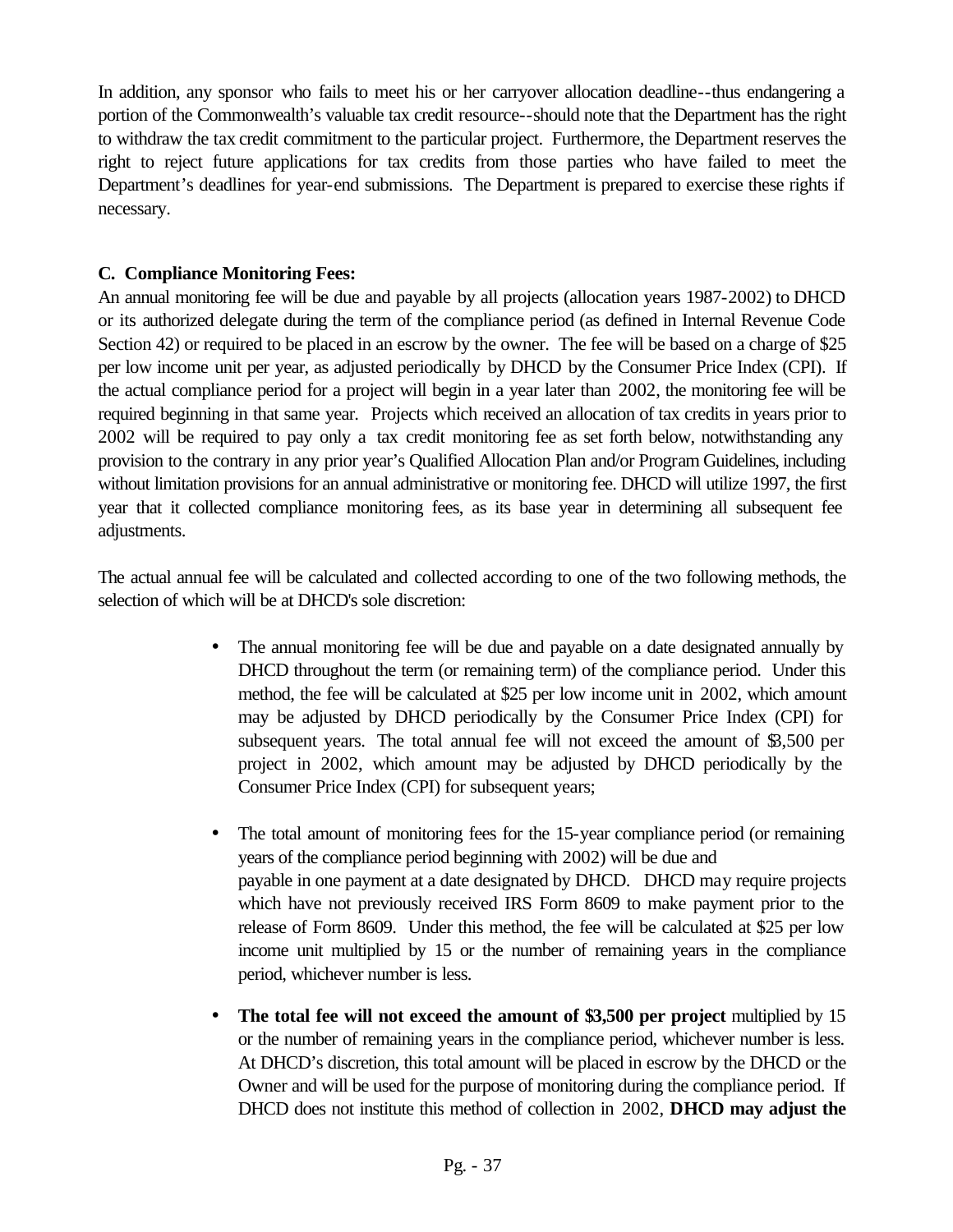In addition, any sponsor who fails to meet his or her carryover allocation deadline--thus endangering a portion of the Commonwealth's valuable tax credit resource--should note that the Department has the right to withdraw the tax credit commitment to the particular project. Furthermore, the Department reserves the right to reject future applications for tax credits from those parties who have failed to meet the Department's deadlines for year-end submissions. The Department is prepared to exercise these rights if necessary.

**C. Compliance Monitoring Fees:**

An annual monitoring fee will be due and payable by all projects (allocation years 1987-2002) to DHCD or its authorized delegate during the term of the compliance period (as defined in Internal Revenue Code Section 42) or required to be placed in an escrow by the owner. The fee will be based on a charge of $25 per low income unit per year, as adjusted periodically by DHCD by the Consumer Price Index (CPI). If the actual compliance period for a project will begin in a year later than 2002, the monitoring fee will be required beginning in that same year. Projects which received an allocation of tax credits in years prior to 2002 will be required to pay only a tax credit monitoring fee as set forth below, notwithstanding any provision to the contrary in any prior year's Qualified Allocation Plan and/or Program Guidelines, including without limitation provisions for an annual administrative or monitoring fee. DHCD will utilize 1997, the first year that it collected compliance monitoring fees, as its base year in determining all subsequent fee adjustments.

The actual annual fee will be calculated and collected according to one of the two following methods, the selection of which will be at DHCD's sole discretion:

- The annual monitoring fee will be due and payable on a date designated annually by DHCD throughout the term (or remaining term) of the compliance period. Under this method, the fee will be calculated at $25 per low income unit in 2002, which amount may be adjusted by DHCD periodically by the Consumer Price Index (CPI) for subsequent years. The total annual fee will not exceed the amount of $3,500 per project in 2002, which amount may be adjusted by DHCD periodically by the Consumer Price Index (CPI) for subsequent years;

- The total amount of monitoring fees for the 15-year compliance period (or remaining years of the compliance period beginning with 2002) will be due and payable in one payment at a date designated by DHCD. DHCD may require projects which have not previously received IRS Form 8609 to make payment prior to the release of Form 8609. Under this method, the fee will be calculated at $25 per low income unit multiplied by 15 or the number of remaining years in the compliance period, whichever number is less.

- **The total fee will not exceed the amount of $3,500 per project** multiplied by 15 or the number of remaining years in the compliance period, whichever number is less. At DHCD's discretion, this total amount will be placed in escrow by the DHCD or the Owner and will be used for the purpose of monitoring during the compliance period. If DHCD does not institute this method of collection in 2002, **DHCD may adjust the**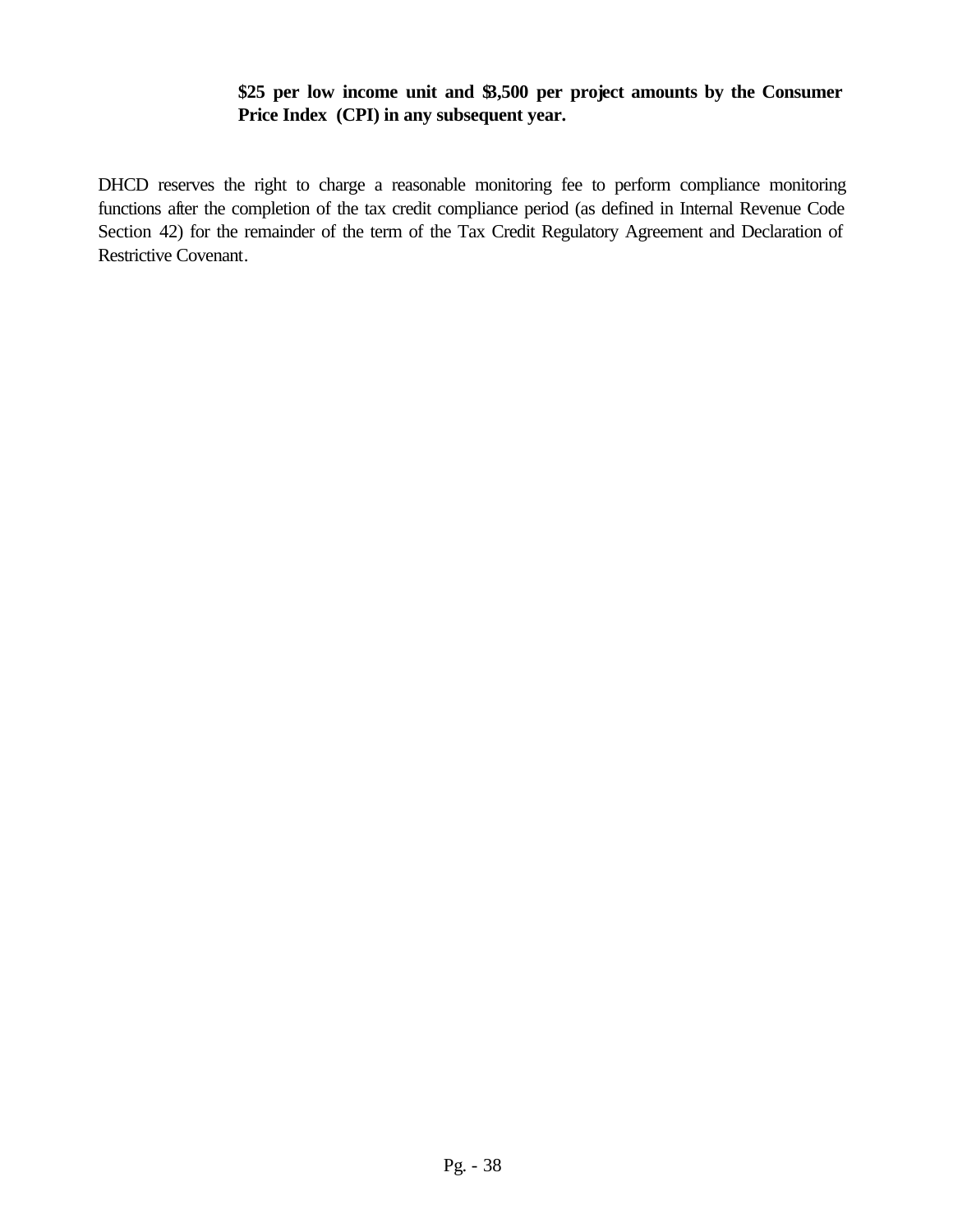**$25 per low income unit and $3,500 per project amounts by the Consumer Price Index (CPI) in any subsequent year.**

DHCD reserves the right to charge a reasonable monitoring fee to perform compliance monitoring functions after the completion of the tax credit compliance period (as defined in Internal Revenue Code Section 42) for the remainder of the term of the Tax Credit Regulatory Agreement and Declaration of Restrictive Covenant.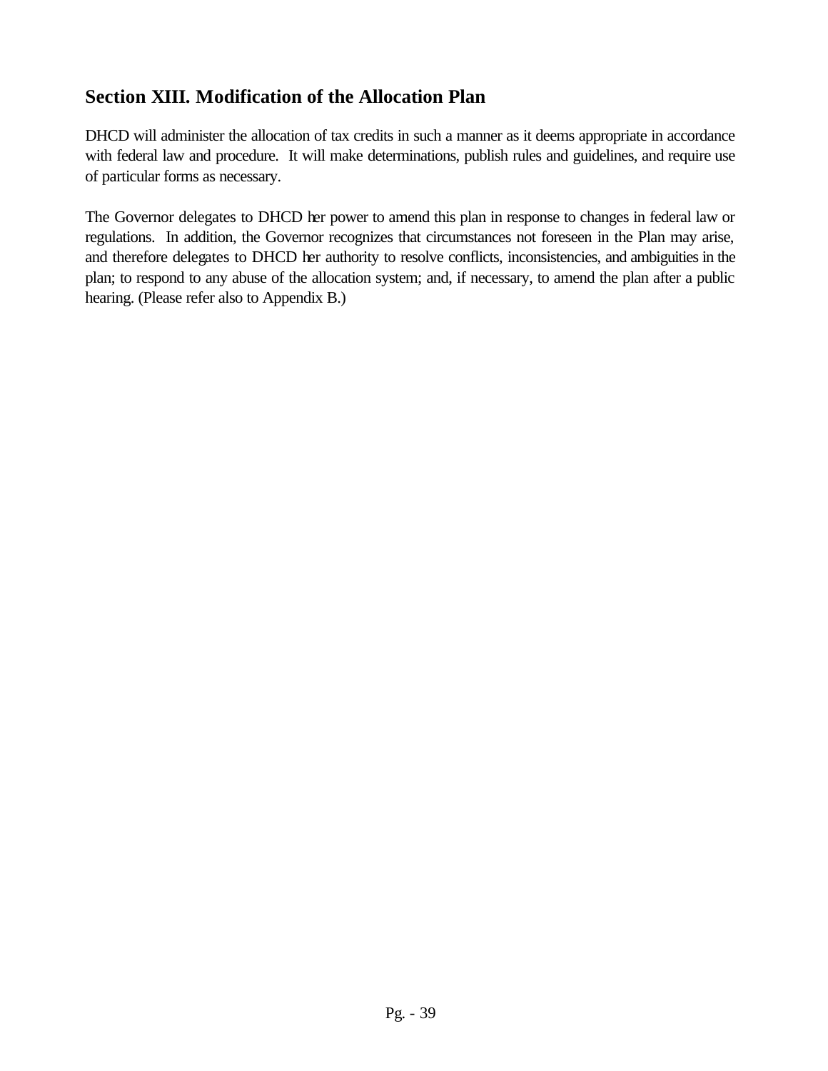## Section XIII. Modification of the Allocation Plan

DHCD will administer the allocation of tax credits in such a manner as it deems appropriate in accordance with federal law and procedure. It will make determinations, publish rules and guidelines, and require use of particular forms as necessary.

The Governor delegates to DHCD her power to amend this plan in response to changes in federal law or regulations. In addition, the Governor recognizes that circumstances not foreseen in the Plan may arise, and therefore delegates to DHCD her authority to resolve conflicts, inconsistencies, and ambiguities in the plan; to respond to any abuse of the allocation system; and, if necessary, to amend the plan after a public hearing. (Please refer also to Appendix B.)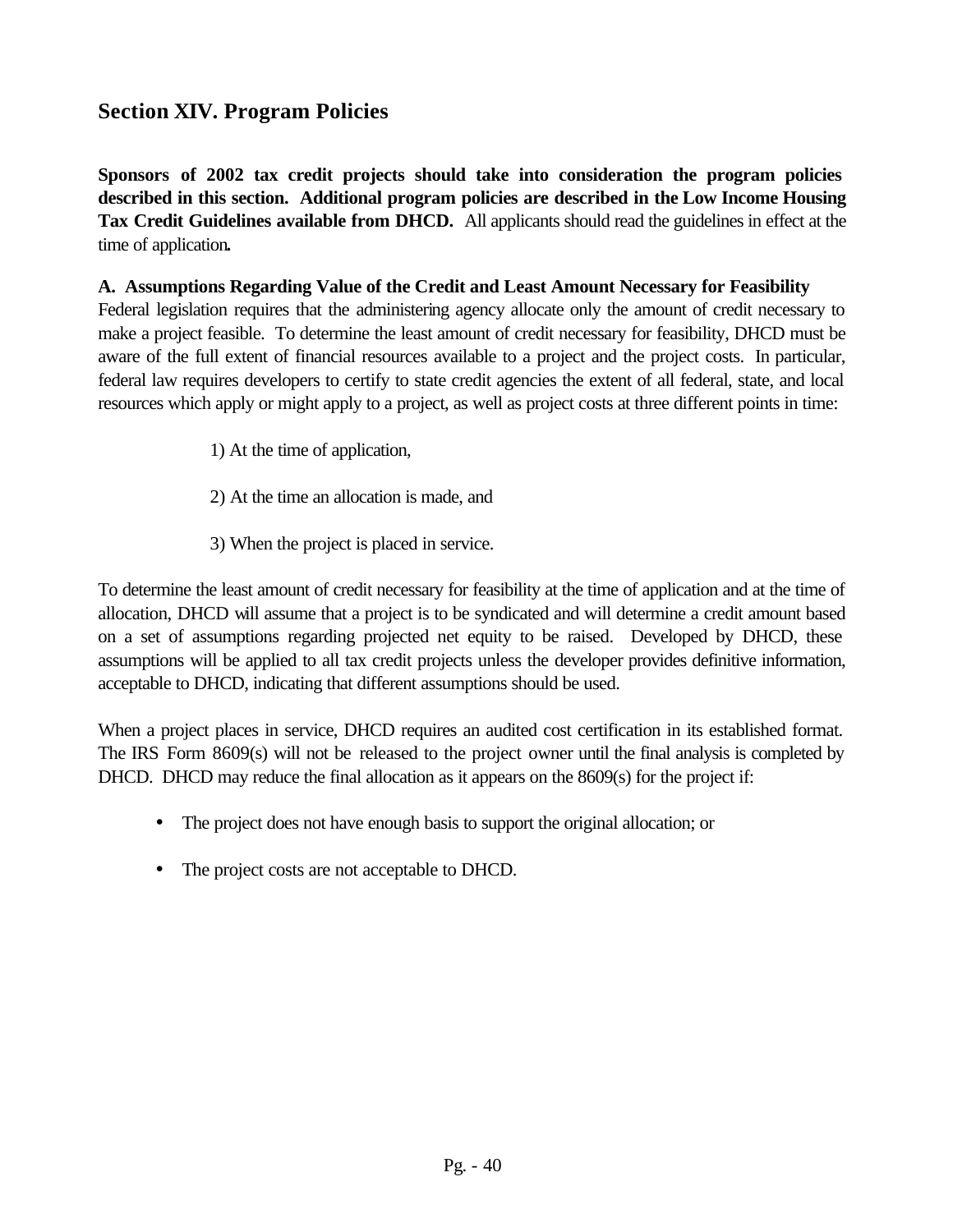## Section XIV. Program Policies

**Sponsors of 2002 tax credit projects should take into consideration the program policies described in this section. Additional program policies are described in the Low Income Housing Tax Credit Guidelines available from DHCD.** All applicants should read the guidelines in effect at the time of application**.**

**A. Assumptions Regarding Value of the Credit and Least Amount Necessary for Feasibility**

Federal legislation requires that the administering agency allocate only the amount of credit necessary to make a project feasible. To determine the least amount of credit necessary for feasibility, DHCD must be aware of the full extent of financial resources available to a project and the project costs. In particular, federal law requires developers to certify to state credit agencies the extent of all federal, state, and local resources which apply or might apply to a project, as well as project costs at three different points in time:

1) At the time of application,

2) At the time an allocation is made, and

3) When the project is placed in service.

To determine the least amount of credit necessary for feasibility at the time of application and at the time of allocation, DHCD will assume that a project is to be syndicated and will determine a credit amount based on a set of assumptions regarding projected net equity to be raised. Developed by DHCD, these assumptions will be applied to all tax credit projects unless the developer provides definitive information, acceptable to DHCD, indicating that different assumptions should be used.

When a project places in service, DHCD requires an audited cost certification in its established format. The IRS Form 8609(s) will not be released to the project owner until the final analysis is completed by DHCD. DHCD may reduce the final allocation as it appears on the 8609(s) for the project if:

- The project does not have enough basis to support the original allocation; or
- The project costs are not acceptable to DHCD.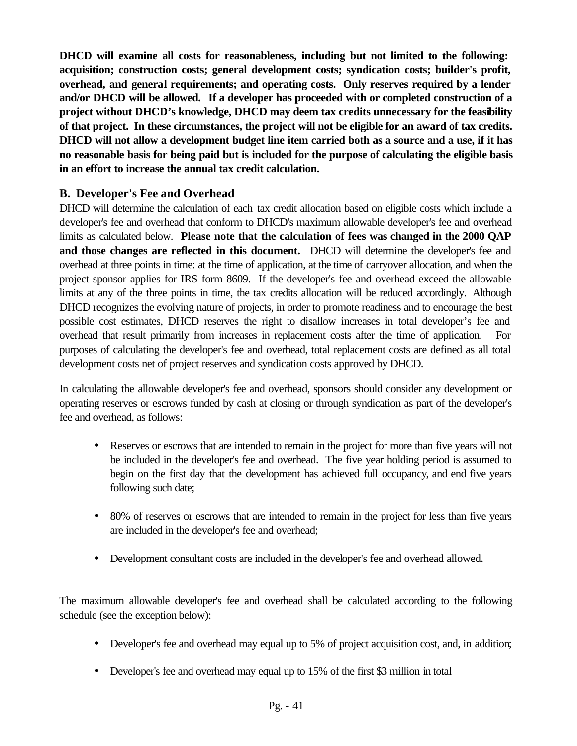**DHCD will examine all costs for reasonableness, including but not limited to the following: acquisition; construction costs; general development costs; syndication costs; builder's profit, overhead, and general requirements; and operating costs. Only reserves required by a lender and/or DHCD will be allowed. If a developer has proceeded with or completed construction of a project without DHCD's knowledge, DHCD may deem tax credits unnecessary for the feasibility of that project. In these circumstances, the project will not be eligible for an award of tax credits. DHCD will not allow a development budget line item carried both as a source and a use, if it has no reasonable basis for being paid but is included for the purpose of calculating the eligible basis in an effort to increase the annual tax credit calculation.**

## B. Developer's Fee and Overhead

DHCD will determine the calculation of each tax credit allocation based on eligible costs which include a developer's fee and overhead that conform to DHCD's maximum allowable developer's fee and overhead limits as calculated below. **Please note that the calculation of fees was changed in the 2000 QAP and those changes are reflected in this document.** DHCD will determine the developer's fee and overhead at three points in time: at the time of application, at the time of carryover allocation, and when the project sponsor applies for IRS form 8609. If the developer's fee and overhead exceed the allowable limits at any of the three points in time, the tax credits allocation will be reduced accordingly. Although DHCD recognizes the evolving nature of projects, in order to promote readiness and to encourage the best possible cost estimates, DHCD reserves the right to disallow increases in total developer's fee and overhead that result primarily from increases in replacement costs after the time of application. For purposes of calculating the developer's fee and overhead, total replacement costs are defined as all total development costs net of project reserves and syndication costs approved by DHCD.

In calculating the allowable developer's fee and overhead, sponsors should consider any development or operating reserves or escrows funded by cash at closing or through syndication as part of the developer's fee and overhead, as follows:

- Reserves or escrows that are intended to remain in the project for more than five years will not be included in the developer's fee and overhead. The five year holding period is assumed to begin on the first day that the development has achieved full occupancy, and end five years following such date;
- 80% of reserves or escrows that are intended to remain in the project for less than five years are included in the developer's fee and overhead;
- Development consultant costs are included in the developer's fee and overhead allowed.

The maximum allowable developer's fee and overhead shall be calculated according to the following schedule (see the exception below):

- Developer's fee and overhead may equal up to 5% of project acquisition cost, and, in addition;
- Developer's fee and overhead may equal up to 15% of the first $3 million in total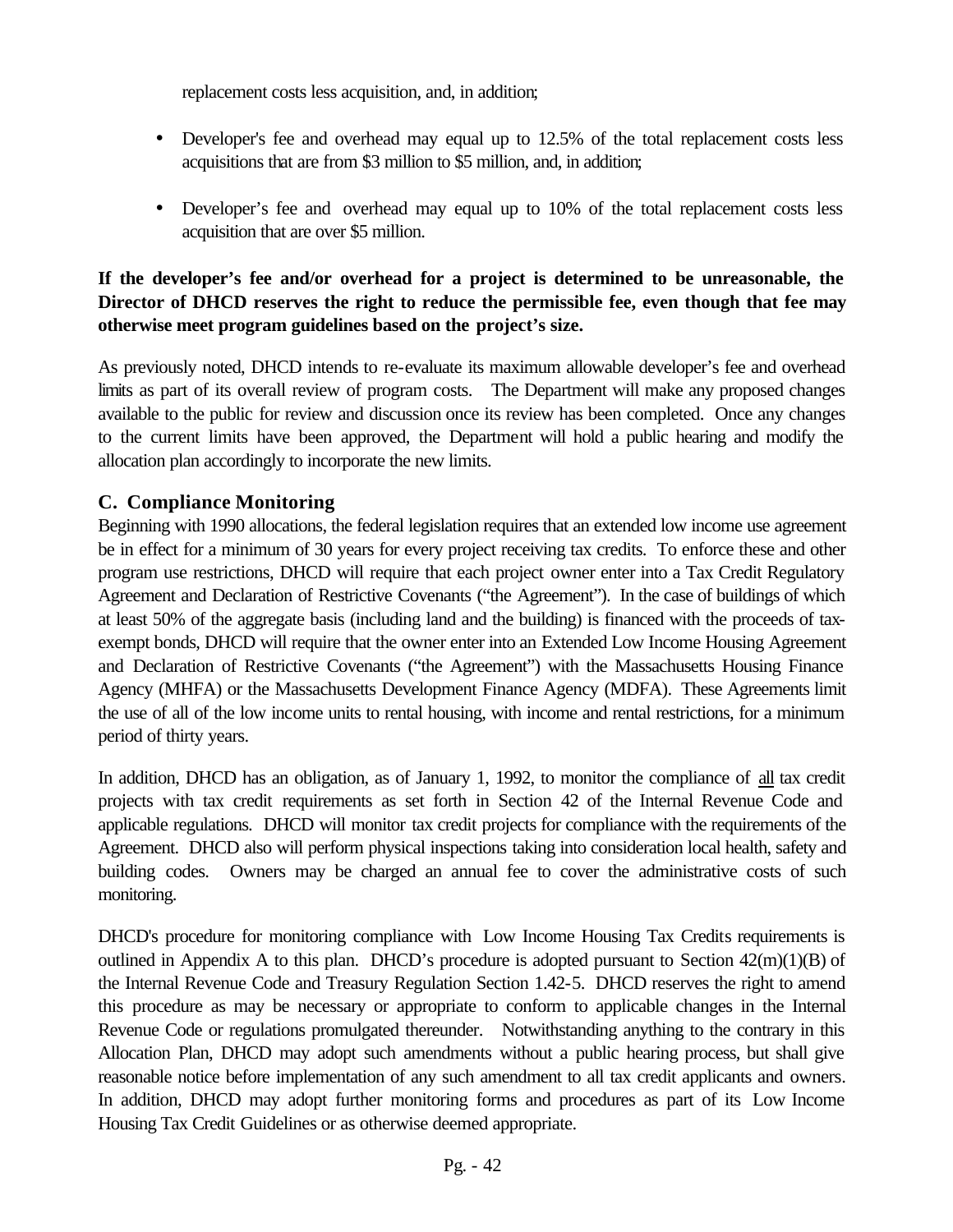replacement costs less acquisition, and, in addition;

- Developer's fee and overhead may equal up to 12.5% of the total replacement costs less acquisitions that are from $3 million to $5 million, and, in addition;
- Developer's fee and overhead may equal up to 10% of the total replacement costs less acquisition that are over $5 million.

**If the developer's fee and/or overhead for a project is determined to be unreasonable, the Director of DHCD reserves the right to reduce the permissible fee, even though that fee may otherwise meet program guidelines based on the project's size.**

As previously noted, DHCD intends to re-evaluate its maximum allowable developer's fee and overhead limits as part of its overall review of program costs. The Department will make any proposed changes available to the public for review and discussion once its review has been completed. Once any changes to the current limits have been approved, the Department will hold a public hearing and modify the allocation plan accordingly to incorporate the new limits.

## C. Compliance Monitoring

Beginning with 1990 allocations, the federal legislation requires that an extended low income use agreement be in effect for a minimum of 30 years for every project receiving tax credits. To enforce these and other program use restrictions, DHCD will require that each project owner enter into a Tax Credit Regulatory Agreement and Declaration of Restrictive Covenants ("the Agreement"). In the case of buildings of which at least 50% of the aggregate basis (including land and the building) is financed with the proceeds of tax-exempt bonds, DHCD will require that the owner enter into an Extended Low Income Housing Agreement and Declaration of Restrictive Covenants ("the Agreement") with the Massachusetts Housing Finance Agency (MHFA) or the Massachusetts Development Finance Agency (MDFA). These Agreements limit the use of all of the low income units to rental housing, with income and rental restrictions, for a minimum period of thirty years.

In addition, DHCD has an obligation, as of January 1, 1992, to monitor the compliance of <u>all</u> tax credit projects with tax credit requirements as set forth in Section 42 of the Internal Revenue Code and applicable regulations. DHCD will monitor tax credit projects for compliance with the requirements of the Agreement. DHCD also will perform physical inspections taking into consideration local health, safety and building codes. Owners may be charged an annual fee to cover the administrative costs of such monitoring.

DHCD's procedure for monitoring compliance with Low Income Housing Tax Credits requirements is outlined in Appendix A to this plan. DHCD's procedure is adopted pursuant to Section 42(m)(1)(B) of the Internal Revenue Code and Treasury Regulation Section 1.42-5. DHCD reserves the right to amend this procedure as may be necessary or appropriate to conform to applicable changes in the Internal Revenue Code or regulations promulgated thereunder. Notwithstanding anything to the contrary in this Allocation Plan, DHCD may adopt such amendments without a public hearing process, but shall give reasonable notice before implementation of any such amendment to all tax credit applicants and owners. In addition, DHCD may adopt further monitoring forms and procedures as part of its Low Income Housing Tax Credit Guidelines or as otherwise deemed appropriate.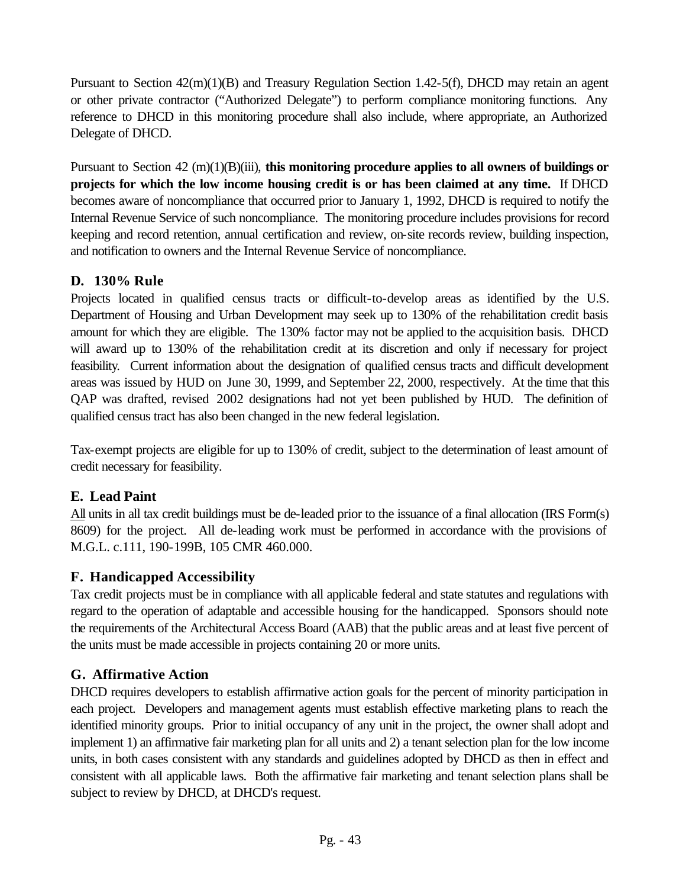Pursuant to Section 42(m)(1)(B) and Treasury Regulation Section 1.42-5(f), DHCD may retain an agent or other private contractor ("Authorized Delegate") to perform compliance monitoring functions. Any reference to DHCD in this monitoring procedure shall also include, where appropriate, an Authorized Delegate of DHCD.

Pursuant to Section 42 (m)(1)(B)(iii), **this monitoring procedure applies to all owners of buildings or projects for which the low income housing credit is or has been claimed at any time.** If DHCD becomes aware of noncompliance that occurred prior to January 1, 1992, DHCD is required to notify the Internal Revenue Service of such noncompliance. The monitoring procedure includes provisions for record keeping and record retention, annual certification and review, on-site records review, building inspection, and notification to owners and the Internal Revenue Service of noncompliance.

### D. 130% Rule

Projects located in qualified census tracts or difficult-to-develop areas as identified by the U.S. Department of Housing and Urban Development may seek up to 130% of the rehabilitation credit basis amount for which they are eligible. The 130% factor may not be applied to the acquisition basis. DHCD will award up to 130% of the rehabilitation credit at its discretion and only if necessary for project feasibility. Current information about the designation of qualified census tracts and difficult development areas was issued by HUD on June 30, 1999, and September 22, 2000, respectively. At the time that this QAP was drafted, revised 2002 designations had not yet been published by HUD. The definition of qualified census tract has also been changed in the new federal legislation.

Tax-exempt projects are eligible for up to 130% of credit, subject to the determination of least amount of credit necessary for feasibility.

### E. Lead Paint

All units in all tax credit buildings must be de-leaded prior to the issuance of a final allocation (IRS Form(s) 8609) for the project. All de-leading work must be performed in accordance with the provisions of M.G.L. c.111, 190-199B, 105 CMR 460.000.

### F. Handicapped Accessibility

Tax credit projects must be in compliance with all applicable federal and state statutes and regulations with regard to the operation of adaptable and accessible housing for the handicapped. Sponsors should note the requirements of the Architectural Access Board (AAB) that the public areas and at least five percent of the units must be made accessible in projects containing 20 or more units.

### G. Affirmative Action

DHCD requires developers to establish affirmative action goals for the percent of minority participation in each project. Developers and management agents must establish effective marketing plans to reach the identified minority groups. Prior to initial occupancy of any unit in the project, the owner shall adopt and implement 1) an affirmative fair marketing plan for all units and 2) a tenant selection plan for the low income units, in both cases consistent with any standards and guidelines adopted by DHCD as then in effect and consistent with all applicable laws. Both the affirmative fair marketing and tenant selection plans shall be subject to review by DHCD, at DHCD's request.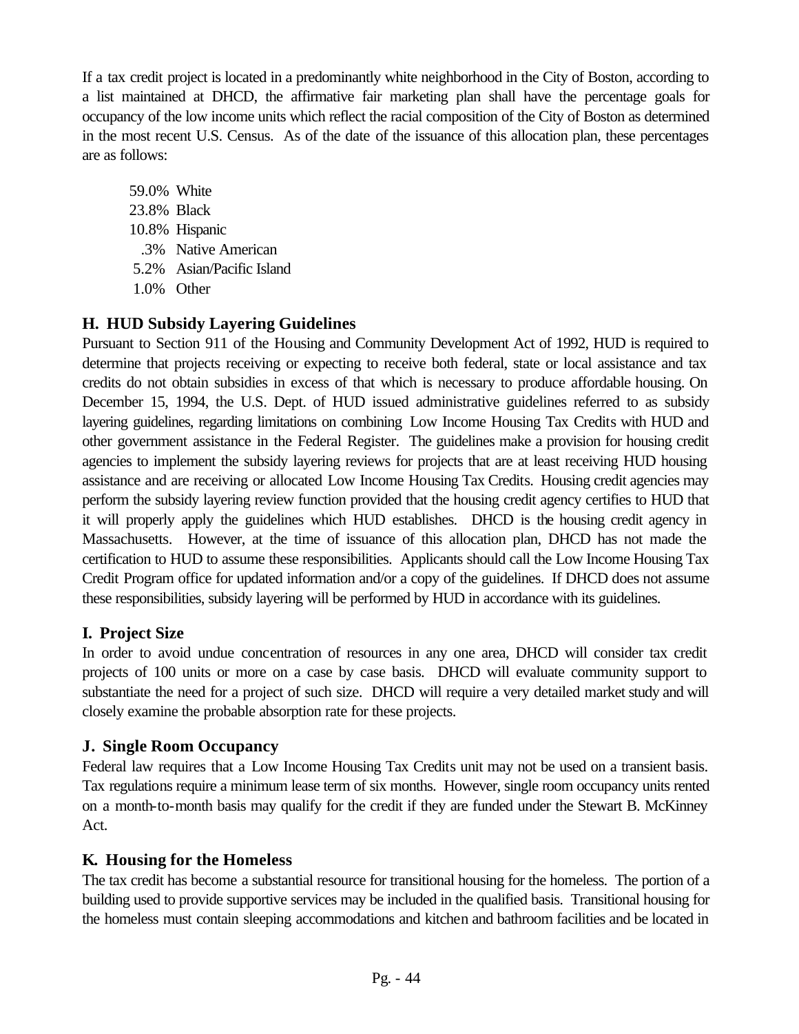If a tax credit project is located in a predominantly white neighborhood in the City of Boston, according to a list maintained at DHCD, the affirmative fair marketing plan shall have the percentage goals for occupancy of the low income units which reflect the racial composition of the City of Boston as determined in the most recent U.S. Census. As of the date of the issuance of this allocation plan, these percentages are as follows:

59.0% White
23.8% Black
10.8% Hispanic
.3% Native American
5.2% Asian/Pacific Island
1.0% Other

### H. HUD Subsidy Layering Guidelines

Pursuant to Section 911 of the Housing and Community Development Act of 1992, HUD is required to determine that projects receiving or expecting to receive both federal, state or local assistance and tax credits do not obtain subsidies in excess of that which is necessary to produce affordable housing. On December 15, 1994, the U.S. Dept. of HUD issued administrative guidelines referred to as subsidy layering guidelines, regarding limitations on combining Low Income Housing Tax Credits with HUD and other government assistance in the Federal Register. The guidelines make a provision for housing credit agencies to implement the subsidy layering reviews for projects that are at least receiving HUD housing assistance and are receiving or allocated Low Income Housing Tax Credits. Housing credit agencies may perform the subsidy layering review function provided that the housing credit agency certifies to HUD that it will properly apply the guidelines which HUD establishes. DHCD is the housing credit agency in Massachusetts. However, at the time of issuance of this allocation plan, DHCD has not made the certification to HUD to assume these responsibilities. Applicants should call the Low Income Housing Tax Credit Program office for updated information and/or a copy of the guidelines. If DHCD does not assume these responsibilities, subsidy layering will be performed by HUD in accordance with its guidelines.

### I. Project Size

In order to avoid undue concentration of resources in any one area, DHCD will consider tax credit projects of 100 units or more on a case by case basis. DHCD will evaluate community support to substantiate the need for a project of such size. DHCD will require a very detailed market study and will closely examine the probable absorption rate for these projects.

### J. Single Room Occupancy

Federal law requires that a Low Income Housing Tax Credits unit may not be used on a transient basis. Tax regulations require a minimum lease term of six months. However, single room occupancy units rented on a month-to-month basis may qualify for the credit if they are funded under the Stewart B. McKinney Act.

### K. Housing for the Homeless

The tax credit has become a substantial resource for transitional housing for the homeless. The portion of a building used to provide supportive services may be included in the qualified basis. Transitional housing for the homeless must contain sleeping accommodations and kitchen and bathroom facilities and be located in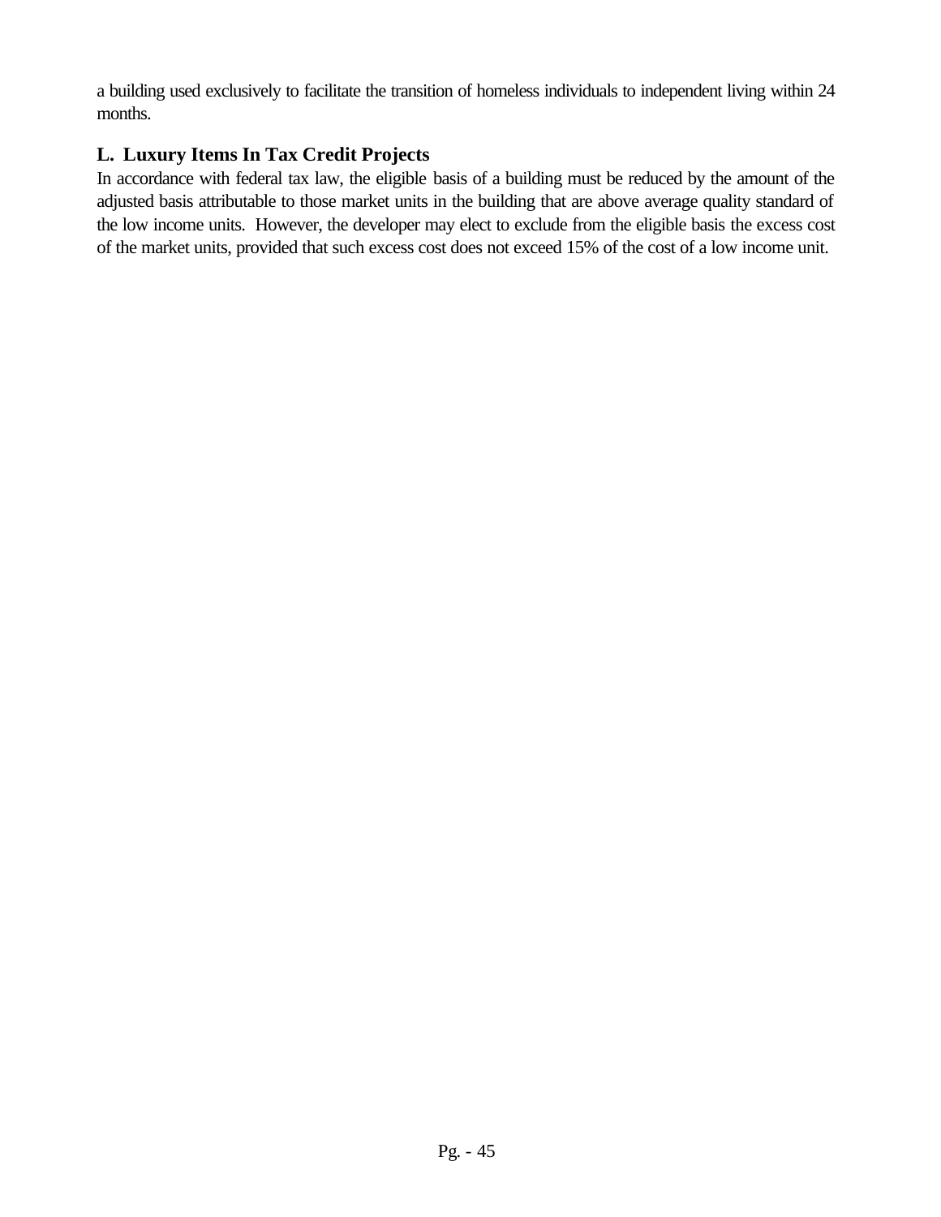a building used exclusively to facilitate the transition of homeless individuals to independent living within 24 months.

## L. Luxury Items In Tax Credit Projects

In accordance with federal tax law, the eligible basis of a building must be reduced by the amount of the adjusted basis attributable to those market units in the building that are above average quality standard of the low income units. However, the developer may elect to exclude from the eligible basis the excess cost of the market units, provided that such excess cost does not exceed 15% of the cost of a low income unit.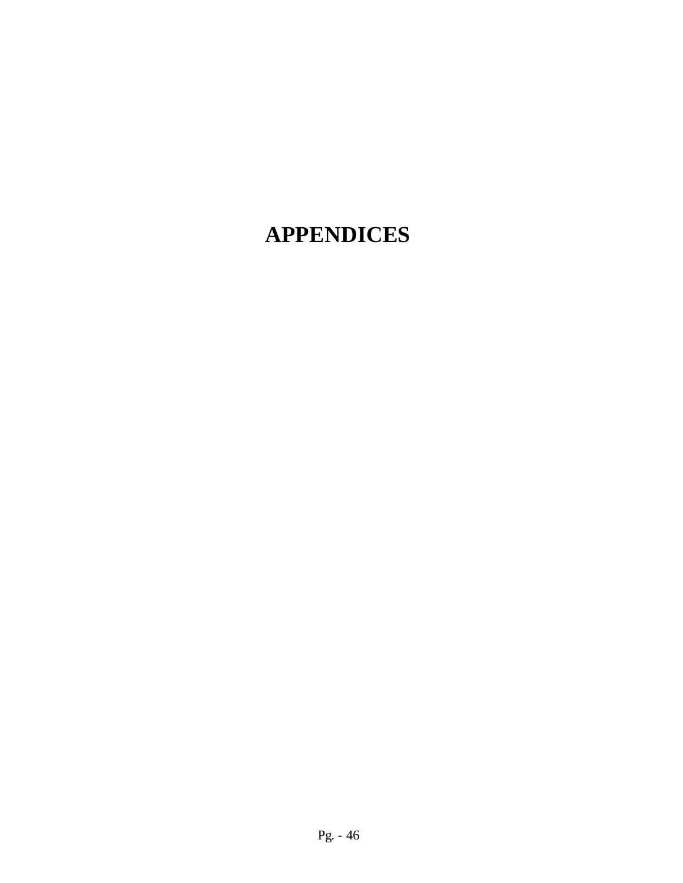# APPENDICES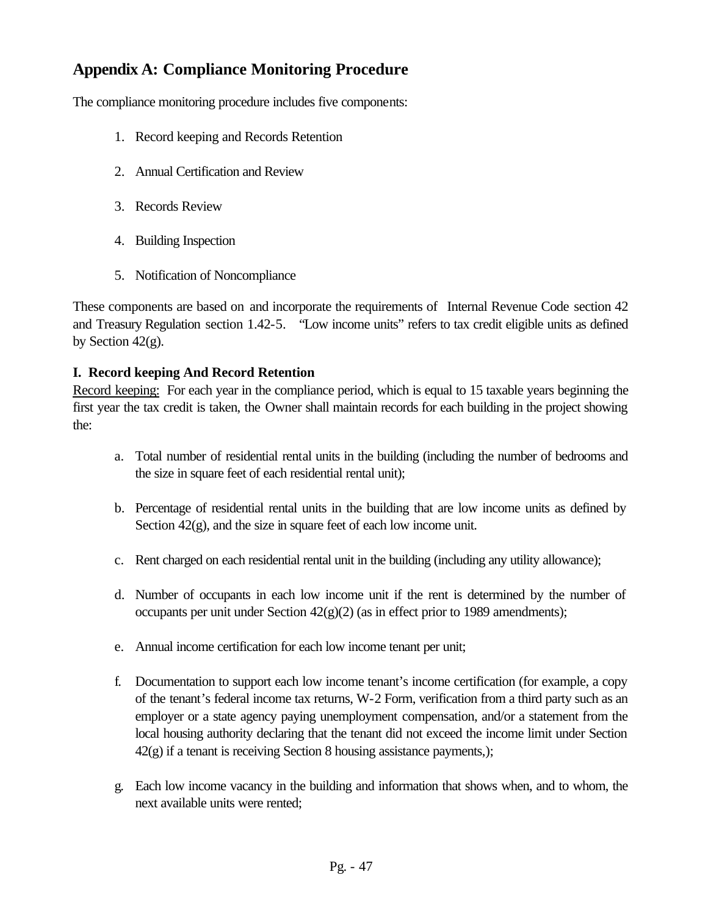## Appendix A: Compliance Monitoring Procedure

The compliance monitoring procedure includes five components:

1. Record keeping and Records Retention
2. Annual Certification and Review
3. Records Review
4. Building Inspection
5. Notification of Noncompliance

These components are based on and incorporate the requirements of Internal Revenue Code section 42 and Treasury Regulation section 1.42-5. "Low income units" refers to tax credit eligible units as defined by Section 42(g).

### I. Record keeping And Record Retention

<u>Record keeping:</u> For each year in the compliance period, which is equal to 15 taxable years beginning the first year the tax credit is taken, the Owner shall maintain records for each building in the project showing the:

a. Total number of residential rental units in the building (including the number of bedrooms and the size in square feet of each residential rental unit);

b. Percentage of residential rental units in the building that are low income units as defined by Section 42(g), and the size in square feet of each low income unit.

c. Rent charged on each residential rental unit in the building (including any utility allowance);

d. Number of occupants in each low income unit if the rent is determined by the number of occupants per unit under Section 42(g)(2) (as in effect prior to 1989 amendments);

e. Annual income certification for each low income tenant per unit;

f. Documentation to support each low income tenant's income certification (for example, a copy of the tenant's federal income tax returns, W-2 Form, verification from a third party such as an employer or a state agency paying unemployment compensation, and/or a statement from the local housing authority declaring that the tenant did not exceed the income limit under Section 42(g) if a tenant is receiving Section 8 housing assistance payments,);

g. Each low income vacancy in the building and information that shows when, and to whom, the next available units were rented;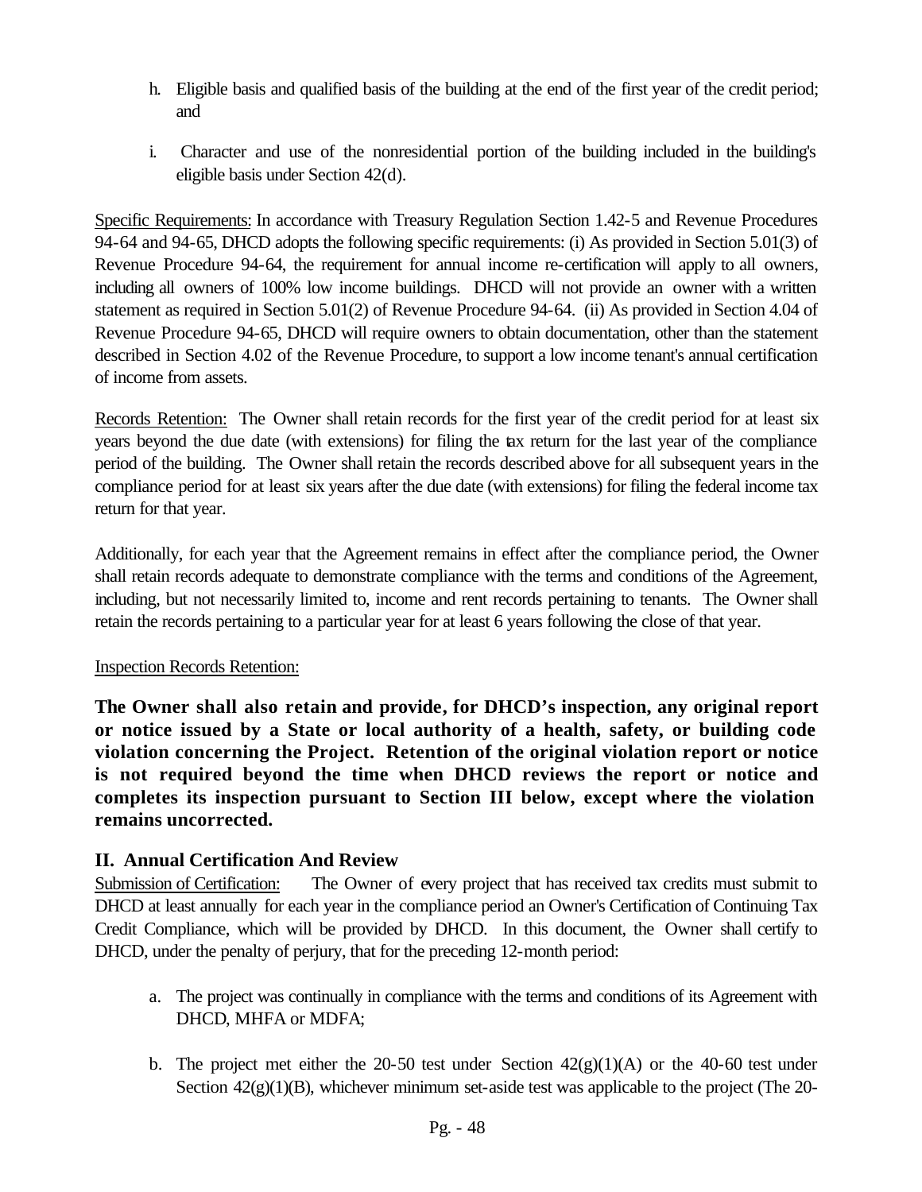h. Eligible basis and qualified basis of the building at the end of the first year of the credit period; and

i. Character and use of the nonresidential portion of the building included in the building's eligible basis under Section 42(d).

Specific Requirements: In accordance with Treasury Regulation Section 1.42-5 and Revenue Procedures 94-64 and 94-65, DHCD adopts the following specific requirements: (i) As provided in Section 5.01(3) of Revenue Procedure 94-64, the requirement for annual income re-certification will apply to all owners, including all owners of 100% low income buildings. DHCD will not provide an owner with a written statement as required in Section 5.01(2) of Revenue Procedure 94-64. (ii) As provided in Section 4.04 of Revenue Procedure 94-65, DHCD will require owners to obtain documentation, other than the statement described in Section 4.02 of the Revenue Procedure, to support a low income tenant's annual certification of income from assets.

Records Retention: The Owner shall retain records for the first year of the credit period for at least six years beyond the due date (with extensions) for filing the tax return for the last year of the compliance period of the building. The Owner shall retain the records described above for all subsequent years in the compliance period for at least six years after the due date (with extensions) for filing the federal income tax return for that year.

Additionally, for each year that the Agreement remains in effect after the compliance period, the Owner shall retain records adequate to demonstrate compliance with the terms and conditions of the Agreement, including, but not necessarily limited to, income and rent records pertaining to tenants. The Owner shall retain the records pertaining to a particular year for at least 6 years following the close of that year.

Inspection Records Retention:

**The Owner shall also retain and provide, for DHCD's inspection, any original report or notice issued by a State or local authority of a health, safety, or building code violation concerning the Project. Retention of the original violation report or notice is not required beyond the time when DHCD reviews the report or notice and completes its inspection pursuant to Section III below, except where the violation remains uncorrected.**

## II. Annual Certification And Review

Submission of Certification: The Owner of every project that has received tax credits must submit to DHCD at least annually for each year in the compliance period an Owner's Certification of Continuing Tax Credit Compliance, which will be provided by DHCD. In this document, the Owner shall certify to DHCD, under the penalty of perjury, that for the preceding 12-month period:

a. The project was continually in compliance with the terms and conditions of its Agreement with DHCD, MHFA or MDFA;

b. The project met either the 20-50 test under Section 42(g)(1)(A) or the 40-60 test under Section 42(g)(1)(B), whichever minimum set-aside test was applicable to the project (The 20-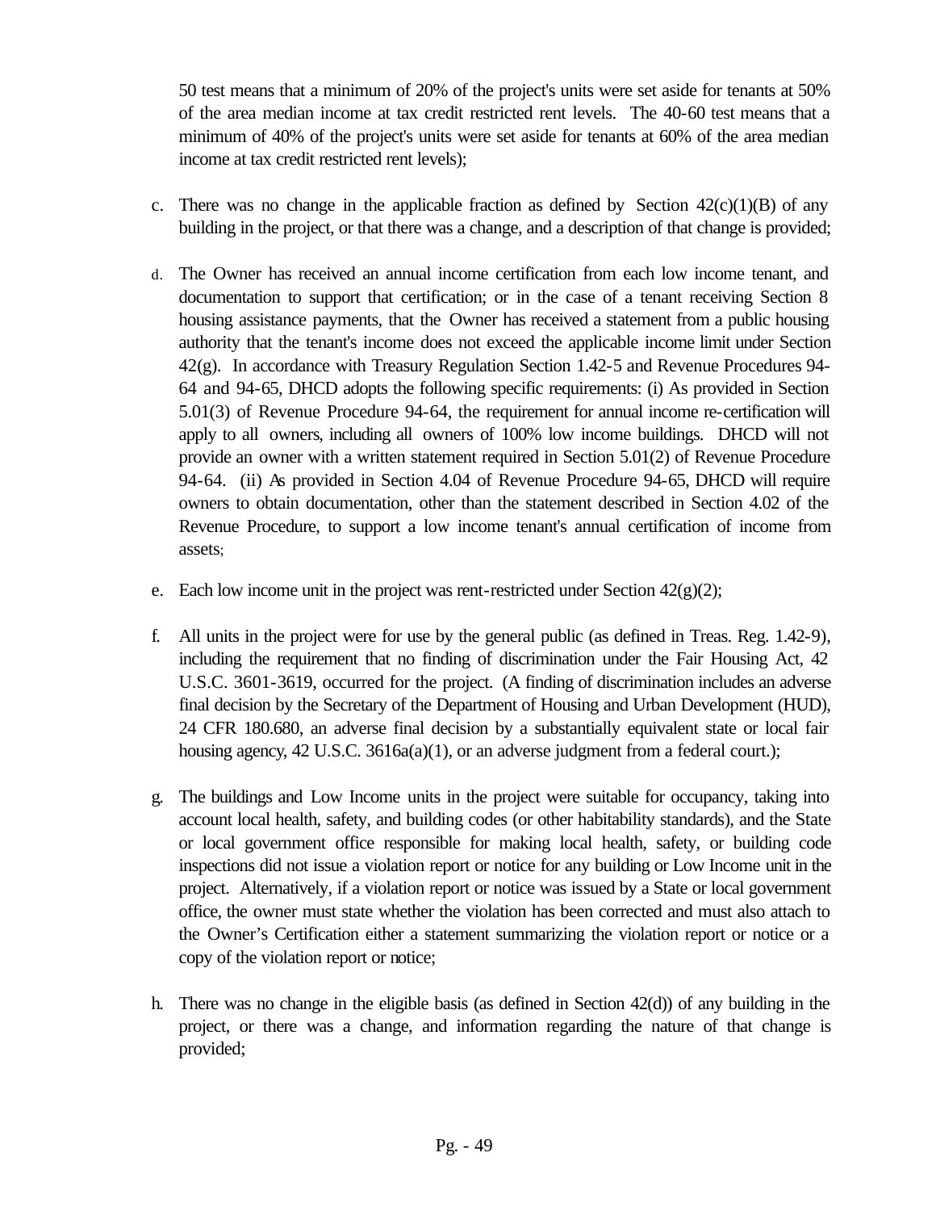50 test means that a minimum of 20% of the project's units were set aside for tenants at 50% of the area median income at tax credit restricted rent levels. The 40-60 test means that a minimum of 40% of the project's units were set aside for tenants at 60% of the area median income at tax credit restricted rent levels);

c. There was no change in the applicable fraction as defined by Section 42(c)(1)(B) of any building in the project, or that there was a change, and a description of that change is provided;

d. The Owner has received an annual income certification from each low income tenant, and documentation to support that certification; or in the case of a tenant receiving Section 8 housing assistance payments, that the Owner has received a statement from a public housing authority that the tenant's income does not exceed the applicable income limit under Section 42(g). In accordance with Treasury Regulation Section 1.42-5 and Revenue Procedures 94-64 and 94-65, DHCD adopts the following specific requirements: (i) As provided in Section 5.01(3) of Revenue Procedure 94-64, the requirement for annual income re-certification will apply to all owners, including all owners of 100% low income buildings. DHCD will not provide an owner with a written statement required in Section 5.01(2) of Revenue Procedure 94-64. (ii) As provided in Section 4.04 of Revenue Procedure 94-65, DHCD will require owners to obtain documentation, other than the statement described in Section 4.02 of the Revenue Procedure, to support a low income tenant's annual certification of income from assets;

e. Each low income unit in the project was rent-restricted under Section 42(g)(2);

f. All units in the project were for use by the general public (as defined in Treas. Reg. 1.42-9), including the requirement that no finding of discrimination under the Fair Housing Act, 42 U.S.C. 3601-3619, occurred for the project. (A finding of discrimination includes an adverse final decision by the Secretary of the Department of Housing and Urban Development (HUD), 24 CFR 180.680, an adverse final decision by a substantially equivalent state or local fair housing agency, 42 U.S.C. 3616a(a)(1), or an adverse judgment from a federal court.);

g. The buildings and Low Income units in the project were suitable for occupancy, taking into account local health, safety, and building codes (or other habitability standards), and the State or local government office responsible for making local health, safety, or building code inspections did not issue a violation report or notice for any building or Low Income unit in the project. Alternatively, if a violation report or notice was issued by a State or local government office, the owner must state whether the violation has been corrected and must also attach to the Owner's Certification either a statement summarizing the violation report or notice or a copy of the violation report or notice;

h. There was no change in the eligible basis (as defined in Section 42(d)) of any building in the project, or there was a change, and information regarding the nature of that change is provided;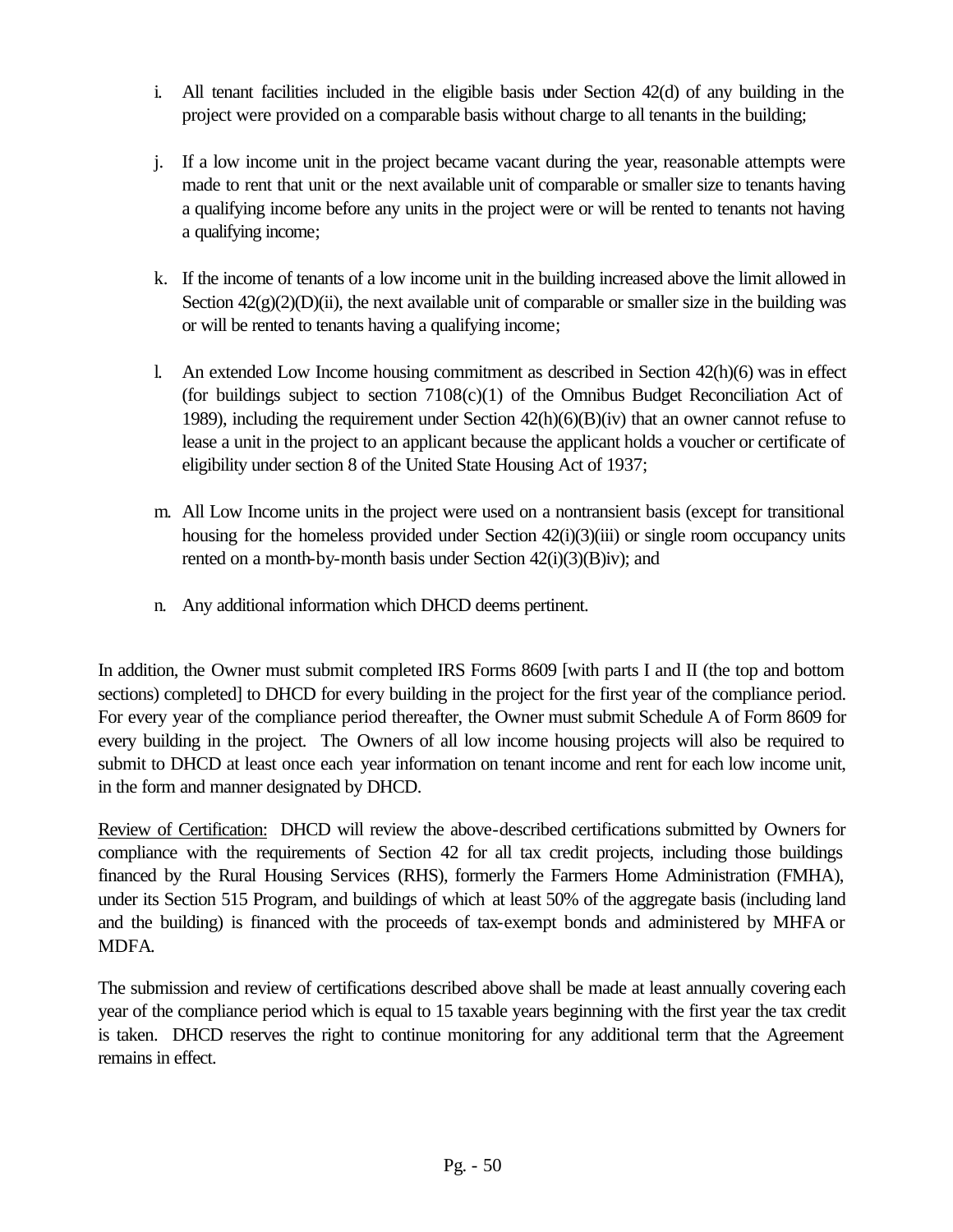i. All tenant facilities included in the eligible basis under Section 42(d) of any building in the project were provided on a comparable basis without charge to all tenants in the building;

j. If a low income unit in the project became vacant during the year, reasonable attempts were made to rent that unit or the next available unit of comparable or smaller size to tenants having a qualifying income before any units in the project were or will be rented to tenants not having a qualifying income;

k. If the income of tenants of a low income unit in the building increased above the limit allowed in Section 42(g)(2)(D)(ii), the next available unit of comparable or smaller size in the building was or will be rented to tenants having a qualifying income;

l. An extended Low Income housing commitment as described in Section 42(h)(6) was in effect (for buildings subject to section 7108(c)(1) of the Omnibus Budget Reconciliation Act of 1989), including the requirement under Section 42(h)(6)(B)(iv) that an owner cannot refuse to lease a unit in the project to an applicant because the applicant holds a voucher or certificate of eligibility under section 8 of the United State Housing Act of 1937;

m. All Low Income units in the project were used on a nontransient basis (except for transitional housing for the homeless provided under Section 42(i)(3)(iii) or single room occupancy units rented on a month-by-month basis under Section 42(i)(3)(B)iv); and

n. Any additional information which DHCD deems pertinent.

In addition, the Owner must submit completed IRS Forms 8609 [with parts I and II (the top and bottom sections) completed] to DHCD for every building in the project for the first year of the compliance period. For every year of the compliance period thereafter, the Owner must submit Schedule A of Form 8609 for every building in the project. The Owners of all low income housing projects will also be required to submit to DHCD at least once each year information on tenant income and rent for each low income unit, in the form and manner designated by DHCD.

<u>Review of Certification:</u> DHCD will review the above-described certifications submitted by Owners for compliance with the requirements of Section 42 for all tax credit projects, including those buildings financed by the Rural Housing Services (RHS), formerly the Farmers Home Administration (FMHA), under its Section 515 Program, and buildings of which at least 50% of the aggregate basis (including land and the building) is financed with the proceeds of tax-exempt bonds and administered by MHFA or MDFA.

The submission and review of certifications described above shall be made at least annually covering each year of the compliance period which is equal to 15 taxable years beginning with the first year the tax credit is taken. DHCD reserves the right to continue monitoring for any additional term that the Agreement remains in effect.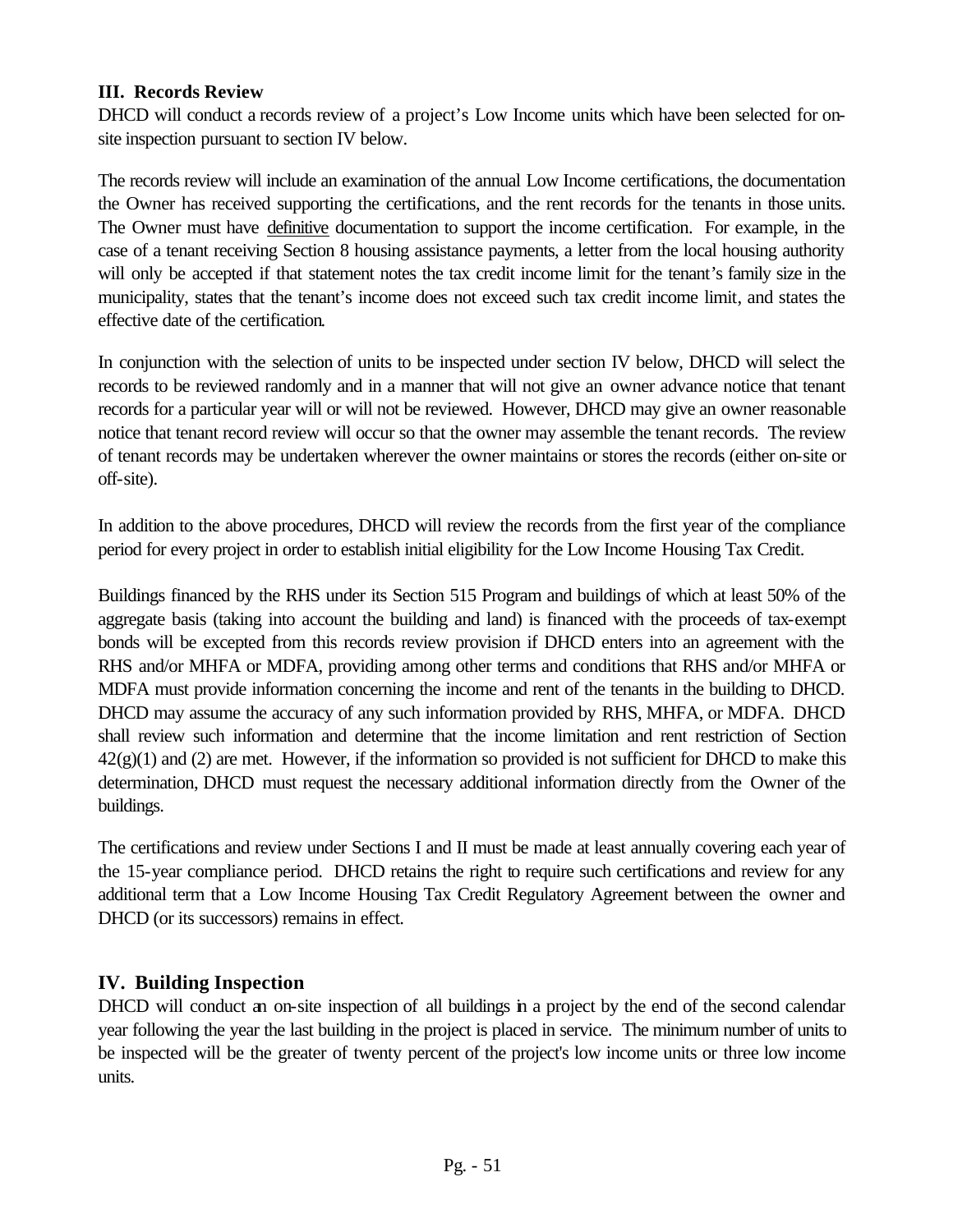### III. Records Review

DHCD will conduct a records review of a project's Low Income units which have been selected for on-site inspection pursuant to section IV below.

The records review will include an examination of the annual Low Income certifications, the documentation the Owner has received supporting the certifications, and the rent records for the tenants in those units. The Owner must have definitive documentation to support the income certification. For example, in the case of a tenant receiving Section 8 housing assistance payments, a letter from the local housing authority will only be accepted if that statement notes the tax credit income limit for the tenant's family size in the municipality, states that the tenant's income does not exceed such tax credit income limit, and states the effective date of the certification.

In conjunction with the selection of units to be inspected under section IV below, DHCD will select the records to be reviewed randomly and in a manner that will not give an owner advance notice that tenant records for a particular year will or will not be reviewed. However, DHCD may give an owner reasonable notice that tenant record review will occur so that the owner may assemble the tenant records. The review of tenant records may be undertaken wherever the owner maintains or stores the records (either on-site or off-site).

In addition to the above procedures, DHCD will review the records from the first year of the compliance period for every project in order to establish initial eligibility for the Low Income Housing Tax Credit.

Buildings financed by the RHS under its Section 515 Program and buildings of which at least 50% of the aggregate basis (taking into account the building and land) is financed with the proceeds of tax-exempt bonds will be excepted from this records review provision if DHCD enters into an agreement with the RHS and/or MHFA or MDFA, providing among other terms and conditions that RHS and/or MHFA or MDFA must provide information concerning the income and rent of the tenants in the building to DHCD. DHCD may assume the accuracy of any such information provided by RHS, MHFA, or MDFA. DHCD shall review such information and determine that the income limitation and rent restriction of Section 42(g)(1) and (2) are met. However, if the information so provided is not sufficient for DHCD to make this determination, DHCD must request the necessary additional information directly from the Owner of the buildings.

The certifications and review under Sections I and II must be made at least annually covering each year of the 15-year compliance period. DHCD retains the right to require such certifications and review for any additional term that a Low Income Housing Tax Credit Regulatory Agreement between the owner and DHCD (or its successors) remains in effect.

### IV. Building Inspection

DHCD will conduct an on-site inspection of all buildings in a project by the end of the second calendar year following the year the last building in the project is placed in service. The minimum number of units to be inspected will be the greater of twenty percent of the project's low income units or three low income units.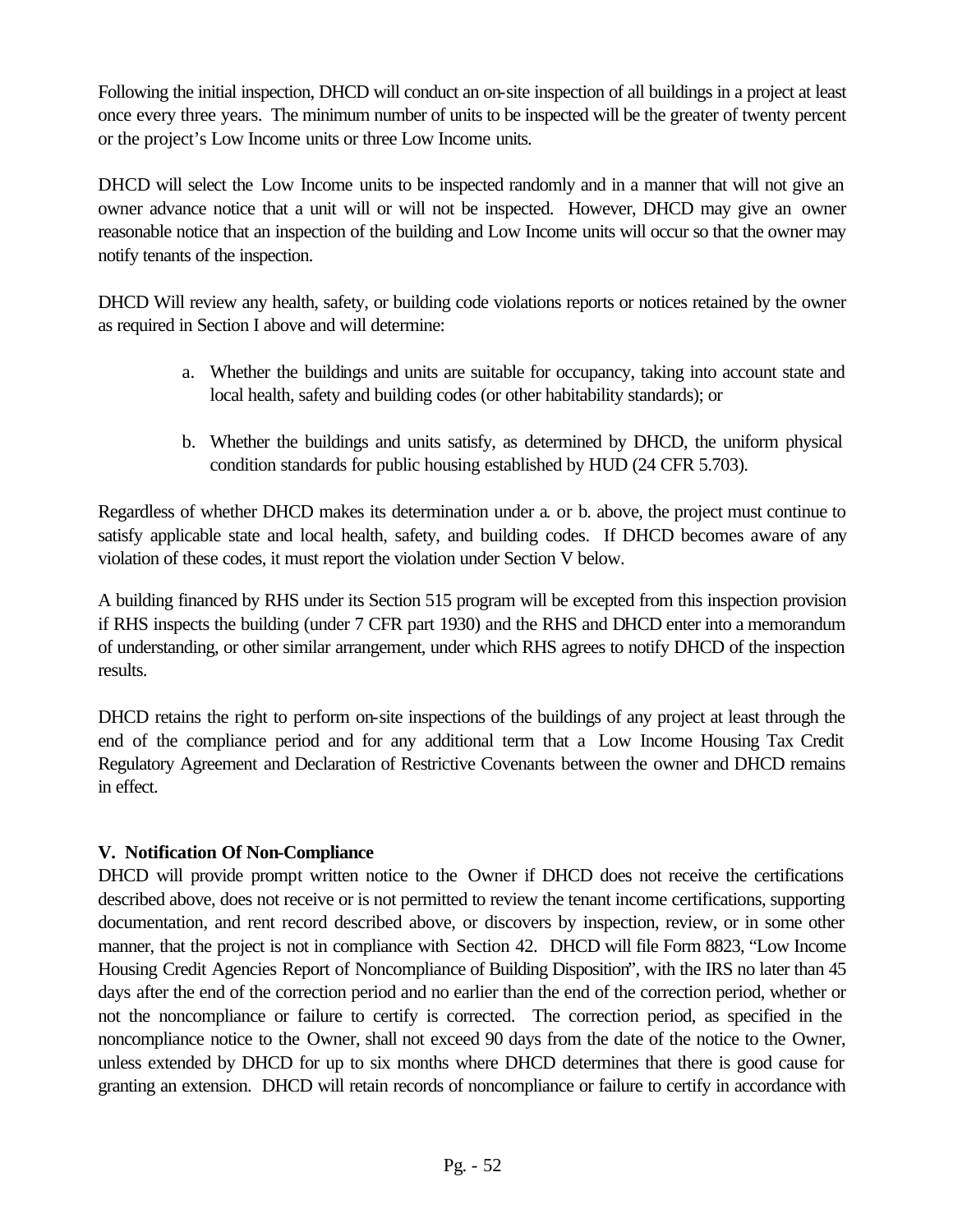Following the initial inspection, DHCD will conduct an on-site inspection of all buildings in a project at least once every three years. The minimum number of units to be inspected will be the greater of twenty percent or the project's Low Income units or three Low Income units.

DHCD will select the Low Income units to be inspected randomly and in a manner that will not give an owner advance notice that a unit will or will not be inspected. However, DHCD may give an owner reasonable notice that an inspection of the building and Low Income units will occur so that the owner may notify tenants of the inspection.

DHCD Will review any health, safety, or building code violations reports or notices retained by the owner as required in Section I above and will determine:

a. Whether the buildings and units are suitable for occupancy, taking into account state and local health, safety and building codes (or other habitability standards); or

b. Whether the buildings and units satisfy, as determined by DHCD, the uniform physical condition standards for public housing established by HUD (24 CFR 5.703).

Regardless of whether DHCD makes its determination under a. or b. above, the project must continue to satisfy applicable state and local health, safety, and building codes. If DHCD becomes aware of any violation of these codes, it must report the violation under Section V below.

A building financed by RHS under its Section 515 program will be excepted from this inspection provision if RHS inspects the building (under 7 CFR part 1930) and the RHS and DHCD enter into a memorandum of understanding, or other similar arrangement, under which RHS agrees to notify DHCD of the inspection results.

DHCD retains the right to perform on-site inspections of the buildings of any project at least through the end of the compliance period and for any additional term that a Low Income Housing Tax Credit Regulatory Agreement and Declaration of Restrictive Covenants between the owner and DHCD remains in effect.

**V. Notification Of Non-Compliance**

DHCD will provide prompt written notice to the Owner if DHCD does not receive the certifications described above, does not receive or is not permitted to review the tenant income certifications, supporting documentation, and rent record described above, or discovers by inspection, review, or in some other manner, that the project is not in compliance with Section 42. DHCD will file Form 8823, "Low Income Housing Credit Agencies Report of Noncompliance of Building Disposition", with the IRS no later than 45 days after the end of the correction period and no earlier than the end of the correction period, whether or not the noncompliance or failure to certify is corrected. The correction period, as specified in the noncompliance notice to the Owner, shall not exceed 90 days from the date of the notice to the Owner, unless extended by DHCD for up to six months where DHCD determines that there is good cause for granting an extension. DHCD will retain records of noncompliance or failure to certify in accordance with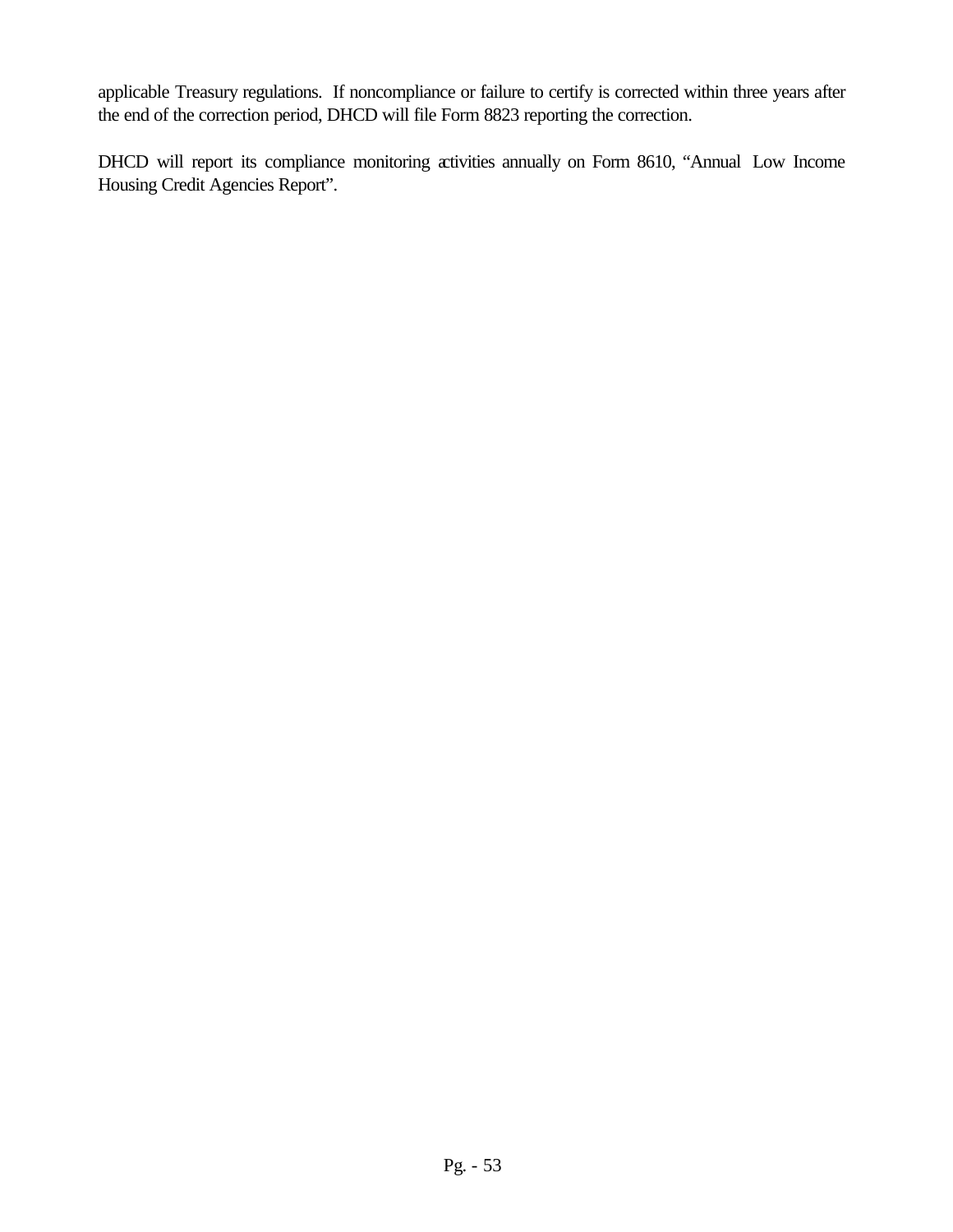applicable Treasury regulations. If noncompliance or failure to certify is corrected within three years after the end of the correction period, DHCD will file Form 8823 reporting the correction.

DHCD will report its compliance monitoring activities annually on Form 8610, "Annual Low Income Housing Credit Agencies Report".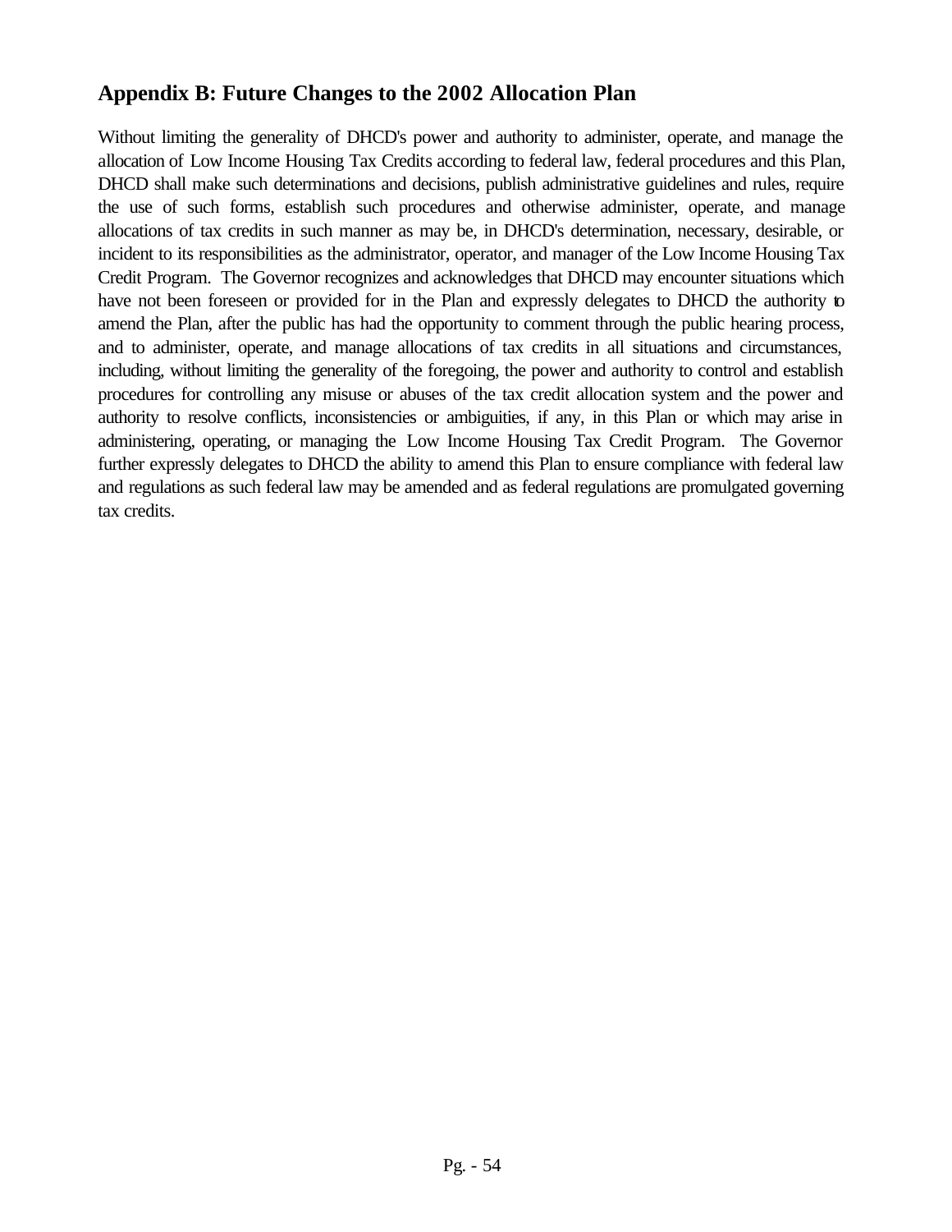## Appendix B: Future Changes to the 2002 Allocation Plan

Without limiting the generality of DHCD's power and authority to administer, operate, and manage the allocation of Low Income Housing Tax Credits according to federal law, federal procedures and this Plan, DHCD shall make such determinations and decisions, publish administrative guidelines and rules, require the use of such forms, establish such procedures and otherwise administer, operate, and manage allocations of tax credits in such manner as may be, in DHCD's determination, necessary, desirable, or incident to its responsibilities as the administrator, operator, and manager of the Low Income Housing Tax Credit Program. The Governor recognizes and acknowledges that DHCD may encounter situations which have not been foreseen or provided for in the Plan and expressly delegates to DHCD the authority to amend the Plan, after the public has had the opportunity to comment through the public hearing process, and to administer, operate, and manage allocations of tax credits in all situations and circumstances, including, without limiting the generality of the foregoing, the power and authority to control and establish procedures for controlling any misuse or abuses of the tax credit allocation system and the power and authority to resolve conflicts, inconsistencies or ambiguities, if any, in this Plan or which may arise in administering, operating, or managing the Low Income Housing Tax Credit Program. The Governor further expressly delegates to DHCD the ability to amend this Plan to ensure compliance with federal law and regulations as such federal law may be amended and as federal regulations are promulgated governing tax credits.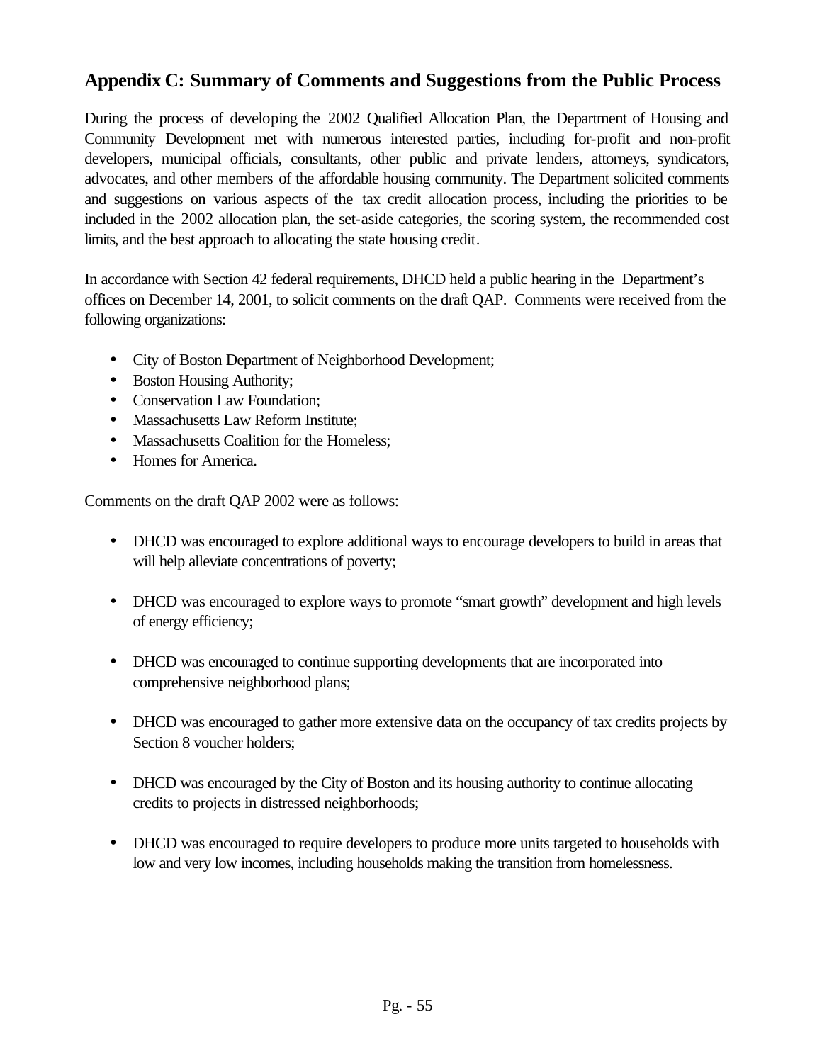## Appendix C: Summary of Comments and Suggestions from the Public Process

During the process of developing the 2002 Qualified Allocation Plan, the Department of Housing and Community Development met with numerous interested parties, including for-profit and non-profit developers, municipal officials, consultants, other public and private lenders, attorneys, syndicators, advocates, and other members of the affordable housing community. The Department solicited comments and suggestions on various aspects of the tax credit allocation process, including the priorities to be included in the 2002 allocation plan, the set-aside categories, the scoring system, the recommended cost limits, and the best approach to allocating the state housing credit.

In accordance with Section 42 federal requirements, DHCD held a public hearing in the Department's offices on December 14, 2001, to solicit comments on the draft QAP. Comments were received from the following organizations:

- City of Boston Department of Neighborhood Development;
- Boston Housing Authority;
- Conservation Law Foundation;
- Massachusetts Law Reform Institute;
- Massachusetts Coalition for the Homeless;
- Homes for America.

Comments on the draft QAP 2002 were as follows:

- DHCD was encouraged to explore additional ways to encourage developers to build in areas that will help alleviate concentrations of poverty;
- DHCD was encouraged to explore ways to promote "smart growth" development and high levels of energy efficiency;
- DHCD was encouraged to continue supporting developments that are incorporated into comprehensive neighborhood plans;
- DHCD was encouraged to gather more extensive data on the occupancy of tax credits projects by Section 8 voucher holders;
- DHCD was encouraged by the City of Boston and its housing authority to continue allocating credits to projects in distressed neighborhoods;
- DHCD was encouraged to require developers to produce more units targeted to households with low and very low incomes, including households making the transition from homelessness.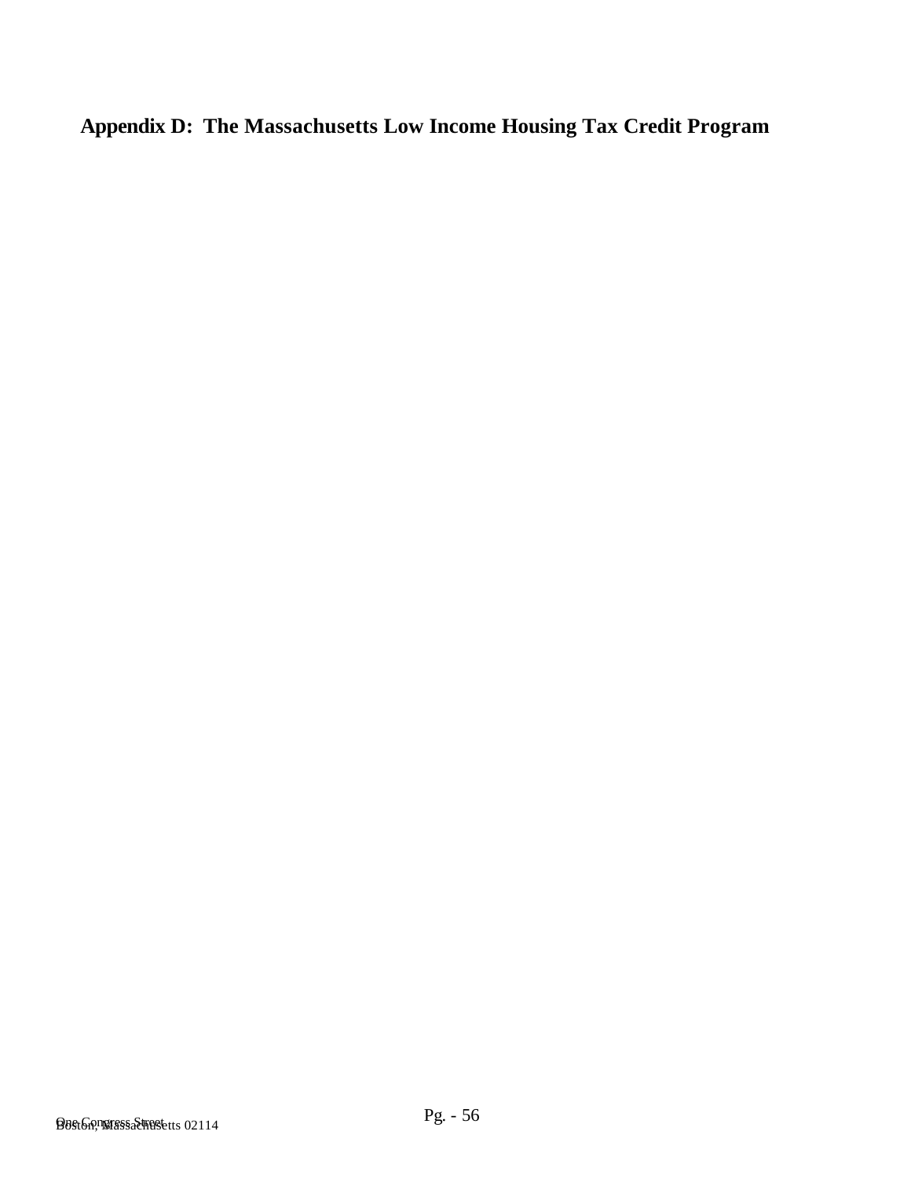## Appendix D: The Massachusetts Low Income Housing Tax Credit Program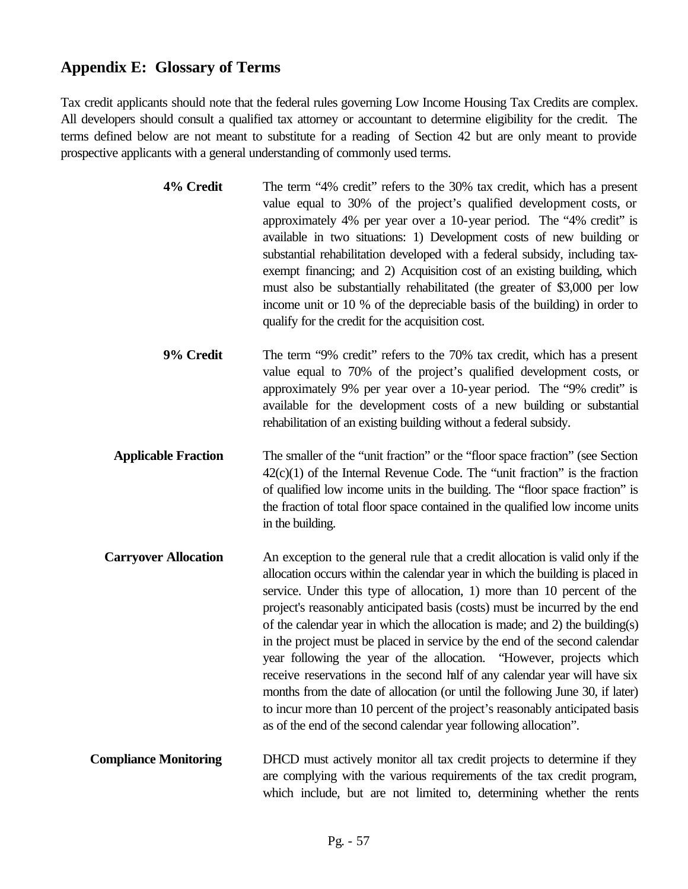## Appendix E: Glossary of Terms

Tax credit applicants should note that the federal rules governing Low Income Housing Tax Credits are complex. All developers should consult a qualified tax attorney or accountant to determine eligibility for the credit. The terms defined below are not meant to substitute for a reading of Section 42 but are only meant to provide prospective applicants with a general understanding of commonly used terms.

**4% Credit** The term "4% credit" refers to the 30% tax credit, which has a present value equal to 30% of the project's qualified development costs, or approximately 4% per year over a 10-year period. The "4% credit" is available in two situations: 1) Development costs of new building or substantial rehabilitation developed with a federal subsidy, including tax-exempt financing; and 2) Acquisition cost of an existing building, which must also be substantially rehabilitated (the greater of $3,000 per low income unit or 10 % of the depreciable basis of the building) in order to qualify for the credit for the acquisition cost.

**9% Credit** The term "9% credit" refers to the 70% tax credit, which has a present value equal to 70% of the project's qualified development costs, or approximately 9% per year over a 10-year period. The "9% credit" is available for the development costs of a new building or substantial rehabilitation of an existing building without a federal subsidy.

**Applicable Fraction** The smaller of the "unit fraction" or the "floor space fraction" (see Section 42(c)(1) of the Internal Revenue Code. The "unit fraction" is the fraction of qualified low income units in the building. The "floor space fraction" is the fraction of total floor space contained in the qualified low income units in the building.

**Carryover Allocation** An exception to the general rule that a credit allocation is valid only if the allocation occurs within the calendar year in which the building is placed in service. Under this type of allocation, 1) more than 10 percent of the project's reasonably anticipated basis (costs) must be incurred by the end of the calendar year in which the allocation is made; and 2) the building(s) in the project must be placed in service by the end of the second calendar year following the year of the allocation. "However, projects which receive reservations in the second half of any calendar year will have six months from the date of allocation (or until the following June 30, if later) to incur more than 10 percent of the project's reasonably anticipated basis as of the end of the second calendar year following allocation".

**Compliance Monitoring** DHCD must actively monitor all tax credit projects to determine if they are complying with the various requirements of the tax credit program, which include, but are not limited to, determining whether the rents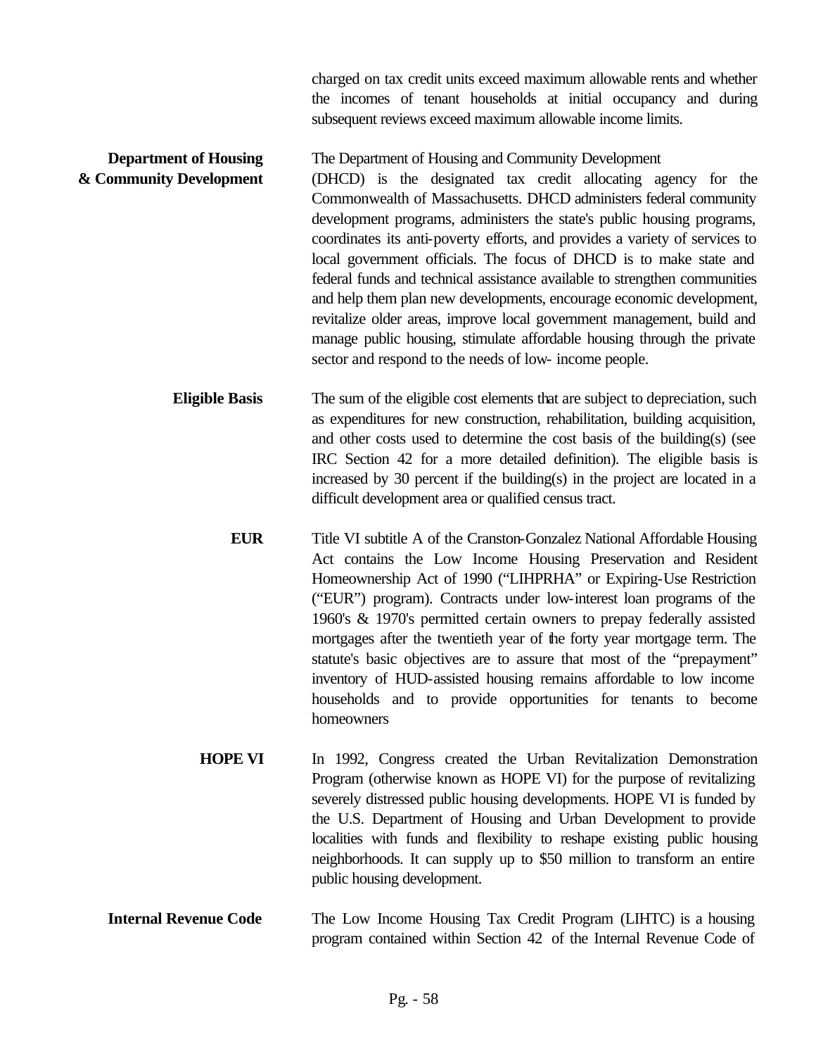charged on tax credit units exceed maximum allowable rents and whether the incomes of tenant households at initial occupancy and during subsequent reviews exceed maximum allowable income limits.

**Department of Housing & Community Development**

The Department of Housing and Community Development (DHCD) is the designated tax credit allocating agency for the Commonwealth of Massachusetts. DHCD administers federal community development programs, administers the state's public housing programs, coordinates its anti-poverty efforts, and provides a variety of services to local government officials. The focus of DHCD is to make state and federal funds and technical assistance available to strengthen communities and help them plan new developments, encourage economic development, revitalize older areas, improve local government management, build and manage public housing, stimulate affordable housing through the private sector and respond to the needs of low- income people.

**Eligible Basis**

The sum of the eligible cost elements that are subject to depreciation, such as expenditures for new construction, rehabilitation, building acquisition, and other costs used to determine the cost basis of the building(s) (see IRC Section 42 for a more detailed definition). The eligible basis is increased by 30 percent if the building(s) in the project are located in a difficult development area or qualified census tract.

**EUR**

Title VI subtitle A of the Cranston-Gonzalez National Affordable Housing Act contains the Low Income Housing Preservation and Resident Homeownership Act of 1990 ("LIHPRHA" or Expiring-Use Restriction ("EUR") program). Contracts under low-interest loan programs of the 1960's & 1970's permitted certain owners to prepay federally assisted mortgages after the twentieth year of the forty year mortgage term. The statute's basic objectives are to assure that most of the "prepayment" inventory of HUD-assisted housing remains affordable to low income households and to provide opportunities for tenants to become homeowners

**HOPE VI**

In 1992, Congress created the Urban Revitalization Demonstration Program (otherwise known as HOPE VI) for the purpose of revitalizing severely distressed public housing developments. HOPE VI is funded by the U.S. Department of Housing and Urban Development to provide localities with funds and flexibility to reshape existing public housing neighborhoods. It can supply up to $50 million to transform an entire public housing development.

**Internal Revenue Code**

The Low Income Housing Tax Credit Program (LIHTC) is a housing program contained within Section 42 of the Internal Revenue Code of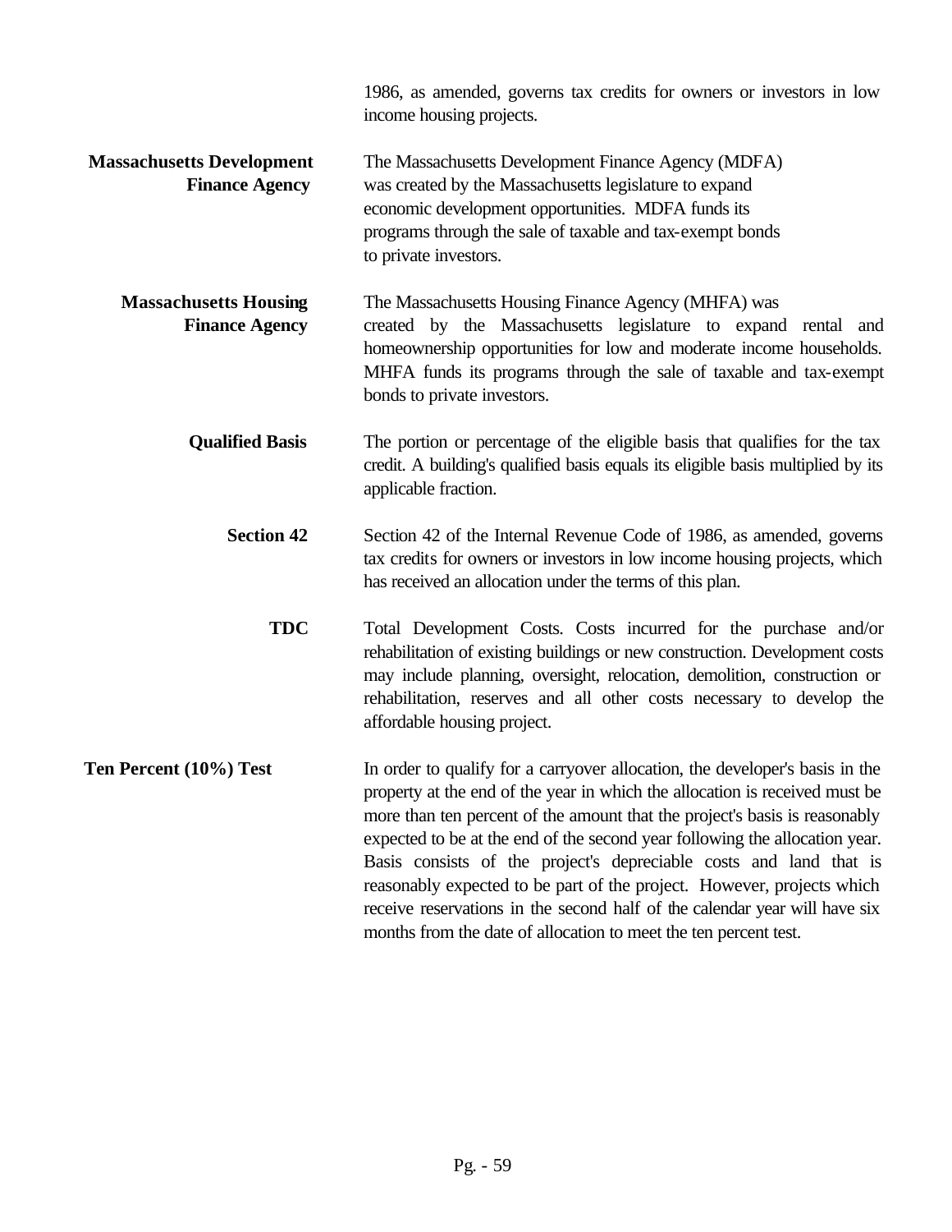1986, as amended, governs tax credits for owners or investors in low income housing projects.

**Massachusetts Development Finance Agency** The Massachusetts Development Finance Agency (MDFA) was created by the Massachusetts legislature to expand economic development opportunities. MDFA funds its programs through the sale of taxable and tax-exempt bonds to private investors.

**Massachusetts Housing Finance Agency** The Massachusetts Housing Finance Agency (MHFA) was created by the Massachusetts legislature to expand rental and homeownership opportunities for low and moderate income households. MHFA funds its programs through the sale of taxable and tax-exempt bonds to private investors.

**Qualified Basis** The portion or percentage of the eligible basis that qualifies for the tax credit. A building's qualified basis equals its eligible basis multiplied by its applicable fraction.

**Section 42** Section 42 of the Internal Revenue Code of 1986, as amended, governs tax credits for owners or investors in low income housing projects, which has received an allocation under the terms of this plan.

**TDC** Total Development Costs. Costs incurred for the purchase and/or rehabilitation of existing buildings or new construction. Development costs may include planning, oversight, relocation, demolition, construction or rehabilitation, reserves and all other costs necessary to develop the affordable housing project.

**Ten Percent (10%) Test** In order to qualify for a carryover allocation, the developer's basis in the property at the end of the year in which the allocation is received must be more than ten percent of the amount that the project's basis is reasonably expected to be at the end of the second year following the allocation year. Basis consists of the project's depreciable costs and land that is reasonably expected to be part of the project. However, projects which receive reservations in the second half of the calendar year will have six months from the date of allocation to meet the ten percent test.